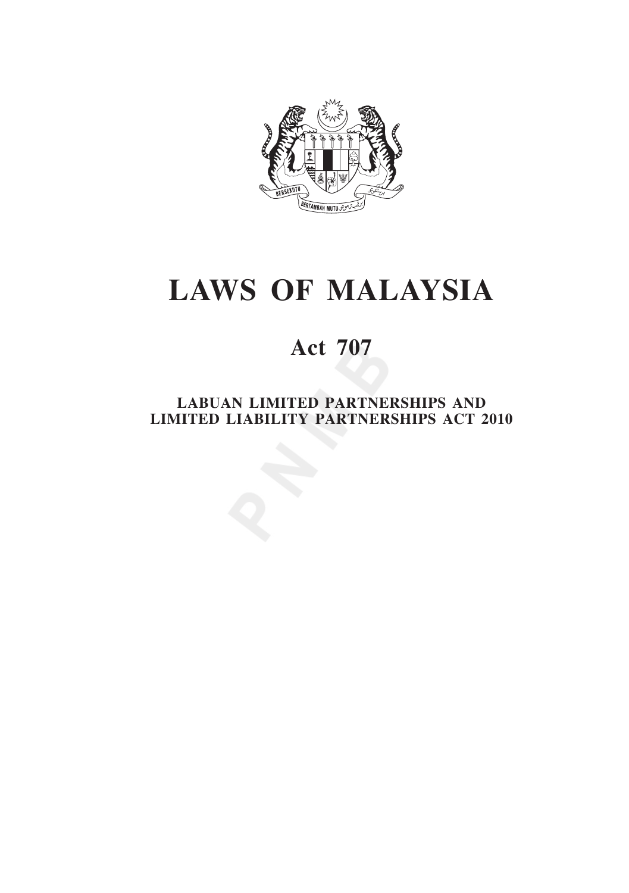# LAWS OF MALAYSIA

## Act 707

### LABUAN LIMITED PARTNERSHIPS AND LIMITED LIABILITY PARTNERSHIPS ACT 2010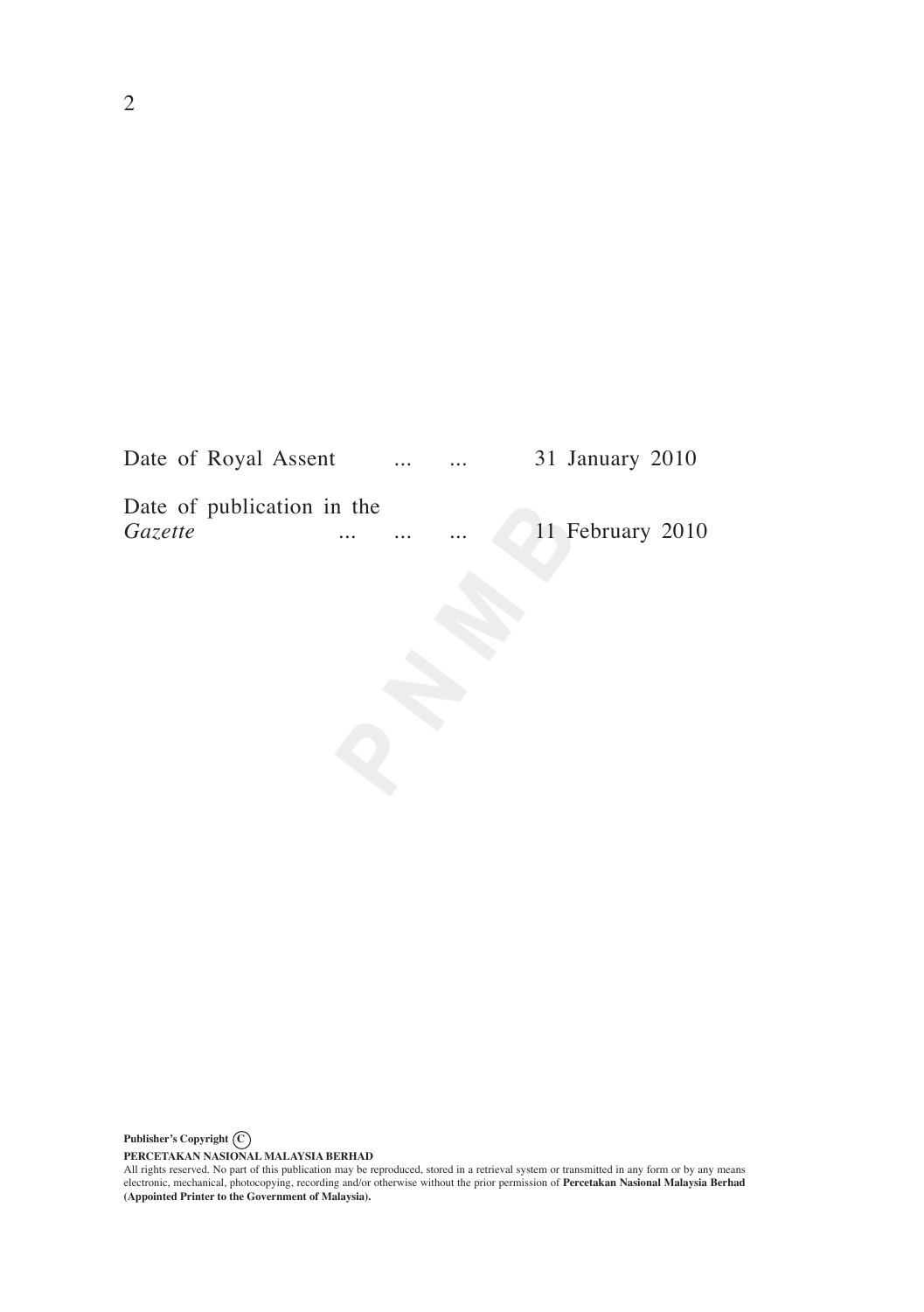Date of Royal Assent ... ... 31 January 2010

Date of publication in the *Gazette* ... ... ... 11 February 2010

**Publisher's Copyright ©**

**PERCETAKAN NASIONAL MALAYSIA BERHAD**

All rights reserved. No part of this publication may be reproduced, stored in a retrieval system or transmitted in any form or by any means electronic, mechanical, photocopying, recording and/or otherwise without the prior permission of **Percetakan Nasional Malaysia Berhad (Appointed Printer to the Government of Malaysia).**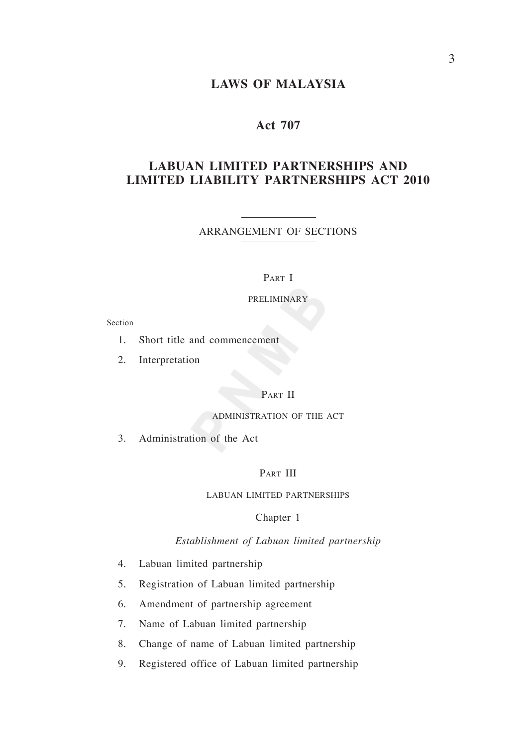# LAWS OF MALAYSIA

## Act 707

## LABUAN LIMITED PARTNERSHIPS AND LIMITED LIABILITY PARTNERSHIPS ACT 2010

ARRANGEMENT OF SECTIONS

### Part I

PRELIMINARY

Section

1. Short title and commencement
2. Interpretation

### Part II

ADMINISTRATION OF THE ACT

3. Administration of the Act

### Part III

LABUAN LIMITED PARTNERSHIPS

Chapter 1

*Establishment of Labuan limited partnership*

4. Labuan limited partnership
5. Registration of Labuan limited partnership
6. Amendment of partnership agreement
7. Name of Labuan limited partnership
8. Change of name of Labuan limited partnership
9. Registered office of Labuan limited partnership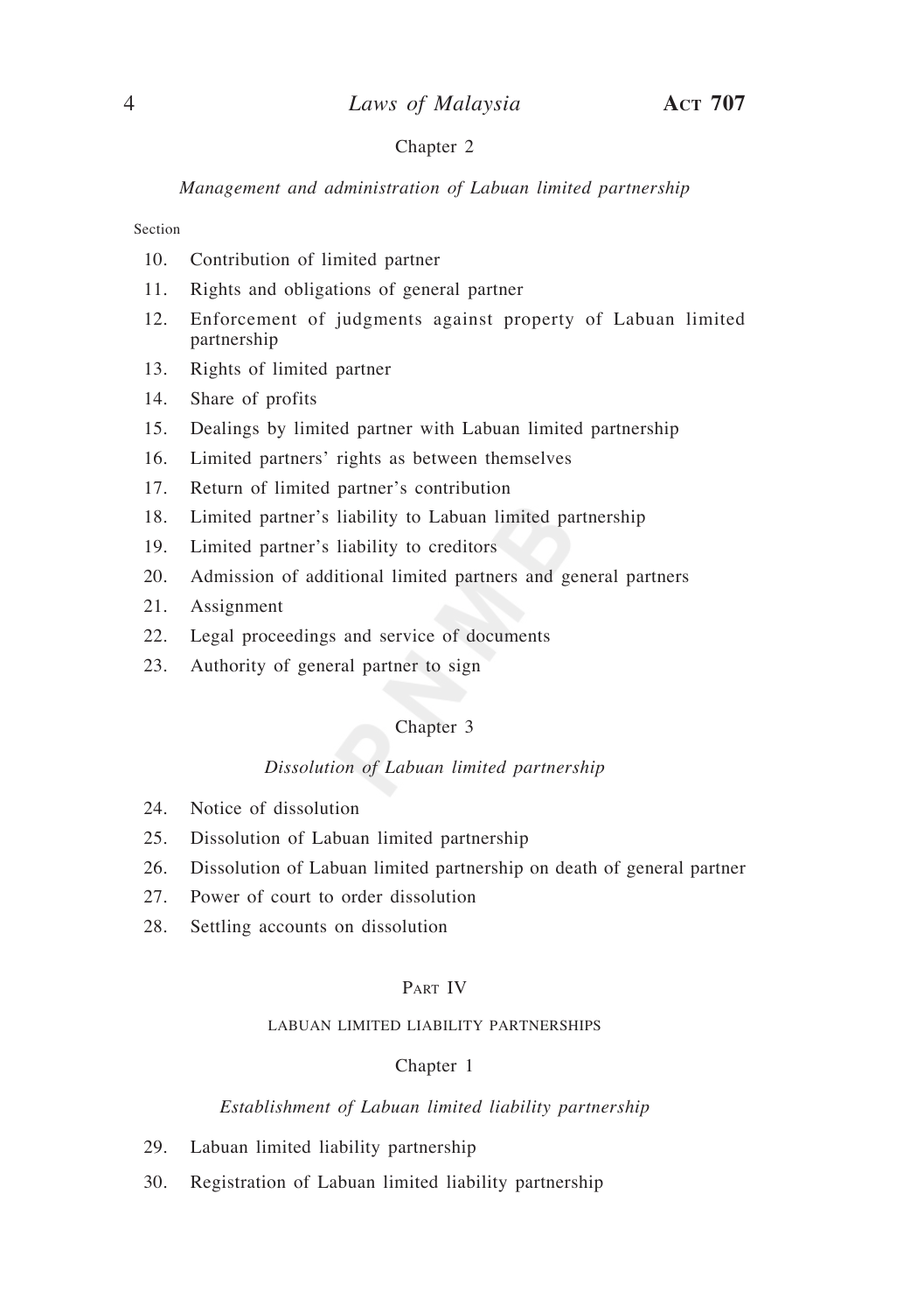Chapter 2

*Management and administration of Labuan limited partnership*

Section

10. Contribution of limited partner
11. Rights and obligations of general partner
12. Enforcement of judgments against property of Labuan limited partnership
13. Rights of limited partner
14. Share of profits
15. Dealings by limited partner with Labuan limited partnership
16. Limited partners' rights as between themselves
17. Return of limited partner's contribution
18. Limited partner's liability to Labuan limited partnership
19. Limited partner's liability to creditors
20. Admission of additional limited partners and general partners
21. Assignment
22. Legal proceedings and service of documents
23. Authority of general partner to sign

Chapter 3

*Dissolution of Labuan limited partnership*

24. Notice of dissolution
25. Dissolution of Labuan limited partnership
26. Dissolution of Labuan limited partnership on death of general partner
27. Power of court to order dissolution
28. Settling accounts on dissolution

PART IV

LABUAN LIMITED LIABILITY PARTNERSHIPS

Chapter 1

*Establishment of Labuan limited liability partnership*

29. Labuan limited liability partnership
30. Registration of Labuan limited liability partnership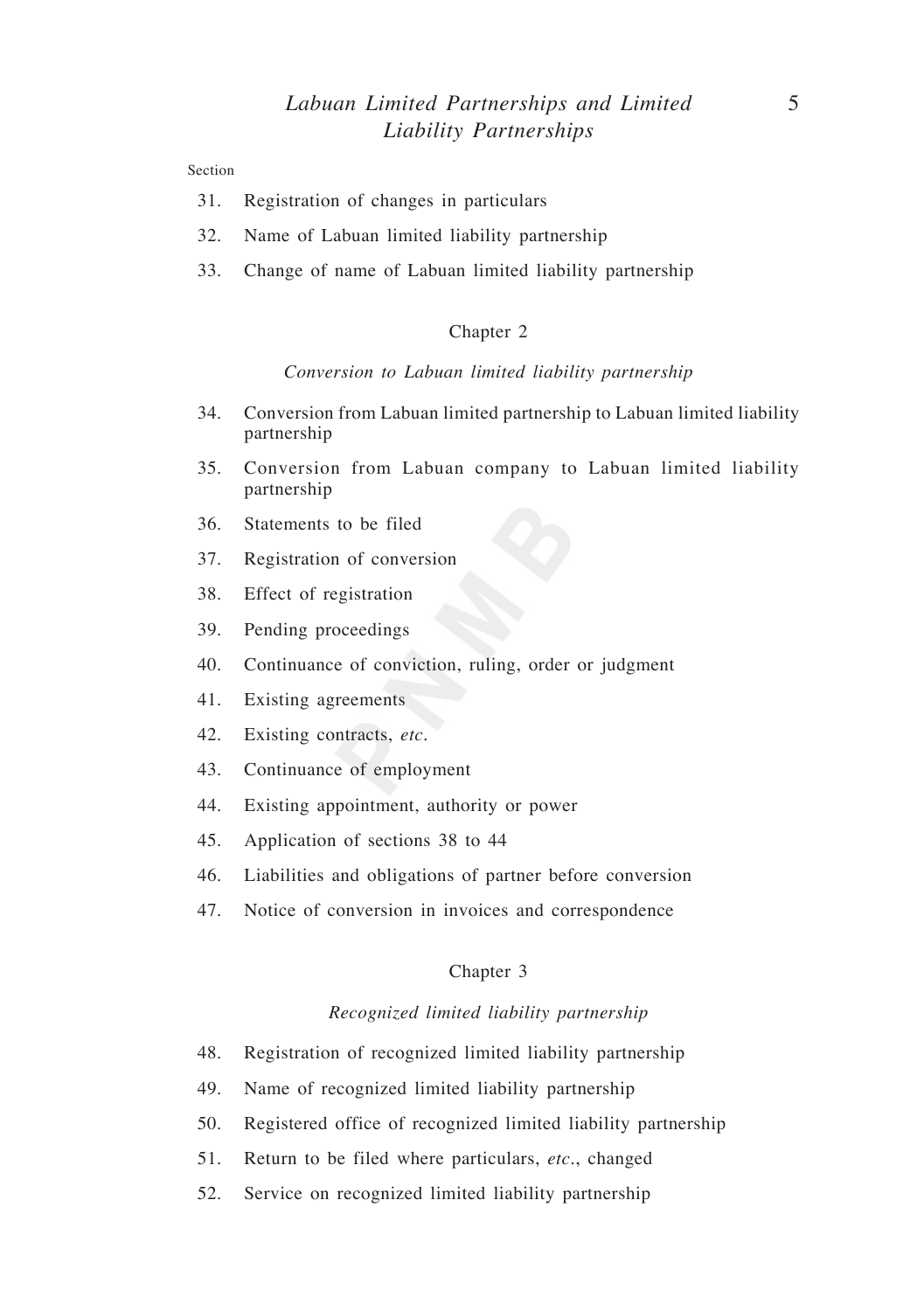Section

31. Registration of changes in particulars
32. Name of Labuan limited liability partnership
33. Change of name of Labuan limited liability partnership

Chapter 2

*Conversion to Labuan limited liability partnership*

34. Conversion from Labuan limited partnership to Labuan limited liability partnership
35. Conversion from Labuan company to Labuan limited liability partnership
36. Statements to be filed
37. Registration of conversion
38. Effect of registration
39. Pending proceedings
40. Continuance of conviction, ruling, order or judgment
41. Existing agreements
42. Existing contracts, *etc*.
43. Continuance of employment
44. Existing appointment, authority or power
45. Application of sections 38 to 44
46. Liabilities and obligations of partner before conversion
47. Notice of conversion in invoices and correspondence

Chapter 3

*Recognized limited liability partnership*

48. Registration of recognized limited liability partnership
49. Name of recognized limited liability partnership
50. Registered office of recognized limited liability partnership
51. Return to be filed where particulars, *etc*., changed
52. Service on recognized limited liability partnership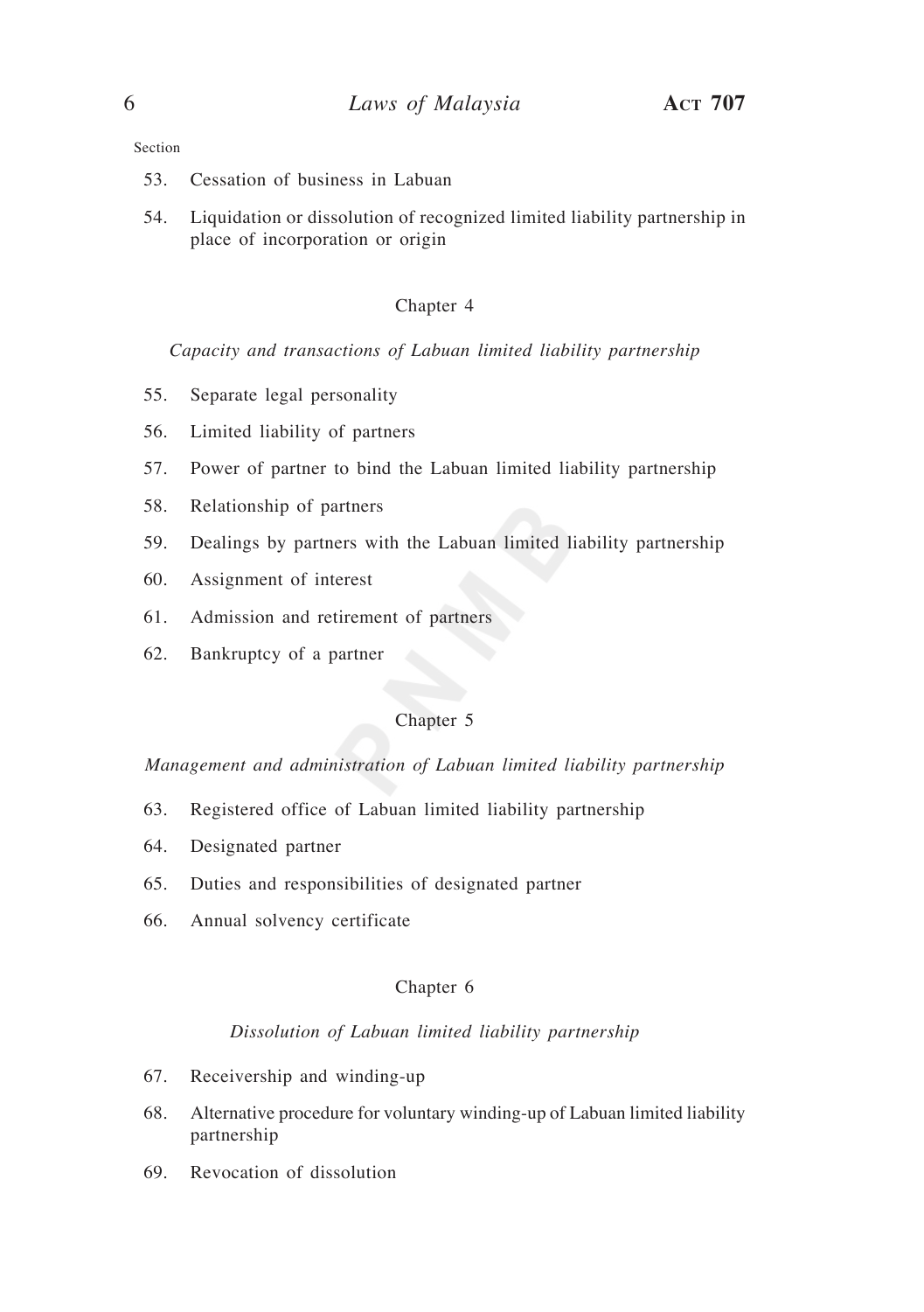Section

53. Cessation of business in Labuan

54. Liquidation or dissolution of recognized limited liability partnership in place of incorporation or origin

Chapter 4

*Capacity and transactions of Labuan limited liability partnership*

55. Separate legal personality

56. Limited liability of partners

57. Power of partner to bind the Labuan limited liability partnership

58. Relationship of partners

59. Dealings by partners with the Labuan limited liability partnership

60. Assignment of interest

61. Admission and retirement of partners

62. Bankruptcy of a partner

Chapter 5

*Management and administration of Labuan limited liability partnership*

63. Registered office of Labuan limited liability partnership

64. Designated partner

65. Duties and responsibilities of designated partner

66. Annual solvency certificate

Chapter 6

*Dissolution of Labuan limited liability partnership*

67. Receivership and winding-up

68. Alternative procedure for voluntary winding-up of Labuan limited liability partnership

69. Revocation of dissolution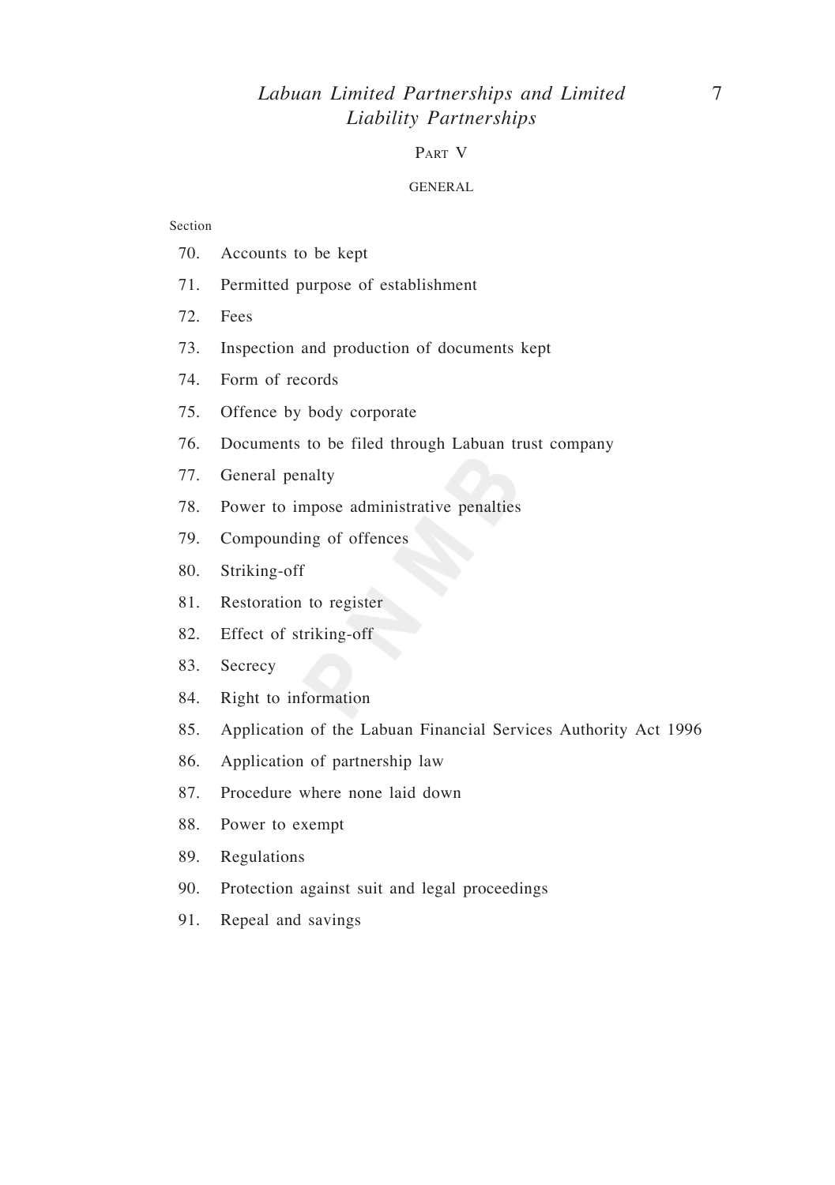## PART V

### GENERAL

Section

70. Accounts to be kept
71. Permitted purpose of establishment
72. Fees
73. Inspection and production of documents kept
74. Form of records
75. Offence by body corporate
76. Documents to be filed through Labuan trust company
77. General penalty
78. Power to impose administrative penalties
79. Compounding of offences
80. Striking-off
81. Restoration to register
82. Effect of striking-off
83. Secrecy
84. Right to information
85. Application of the Labuan Financial Services Authority Act 1996
86. Application of partnership law
87. Procedure where none laid down
88. Power to exempt
89. Regulations
90. Protection against suit and legal proceedings
91. Repeal and savings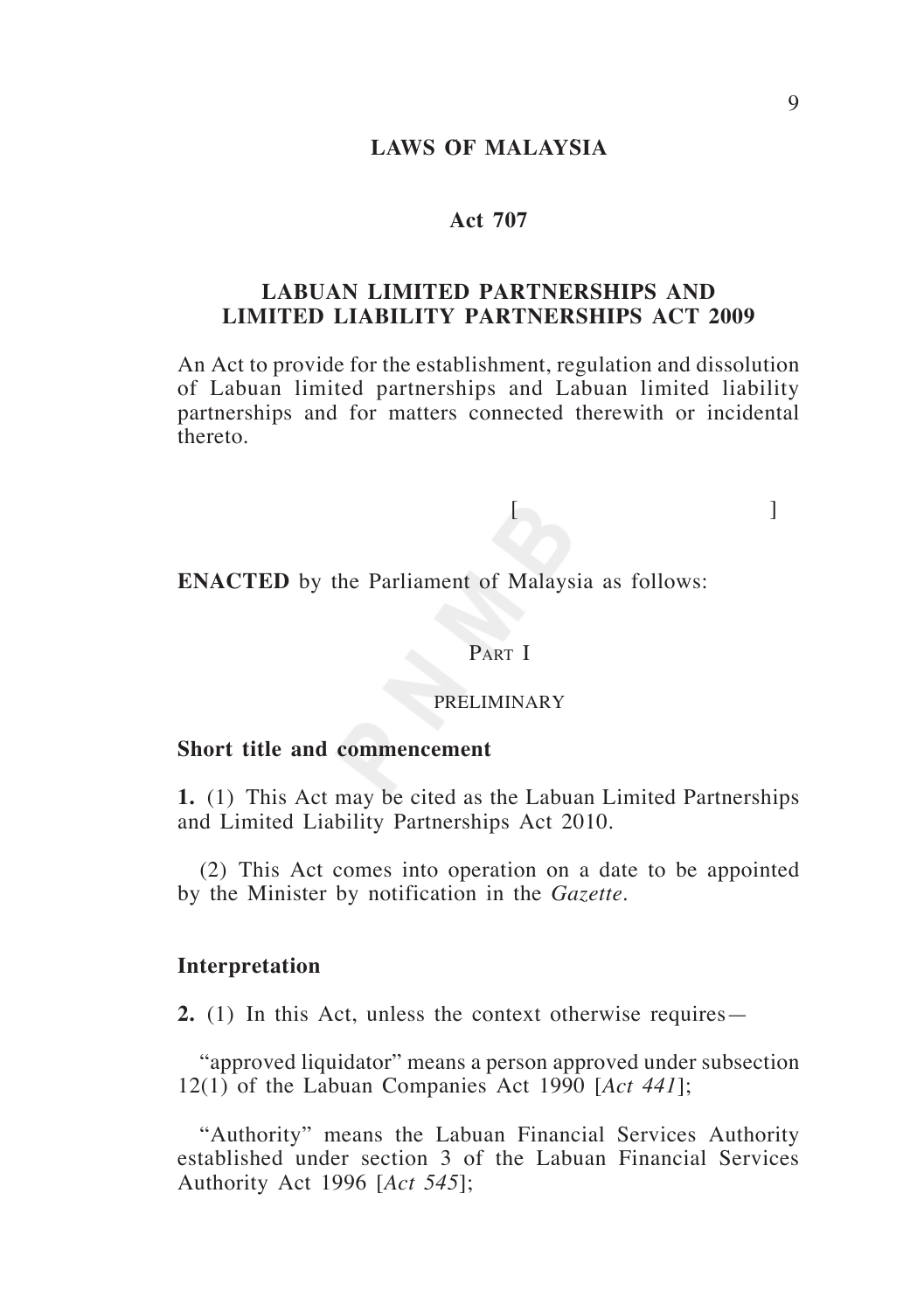# LAWS OF MALAYSIA

## Act 707

## LABUAN LIMITED PARTNERSHIPS AND LIMITED LIABILITY PARTNERSHIPS ACT 2009

An Act to provide for the establishment, regulation and dissolution of Labuan limited partnerships and Labuan limited liability partnerships and for matters connected therewith or incidental thereto.

[ ]

**ENACTED** by the Parliament of Malaysia as follows:

PART I

PRELIMINARY

### Short title and commencement

**1.** (1) This Act may be cited as the Labuan Limited Partnerships and Limited Liability Partnerships Act 2010.

(2) This Act comes into operation on a date to be appointed by the Minister by notification in the *Gazette*.

### Interpretation

**2.** (1) In this Act, unless the context otherwise requires—

"approved liquidator" means a person approved under subsection 12(1) of the Labuan Companies Act 1990 [*Act 441*];

"Authority" means the Labuan Financial Services Authority established under section 3 of the Labuan Financial Services Authority Act 1996 [*Act 545*];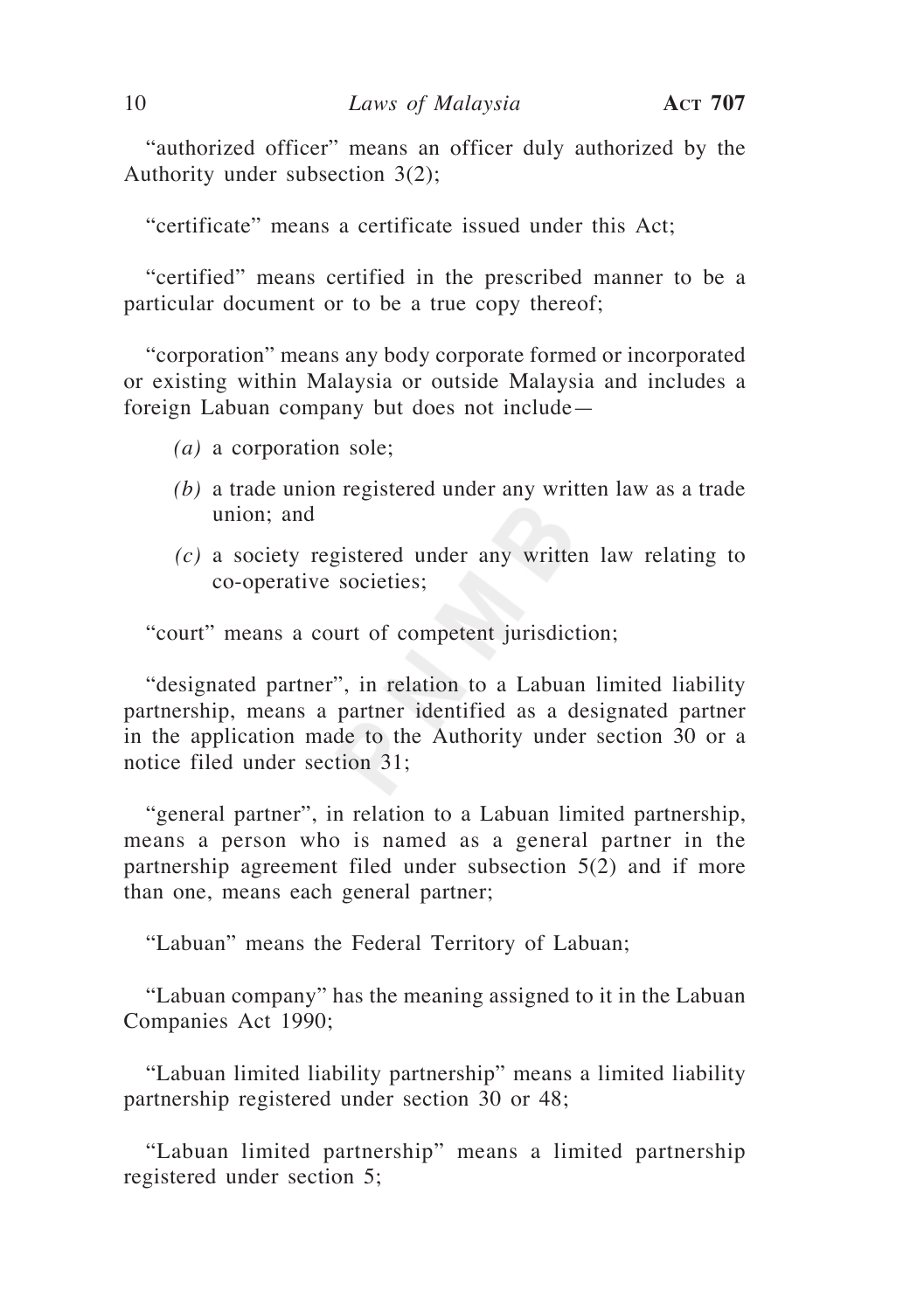"authorized officer" means an officer duly authorized by the Authority under subsection 3(2);

"certificate" means a certificate issued under this Act;

"certified" means certified in the prescribed manner to be a particular document or to be a true copy thereof;

"corporation" means any body corporate formed or incorporated or existing within Malaysia or outside Malaysia and includes a foreign Labuan company but does not include—

*(a)* a corporation sole;

*(b)* a trade union registered under any written law as a trade union; and

*(c)* a society registered under any written law relating to co-operative societies;

"court" means a court of competent jurisdiction;

"designated partner", in relation to a Labuan limited liability partnership, means a partner identified as a designated partner in the application made to the Authority under section 30 or a notice filed under section 31;

"general partner", in relation to a Labuan limited partnership, means a person who is named as a general partner in the partnership agreement filed under subsection 5(2) and if more than one, means each general partner;

"Labuan" means the Federal Territory of Labuan;

"Labuan company" has the meaning assigned to it in the Labuan Companies Act 1990;

"Labuan limited liability partnership" means a limited liability partnership registered under section 30 or 48;

"Labuan limited partnership" means a limited partnership registered under section 5;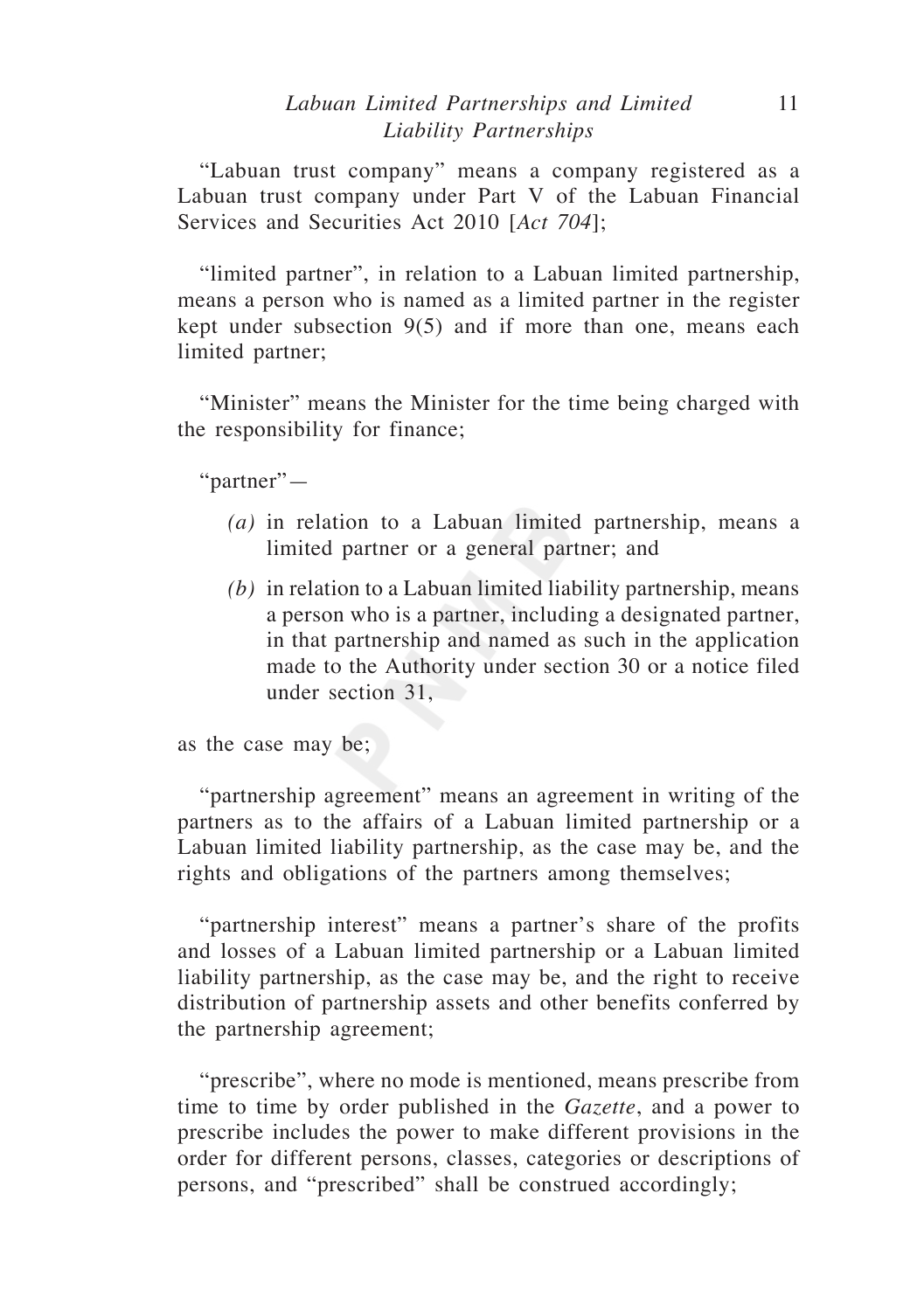"Labuan trust company" means a company registered as a Labuan trust company under Part V of the Labuan Financial Services and Securities Act 2010 [*Act 704*];

"limited partner", in relation to a Labuan limited partnership, means a person who is named as a limited partner in the register kept under subsection 9(5) and if more than one, means each limited partner;

"Minister" means the Minister for the time being charged with the responsibility for finance;

"partner"—

*(a)* in relation to a Labuan limited partnership, means a limited partner or a general partner; and

*(b)* in relation to a Labuan limited liability partnership, means a person who is a partner, including a designated partner, in that partnership and named as such in the application made to the Authority under section 30 or a notice filed under section 31,

as the case may be;

"partnership agreement" means an agreement in writing of the partners as to the affairs of a Labuan limited partnership or a Labuan limited liability partnership, as the case may be, and the rights and obligations of the partners among themselves;

"partnership interest" means a partner's share of the profits and losses of a Labuan limited partnership or a Labuan limited liability partnership, as the case may be, and the right to receive distribution of partnership assets and other benefits conferred by the partnership agreement;

"prescribe", where no mode is mentioned, means prescribe from time to time by order published in the *Gazette*, and a power to prescribe includes the power to make different provisions in the order for different persons, classes, categories or descriptions of persons, and "prescribed" shall be construed accordingly;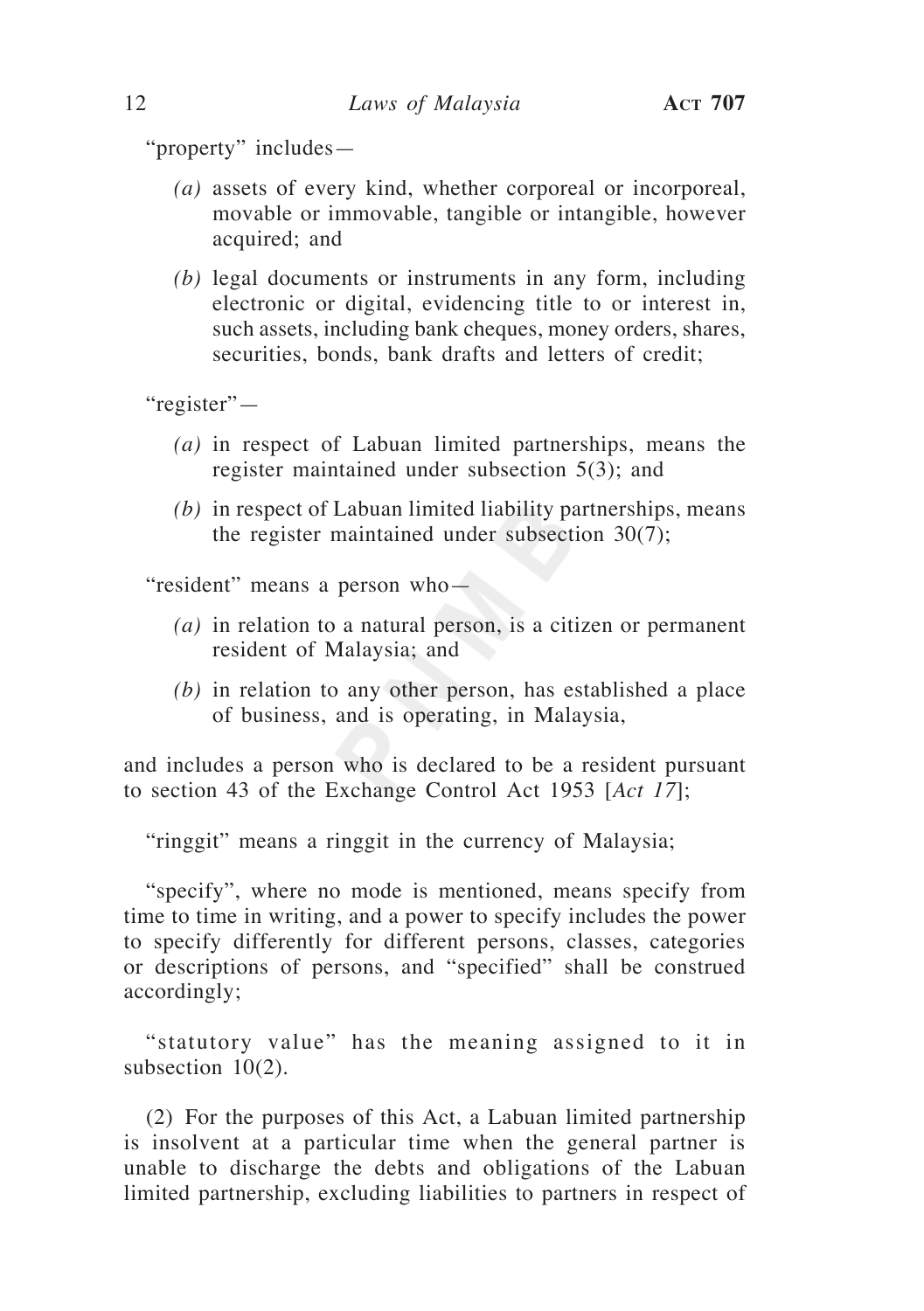"property" includes—

*(a)* assets of every kind, whether corporeal or incorporeal, movable or immovable, tangible or intangible, however acquired; and

*(b)* legal documents or instruments in any form, including electronic or digital, evidencing title to or interest in, such assets, including bank cheques, money orders, shares, securities, bonds, bank drafts and letters of credit;

"register"—

*(a)* in respect of Labuan limited partnerships, means the register maintained under subsection 5(3); and

*(b)* in respect of Labuan limited liability partnerships, means the register maintained under subsection 30(7);

"resident" means a person who—

*(a)* in relation to a natural person, is a citizen or permanent resident of Malaysia; and

*(b)* in relation to any other person, has established a place of business, and is operating, in Malaysia,

and includes a person who is declared to be a resident pursuant to section 43 of the Exchange Control Act 1953 [*Act 17*];

"ringgit" means a ringgit in the currency of Malaysia;

"specify", where no mode is mentioned, means specify from time to time in writing, and a power to specify includes the power to specify differently for different persons, classes, categories or descriptions of persons, and "specified" shall be construed accordingly;

"statutory value" has the meaning assigned to it in subsection 10(2).

(2) For the purposes of this Act, a Labuan limited partnership is insolvent at a particular time when the general partner is unable to discharge the debts and obligations of the Labuan limited partnership, excluding liabilities to partners in respect of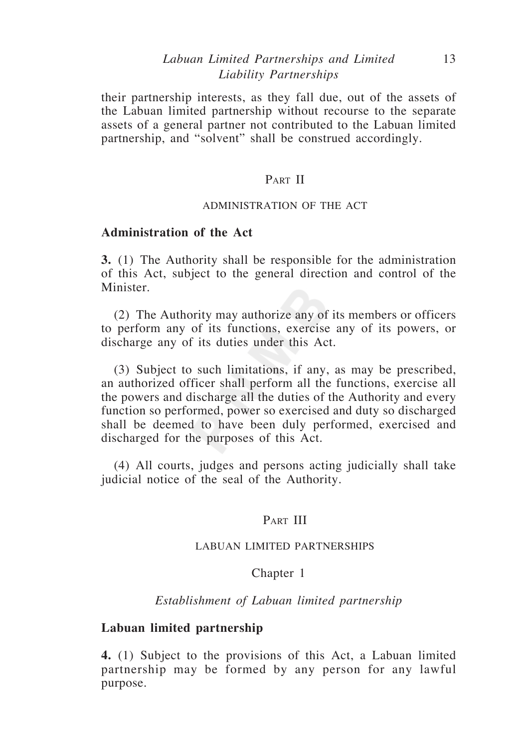their partnership interests, as they fall due, out of the assets of the Labuan limited partnership without recourse to the separate assets of a general partner not contributed to the Labuan limited partnership, and "solvent" shall be construed accordingly.

## Part II

### ADMINISTRATION OF THE ACT

**Administration of the Act**

**3.** (1) The Authority shall be responsible for the administration of this Act, subject to the general direction and control of the Minister.

(2) The Authority may authorize any of its members or officers to perform any of its functions, exercise any of its powers, or discharge any of its duties under this Act.

(3) Subject to such limitations, if any, as may be prescribed, an authorized officer shall perform all the functions, exercise all the powers and discharge all the duties of the Authority and every function so performed, power so exercised and duty so discharged shall be deemed to have been duly performed, exercised and discharged for the purposes of this Act.

(4) All courts, judges and persons acting judicially shall take judicial notice of the seal of the Authority.

## Part III

### LABUAN LIMITED PARTNERSHIPS

#### Chapter 1

*Establishment of Labuan limited partnership*

**Labuan limited partnership**

**4.** (1) Subject to the provisions of this Act, a Labuan limited partnership may be formed by any person for any lawful purpose.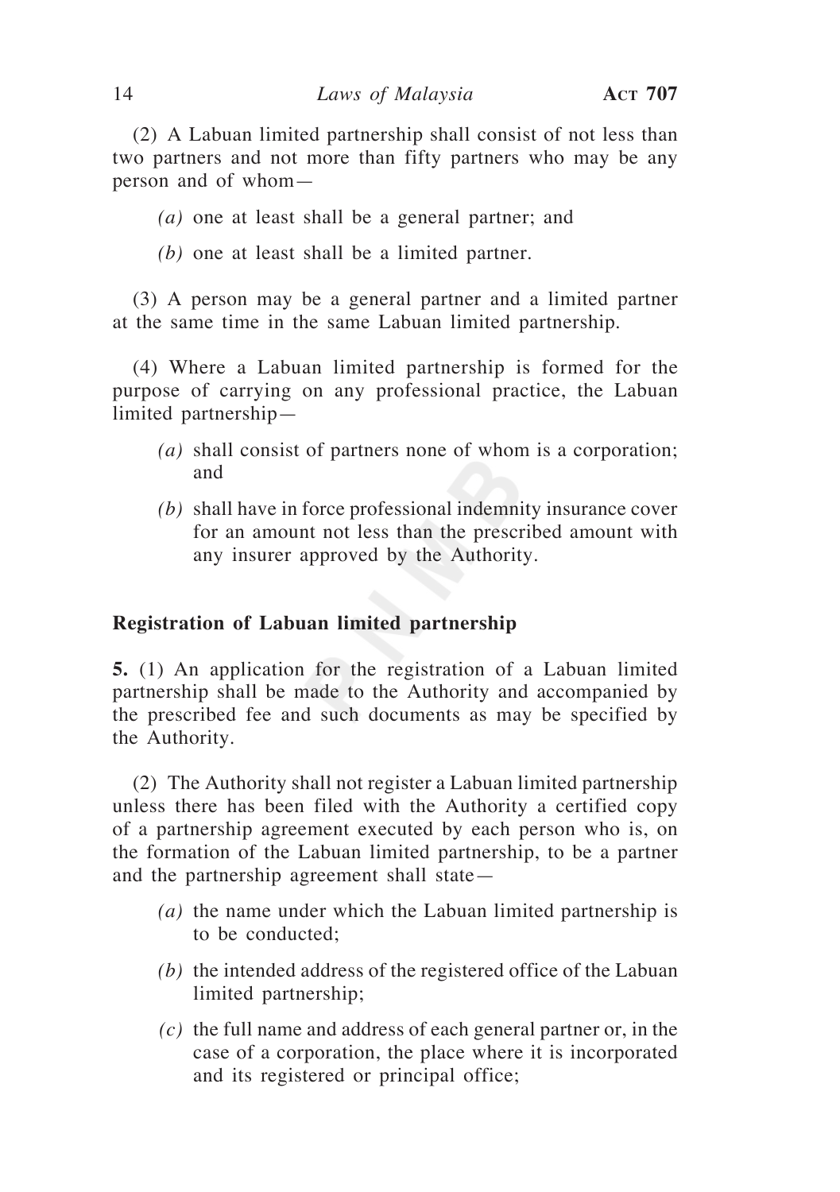(2) A Labuan limited partnership shall consist of not less than two partners and not more than fifty partners who may be any person and of whom—

*(a)* one at least shall be a general partner; and

*(b)* one at least shall be a limited partner.

(3) A person may be a general partner and a limited partner at the same time in the same Labuan limited partnership.

(4) Where a Labuan limited partnership is formed for the purpose of carrying on any professional practice, the Labuan limited partnership—

*(a)* shall consist of partners none of whom is a corporation; and

*(b)* shall have in force professional indemnity insurance cover for an amount not less than the prescribed amount with any insurer approved by the Authority.

**Registration of Labuan limited partnership**

**5.** (1) An application for the registration of a Labuan limited partnership shall be made to the Authority and accompanied by the prescribed fee and such documents as may be specified by the Authority.

(2) The Authority shall not register a Labuan limited partnership unless there has been filed with the Authority a certified copy of a partnership agreement executed by each person who is, on the formation of the Labuan limited partnership, to be a partner and the partnership agreement shall state—

*(a)* the name under which the Labuan limited partnership is to be conducted;

*(b)* the intended address of the registered office of the Labuan limited partnership;

*(c)* the full name and address of each general partner or, in the case of a corporation, the place where it is incorporated and its registered or principal office;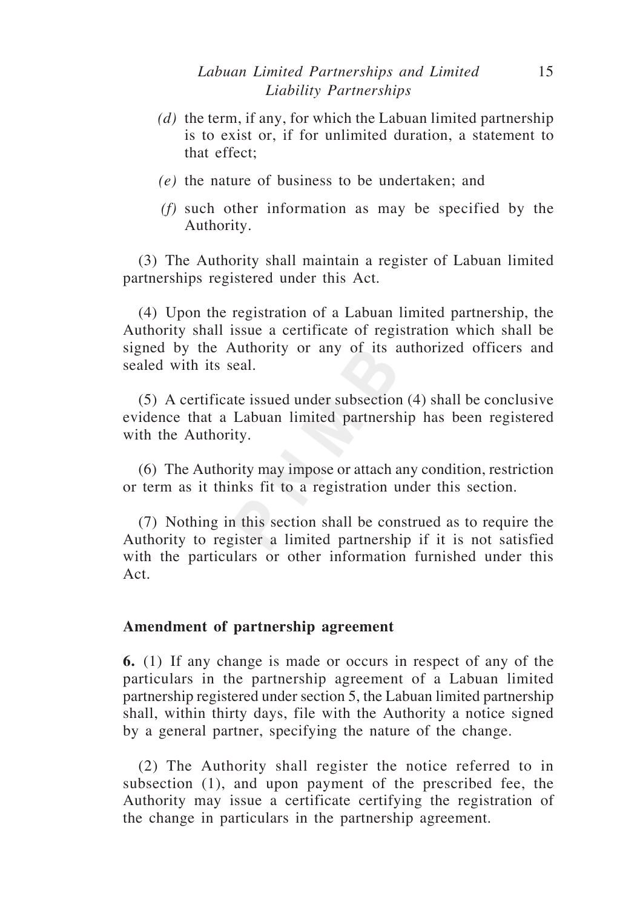*(d)* the term, if any, for which the Labuan limited partnership is to exist or, if for unlimited duration, a statement to that effect;

*(e)* the nature of business to be undertaken; and

*(f)* such other information as may be specified by the Authority.

(3) The Authority shall maintain a register of Labuan limited partnerships registered under this Act.

(4) Upon the registration of a Labuan limited partnership, the Authority shall issue a certificate of registration which shall be signed by the Authority or any of its authorized officers and sealed with its seal.

(5) A certificate issued under subsection (4) shall be conclusive evidence that a Labuan limited partnership has been registered with the Authority.

(6) The Authority may impose or attach any condition, restriction or term as it thinks fit to a registration under this section.

(7) Nothing in this section shall be construed as to require the Authority to register a limited partnership if it is not satisfied with the particulars or other information furnished under this Act.

**Amendment of partnership agreement**

**6.** (1) If any change is made or occurs in respect of any of the particulars in the partnership agreement of a Labuan limited partnership registered under section 5, the Labuan limited partnership shall, within thirty days, file with the Authority a notice signed by a general partner, specifying the nature of the change.

(2) The Authority shall register the notice referred to in subsection (1), and upon payment of the prescribed fee, the Authority may issue a certificate certifying the registration of the change in particulars in the partnership agreement.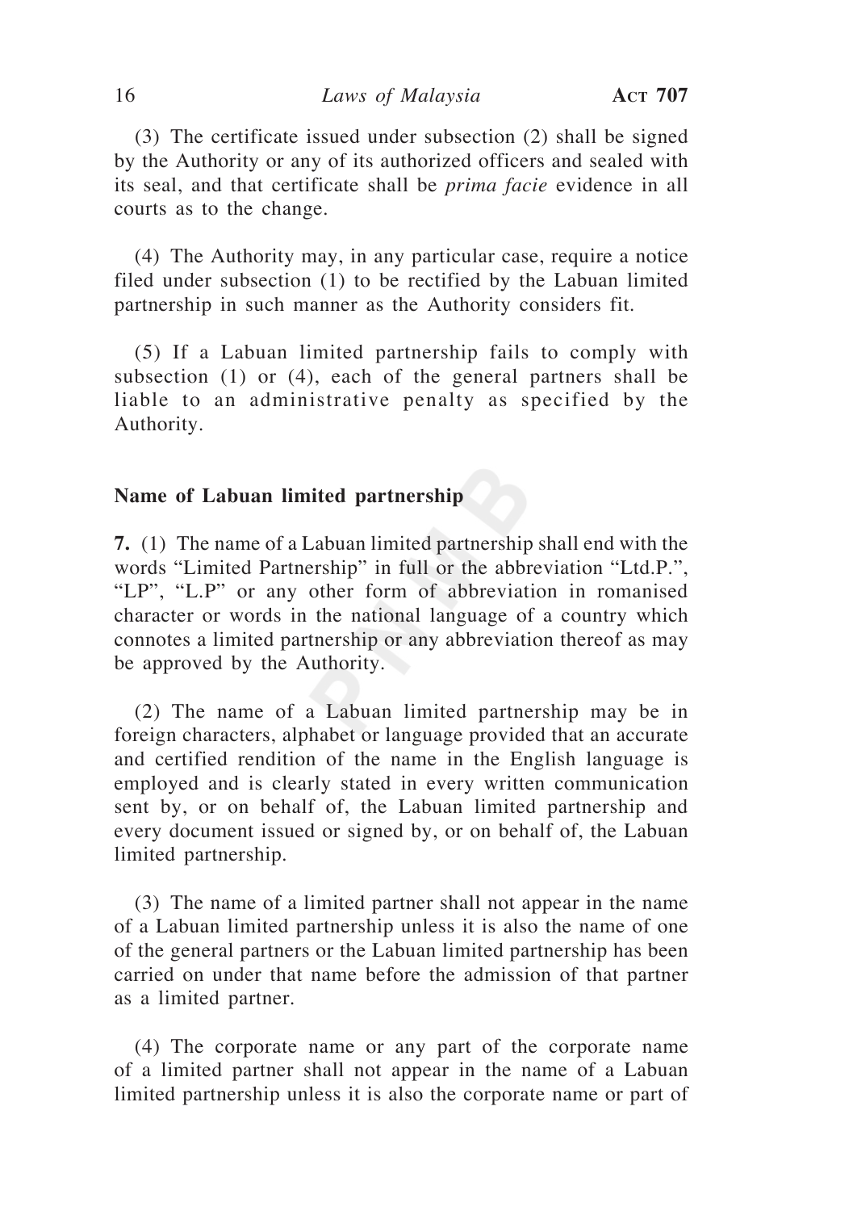(3) The certificate issued under subsection (2) shall be signed by the Authority or any of its authorized officers and sealed with its seal, and that certificate shall be *prima facie* evidence in all courts as to the change.

(4) The Authority may, in any particular case, require a notice filed under subsection (1) to be rectified by the Labuan limited partnership in such manner as the Authority considers fit.

(5) If a Labuan limited partnership fails to comply with subsection (1) or (4), each of the general partners shall be liable to an administrative penalty as specified by the Authority.

**Name of Labuan limited partnership**

**7.** (1) The name of a Labuan limited partnership shall end with the words "Limited Partnership" in full or the abbreviation "Ltd.P.", "LP", "L.P" or any other form of abbreviation in romanised character or words in the national language of a country which connotes a limited partnership or any abbreviation thereof as may be approved by the Authority.

(2) The name of a Labuan limited partnership may be in foreign characters, alphabet or language provided that an accurate and certified rendition of the name in the English language is employed and is clearly stated in every written communication sent by, or on behalf of, the Labuan limited partnership and every document issued or signed by, or on behalf of, the Labuan limited partnership.

(3) The name of a limited partner shall not appear in the name of a Labuan limited partnership unless it is also the name of one of the general partners or the Labuan limited partnership has been carried on under that name before the admission of that partner as a limited partner.

(4) The corporate name or any part of the corporate name of a limited partner shall not appear in the name of a Labuan limited partnership unless it is also the corporate name or part of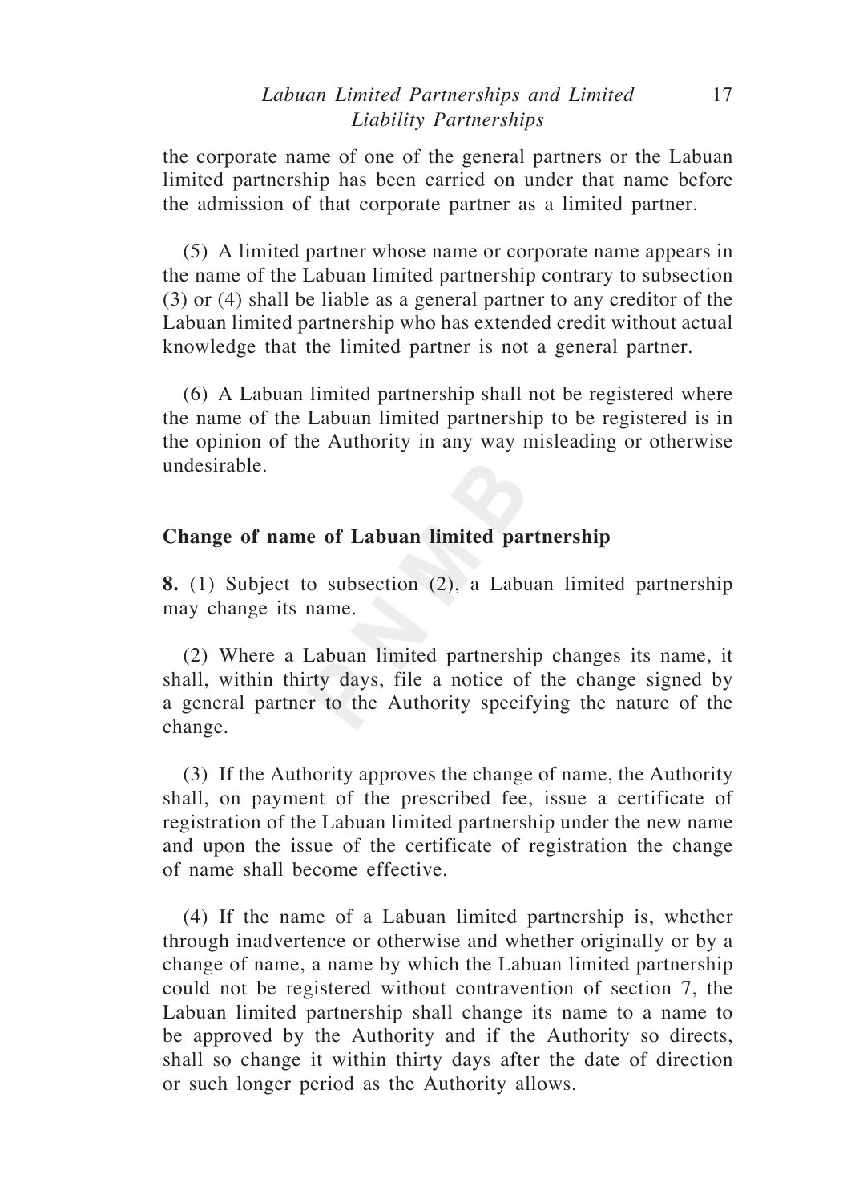the corporate name of one of the general partners or the Labuan limited partnership has been carried on under that name before the admission of that corporate partner as a limited partner.

(5) A limited partner whose name or corporate name appears in the name of the Labuan limited partnership contrary to subsection (3) or (4) shall be liable as a general partner to any creditor of the Labuan limited partnership who has extended credit without actual knowledge that the limited partner is not a general partner.

(6) A Labuan limited partnership shall not be registered where the name of the Labuan limited partnership to be registered is in the opinion of the Authority in any way misleading or otherwise undesirable.

**Change of name of Labuan limited partnership**

**8.** (1) Subject to subsection (2), a Labuan limited partnership may change its name.

(2) Where a Labuan limited partnership changes its name, it shall, within thirty days, file a notice of the change signed by a general partner to the Authority specifying the nature of the change.

(3) If the Authority approves the change of name, the Authority shall, on payment of the prescribed fee, issue a certificate of registration of the Labuan limited partnership under the new name and upon the issue of the certificate of registration the change of name shall become effective.

(4) If the name of a Labuan limited partnership is, whether through inadvertence or otherwise and whether originally or by a change of name, a name by which the Labuan limited partnership could not be registered without contravention of section 7, the Labuan limited partnership shall change its name to a name to be approved by the Authority and if the Authority so directs, shall so change it within thirty days after the date of direction or such longer period as the Authority allows.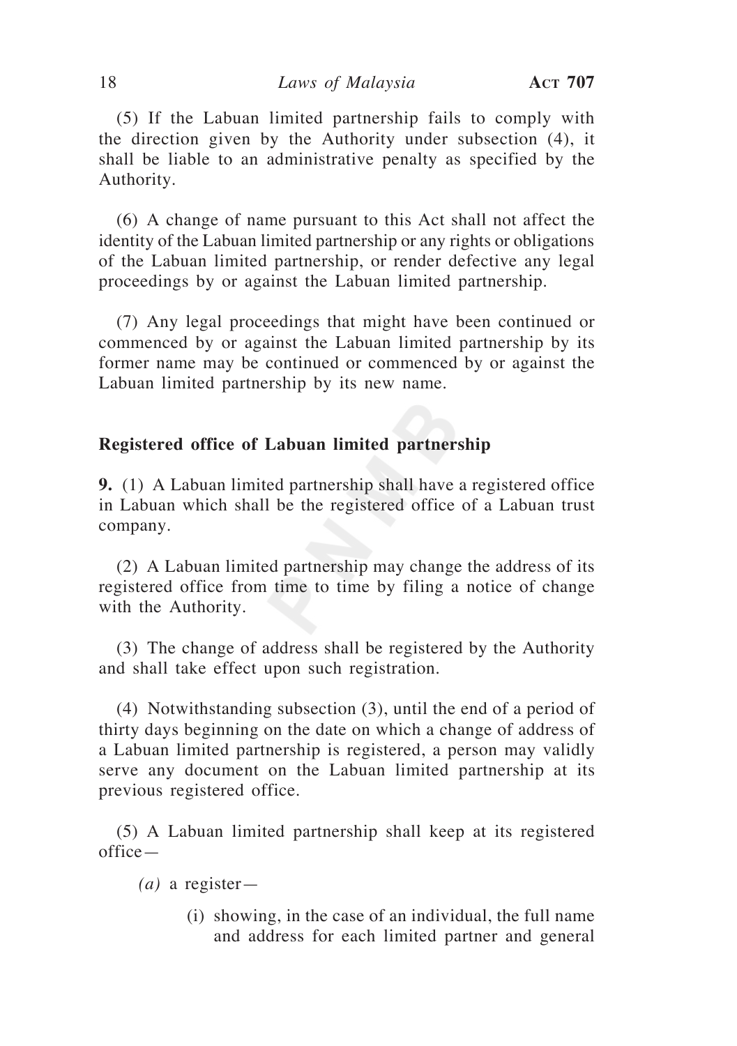(5) If the Labuan limited partnership fails to comply with the direction given by the Authority under subsection (4), it shall be liable to an administrative penalty as specified by the Authority.

(6) A change of name pursuant to this Act shall not affect the identity of the Labuan limited partnership or any rights or obligations of the Labuan limited partnership, or render defective any legal proceedings by or against the Labuan limited partnership.

(7) Any legal proceedings that might have been continued or commenced by or against the Labuan limited partnership by its former name may be continued or commenced by or against the Labuan limited partnership by its new name.

**Registered office of Labuan limited partnership**

**9.** (1) A Labuan limited partnership shall have a registered office in Labuan which shall be the registered office of a Labuan trust company.

(2) A Labuan limited partnership may change the address of its registered office from time to time by filing a notice of change with the Authority.

(3) The change of address shall be registered by the Authority and shall take effect upon such registration.

(4) Notwithstanding subsection (3), until the end of a period of thirty days beginning on the date on which a change of address of a Labuan limited partnership is registered, a person may validly serve any document on the Labuan limited partnership at its previous registered office.

(5) A Labuan limited partnership shall keep at its registered office—

*(a)* a register—

(i) showing, in the case of an individual, the full name and address for each limited partner and general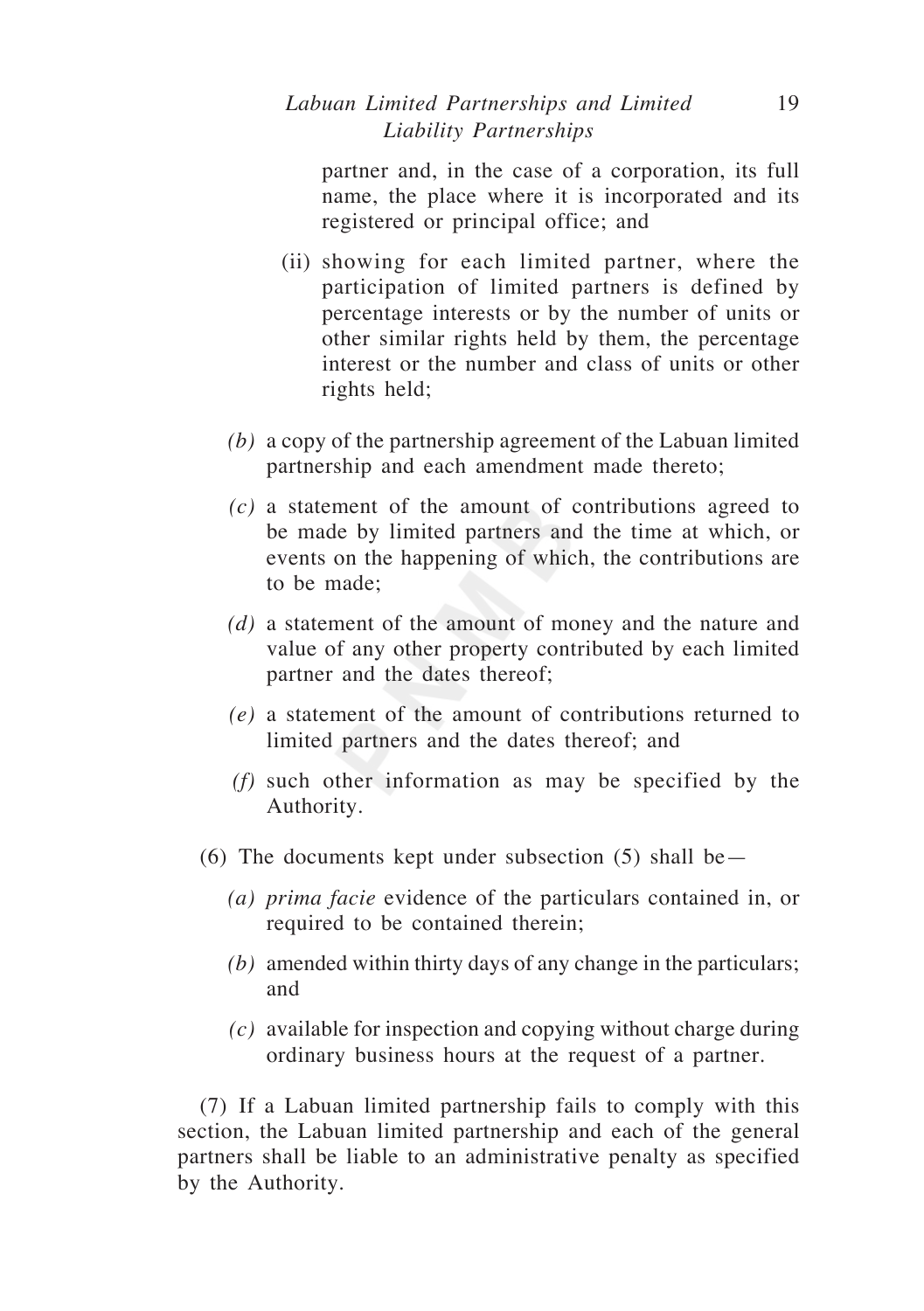partner and, in the case of a corporation, its full name, the place where it is incorporated and its registered or principal office; and

(ii) showing for each limited partner, where the participation of limited partners is defined by percentage interests or by the number of units or other similar rights held by them, the percentage interest or the number and class of units or other rights held;

*(b)* a copy of the partnership agreement of the Labuan limited partnership and each amendment made thereto;

*(c)* a statement of the amount of contributions agreed to be made by limited partners and the time at which, or events on the happening of which, the contributions are to be made;

*(d)* a statement of the amount of money and the nature and value of any other property contributed by each limited partner and the dates thereof;

*(e)* a statement of the amount of contributions returned to limited partners and the dates thereof; and

*(f)* such other information as may be specified by the Authority.

(6) The documents kept under subsection (5) shall be—

*(a)* *prima facie* evidence of the particulars contained in, or required to be contained therein;

*(b)* amended within thirty days of any change in the particulars; and

*(c)* available for inspection and copying without charge during ordinary business hours at the request of a partner.

(7) If a Labuan limited partnership fails to comply with this section, the Labuan limited partnership and each of the general partners shall be liable to an administrative penalty as specified by the Authority.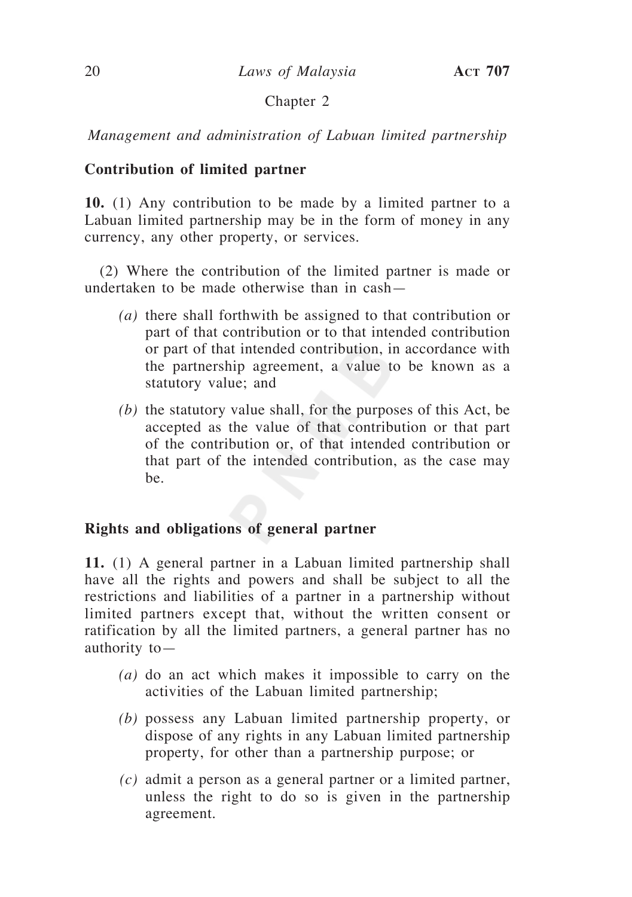Chapter 2

*Management and administration of Labuan limited partnership*

**Contribution of limited partner**

**10.** (1) Any contribution to be made by a limited partner to a Labuan limited partnership may be in the form of money in any currency, any other property, or services.

(2) Where the contribution of the limited partner is made or undertaken to be made otherwise than in cash—

*(a)* there shall forthwith be assigned to that contribution or part of that contribution or to that intended contribution or part of that intended contribution, in accordance with the partnership agreement, a value to be known as a statutory value; and

*(b)* the statutory value shall, for the purposes of this Act, be accepted as the value of that contribution or that part of the contribution or, of that intended contribution or that part of the intended contribution, as the case may be.

**Rights and obligations of general partner**

**11.** (1) A general partner in a Labuan limited partnership shall have all the rights and powers and shall be subject to all the restrictions and liabilities of a partner in a partnership without limited partners except that, without the written consent or ratification by all the limited partners, a general partner has no authority to—

*(a)* do an act which makes it impossible to carry on the activities of the Labuan limited partnership;

*(b)* possess any Labuan limited partnership property, or dispose of any rights in any Labuan limited partnership property, for other than a partnership purpose; or

*(c)* admit a person as a general partner or a limited partner, unless the right to do so is given in the partnership agreement.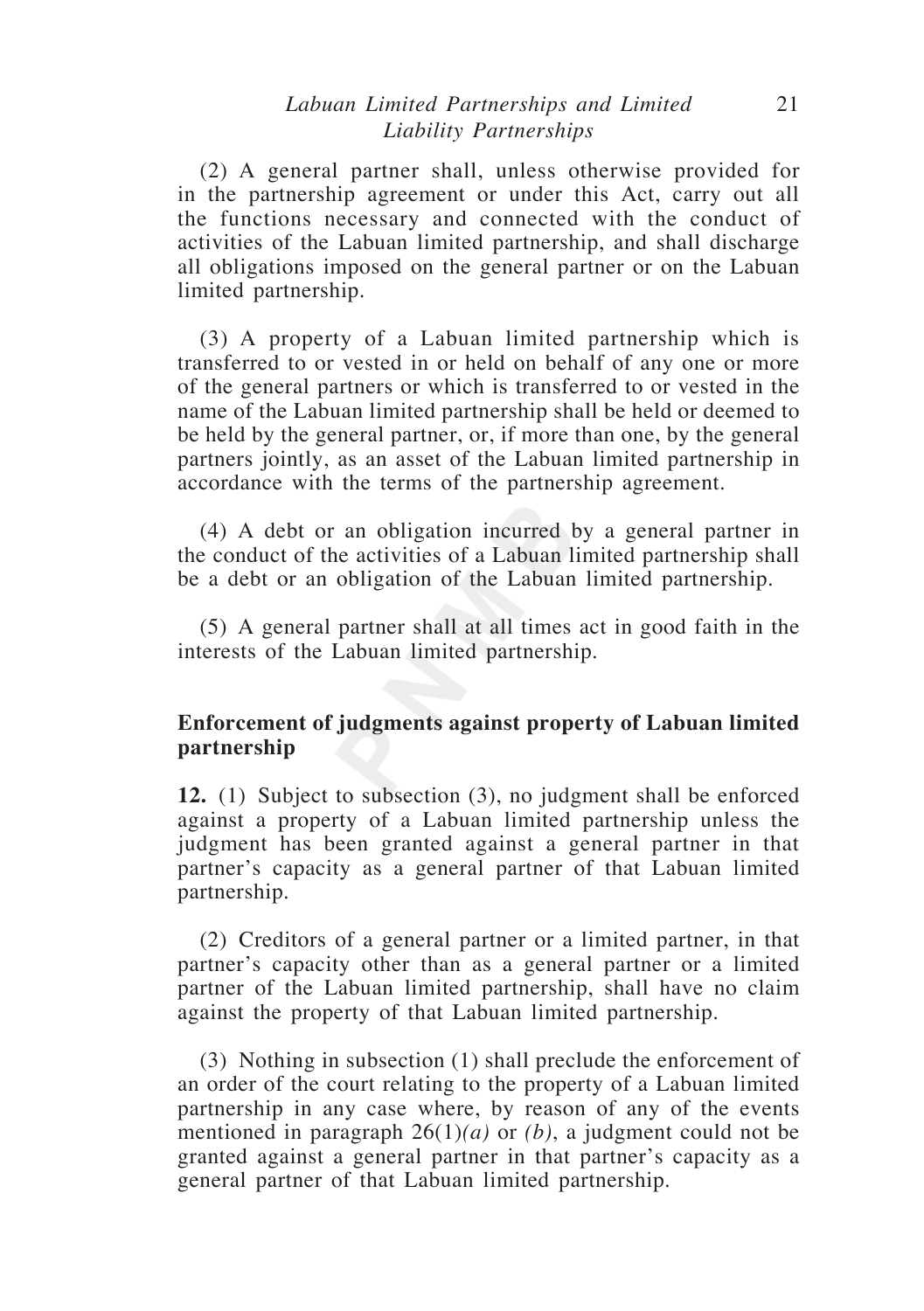(2) A general partner shall, unless otherwise provided for in the partnership agreement or under this Act, carry out all the functions necessary and connected with the conduct of activities of the Labuan limited partnership, and shall discharge all obligations imposed on the general partner or on the Labuan limited partnership.

(3) A property of a Labuan limited partnership which is transferred to or vested in or held on behalf of any one or more of the general partners or which is transferred to or vested in the name of the Labuan limited partnership shall be held or deemed to be held by the general partner, or, if more than one, by the general partners jointly, as an asset of the Labuan limited partnership in accordance with the terms of the partnership agreement.

(4) A debt or an obligation incurred by a general partner in the conduct of the activities of a Labuan limited partnership shall be a debt or an obligation of the Labuan limited partnership.

(5) A general partner shall at all times act in good faith in the interests of the Labuan limited partnership.

**Enforcement of judgments against property of Labuan limited partnership**

**12.** (1) Subject to subsection (3), no judgment shall be enforced against a property of a Labuan limited partnership unless the judgment has been granted against a general partner in that partner's capacity as a general partner of that Labuan limited partnership.

(2) Creditors of a general partner or a limited partner, in that partner's capacity other than as a general partner or a limited partner of the Labuan limited partnership, shall have no claim against the property of that Labuan limited partnership.

(3) Nothing in subsection (1) shall preclude the enforcement of an order of the court relating to the property of a Labuan limited partnership in any case where, by reason of any of the events mentioned in paragraph 26(1)*(a)* or *(b)*, a judgment could not be granted against a general partner in that partner's capacity as a general partner of that Labuan limited partnership.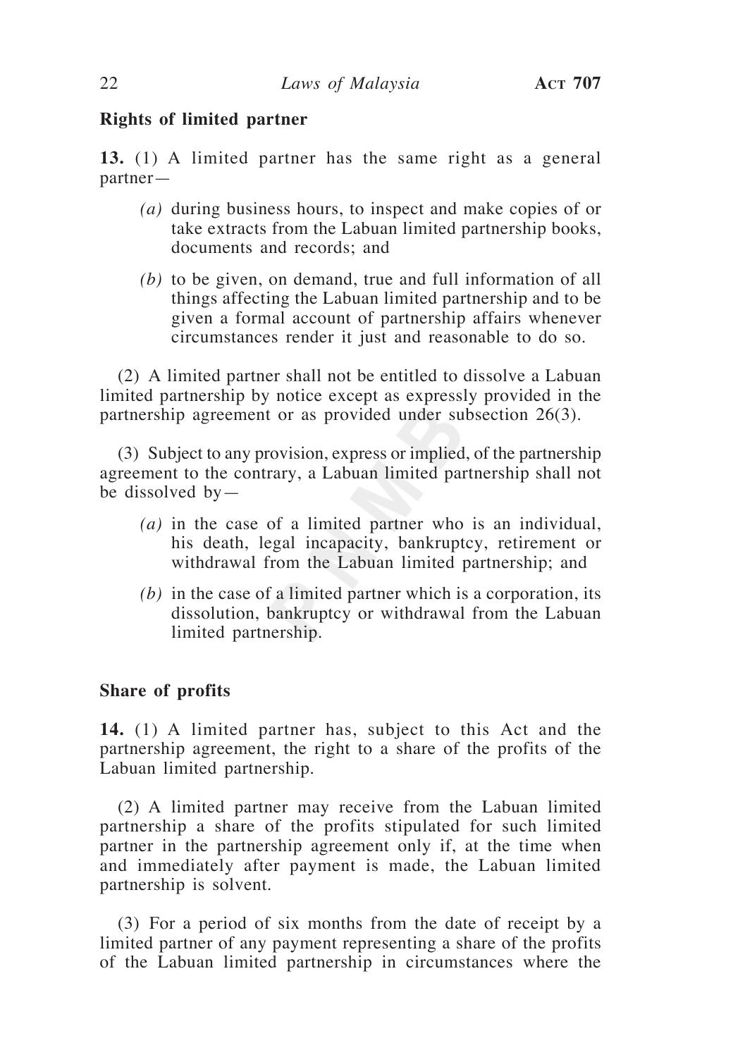**Rights of limited partner**

**13.** (1) A limited partner has the same right as a general partner—

*(a)* during business hours, to inspect and make copies of or take extracts from the Labuan limited partnership books, documents and records; and

*(b)* to be given, on demand, true and full information of all things affecting the Labuan limited partnership and to be given a formal account of partnership affairs whenever circumstances render it just and reasonable to do so.

(2) A limited partner shall not be entitled to dissolve a Labuan limited partnership by notice except as expressly provided in the partnership agreement or as provided under subsection 26(3).

(3) Subject to any provision, express or implied, of the partnership agreement to the contrary, a Labuan limited partnership shall not be dissolved by—

*(a)* in the case of a limited partner who is an individual, his death, legal incapacity, bankruptcy, retirement or withdrawal from the Labuan limited partnership; and

*(b)* in the case of a limited partner which is a corporation, its dissolution, bankruptcy or withdrawal from the Labuan limited partnership.

**Share of profits**

**14.** (1) A limited partner has, subject to this Act and the partnership agreement, the right to a share of the profits of the Labuan limited partnership.

(2) A limited partner may receive from the Labuan limited partnership a share of the profits stipulated for such limited partner in the partnership agreement only if, at the time when and immediately after payment is made, the Labuan limited partnership is solvent.

(3) For a period of six months from the date of receipt by a limited partner of any payment representing a share of the profits of the Labuan limited partnership in circumstances where the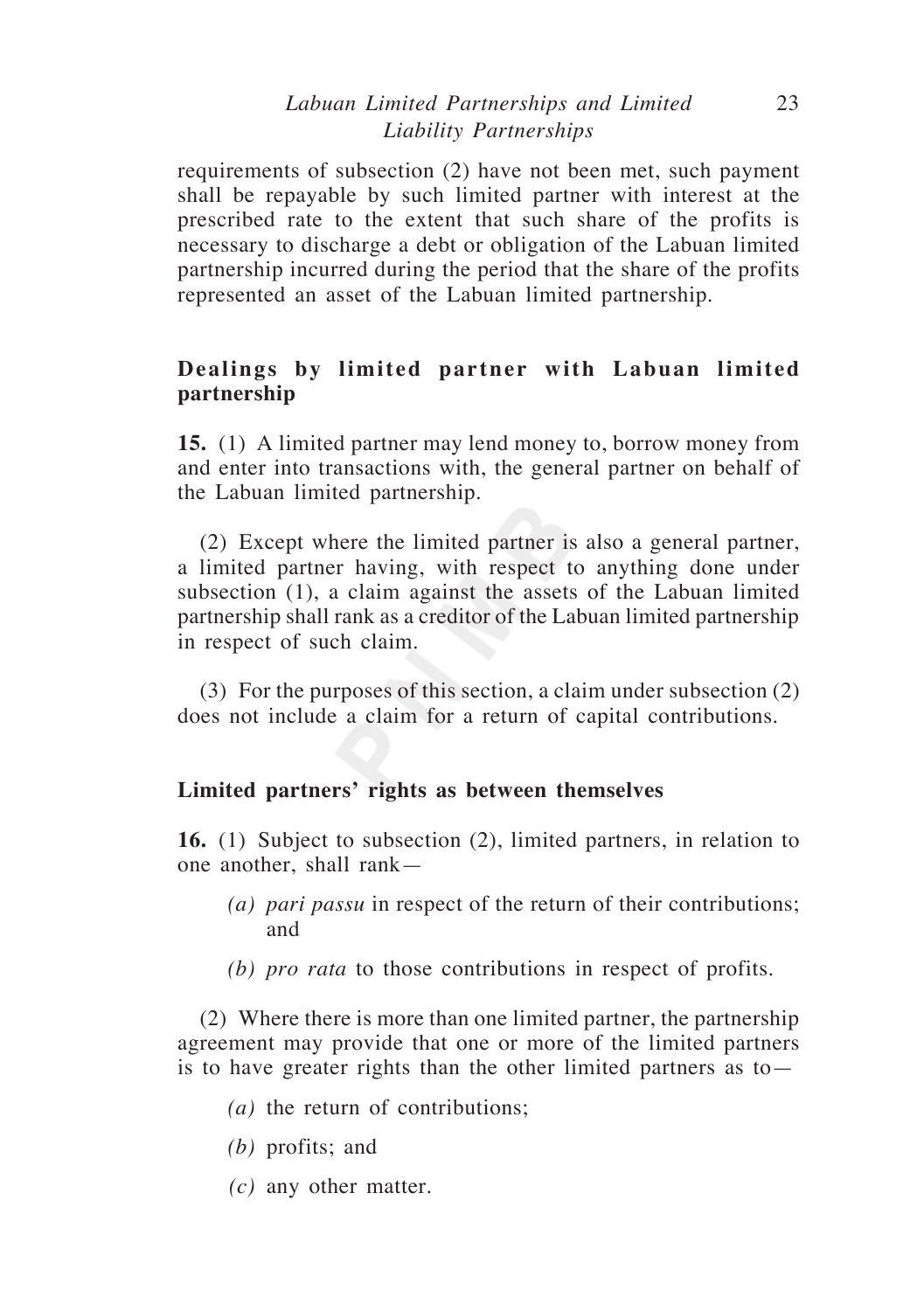requirements of subsection (2) have not been met, such payment shall be repayable by such limited partner with interest at the prescribed rate to the extent that such share of the profits is necessary to discharge a debt or obligation of the Labuan limited partnership incurred during the period that the share of the profits represented an asset of the Labuan limited partnership.

**Dealings by limited partner with Labuan limited partnership**

**15.** (1) A limited partner may lend money to, borrow money from and enter into transactions with, the general partner on behalf of the Labuan limited partnership.

(2) Except where the limited partner is also a general partner, a limited partner having, with respect to anything done under subsection (1), a claim against the assets of the Labuan limited partnership shall rank as a creditor of the Labuan limited partnership in respect of such claim.

(3) For the purposes of this section, a claim under subsection (2) does not include a claim for a return of capital contributions.

**Limited partners' rights as between themselves**

**16.** (1) Subject to subsection (2), limited partners, in relation to one another, shall rank—

*(a)* *pari passu* in respect of the return of their contributions; and

*(b)* *pro rata* to those contributions in respect of profits.

(2) Where there is more than one limited partner, the partnership agreement may provide that one or more of the limited partners is to have greater rights than the other limited partners as to—

*(a)* the return of contributions;

*(b)* profits; and

*(c)* any other matter.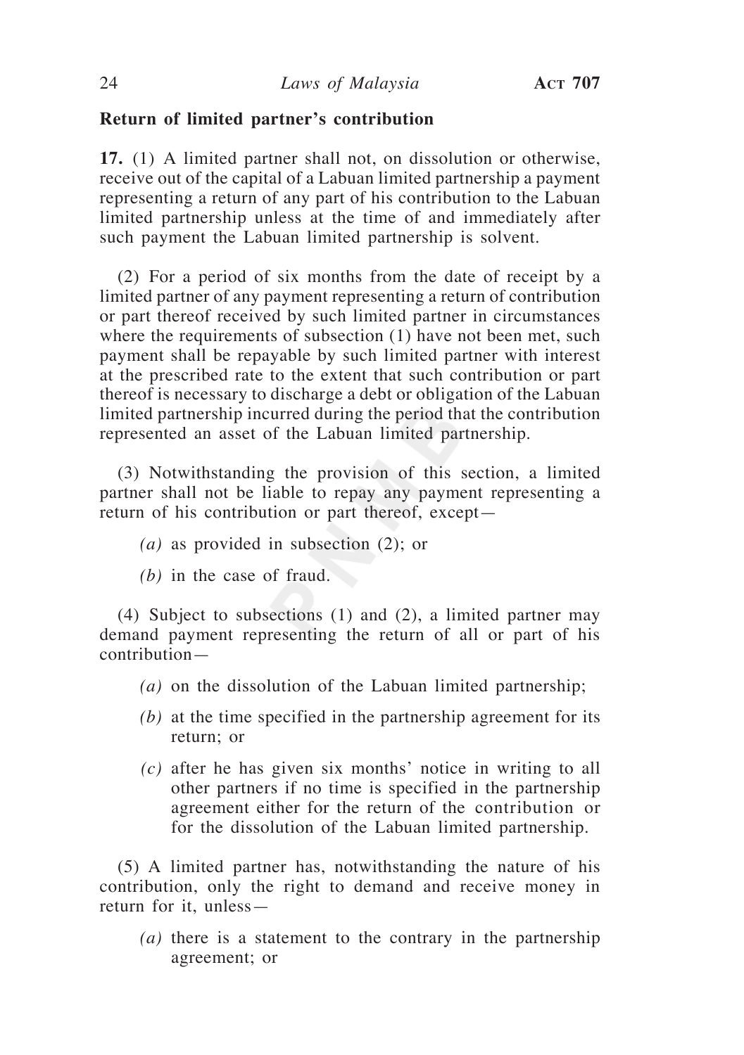**Return of limited partner's contribution**

**17.** (1) A limited partner shall not, on dissolution or otherwise, receive out of the capital of a Labuan limited partnership a payment representing a return of any part of his contribution to the Labuan limited partnership unless at the time of and immediately after such payment the Labuan limited partnership is solvent.

(2) For a period of six months from the date of receipt by a limited partner of any payment representing a return of contribution or part thereof received by such limited partner in circumstances where the requirements of subsection (1) have not been met, such payment shall be repayable by such limited partner with interest at the prescribed rate to the extent that such contribution or part thereof is necessary to discharge a debt or obligation of the Labuan limited partnership incurred during the period that the contribution represented an asset of the Labuan limited partnership.

(3) Notwithstanding the provision of this section, a limited partner shall not be liable to repay any payment representing a return of his contribution or part thereof, except—

*(a)* as provided in subsection (2); or

*(b)* in the case of fraud.

(4) Subject to subsections (1) and (2), a limited partner may demand payment representing the return of all or part of his contribution—

*(a)* on the dissolution of the Labuan limited partnership;

*(b)* at the time specified in the partnership agreement for its return; or

*(c)* after he has given six months' notice in writing to all other partners if no time is specified in the partnership agreement either for the return of the contribution or for the dissolution of the Labuan limited partnership.

(5) A limited partner has, notwithstanding the nature of his contribution, only the right to demand and receive money in return for it, unless—

*(a)* there is a statement to the contrary in the partnership agreement; or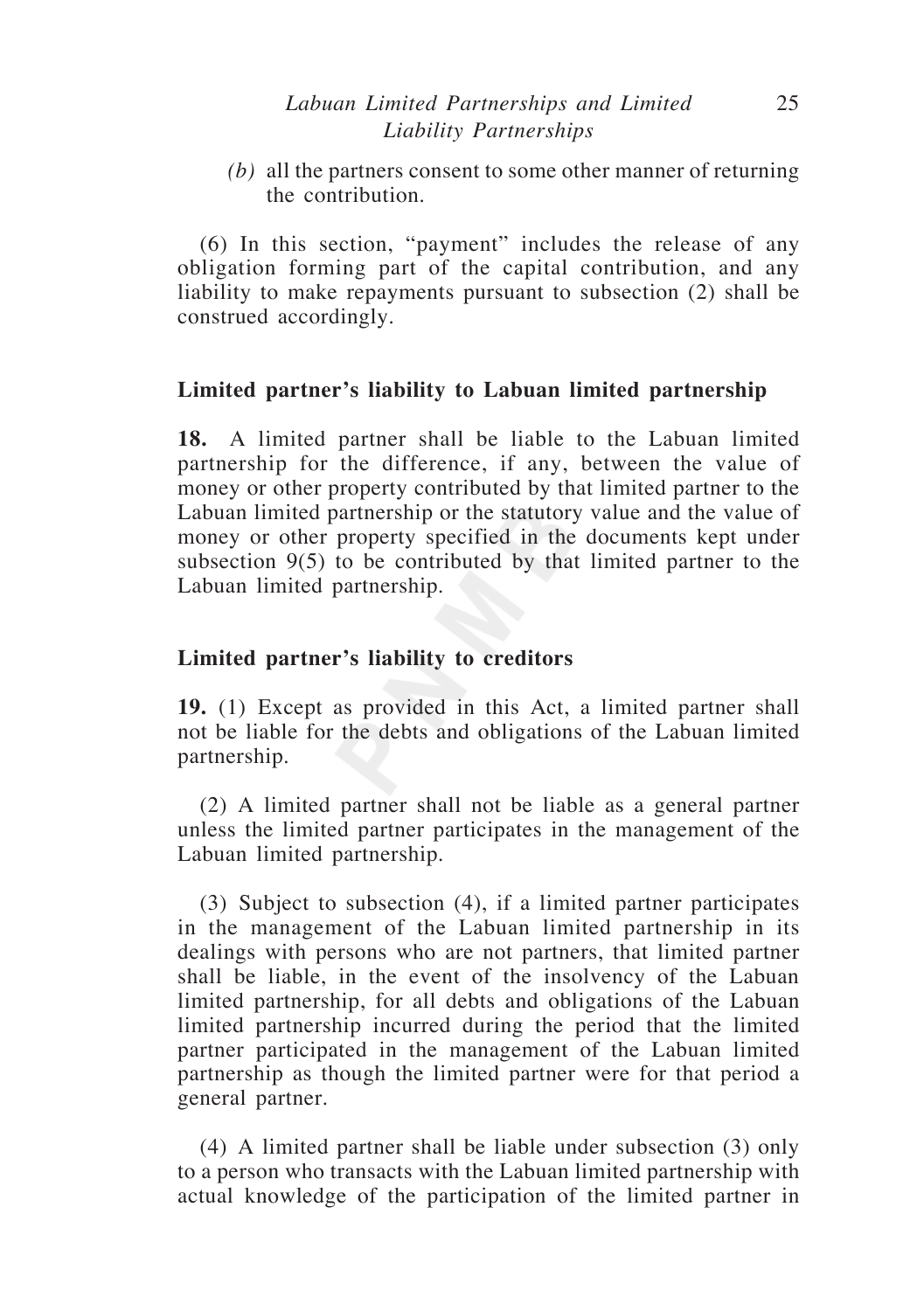*(b)* all the partners consent to some other manner of returning the contribution.

(6) In this section, "payment" includes the release of any obligation forming part of the capital contribution, and any liability to make repayments pursuant to subsection (2) shall be construed accordingly.

**Limited partner's liability to Labuan limited partnership**

**18.** A limited partner shall be liable to the Labuan limited partnership for the difference, if any, between the value of money or other property contributed by that limited partner to the Labuan limited partnership or the statutory value and the value of money or other property specified in the documents kept under subsection 9(5) to be contributed by that limited partner to the Labuan limited partnership.

**Limited partner's liability to creditors**

**19.** (1) Except as provided in this Act, a limited partner shall not be liable for the debts and obligations of the Labuan limited partnership.

(2) A limited partner shall not be liable as a general partner unless the limited partner participates in the management of the Labuan limited partnership.

(3) Subject to subsection (4), if a limited partner participates in the management of the Labuan limited partnership in its dealings with persons who are not partners, that limited partner shall be liable, in the event of the insolvency of the Labuan limited partnership, for all debts and obligations of the Labuan limited partnership incurred during the period that the limited partner participated in the management of the Labuan limited partnership as though the limited partner were for that period a general partner.

(4) A limited partner shall be liable under subsection (3) only to a person who transacts with the Labuan limited partnership with actual knowledge of the participation of the limited partner in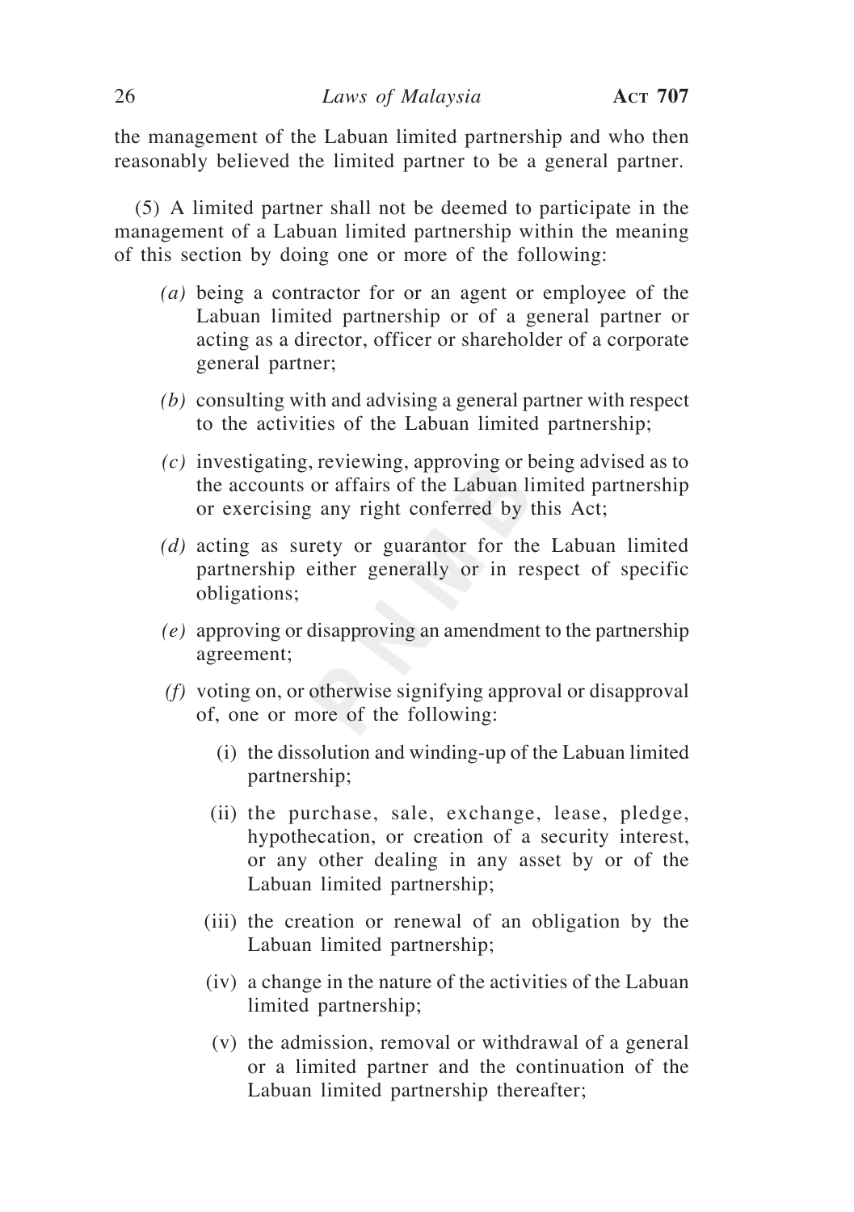the management of the Labuan limited partnership and who then reasonably believed the limited partner to be a general partner.

(5) A limited partner shall not be deemed to participate in the management of a Labuan limited partnership within the meaning of this section by doing one or more of the following:

*(a)* being a contractor for or an agent or employee of the Labuan limited partnership or of a general partner or acting as a director, officer or shareholder of a corporate general partner;

*(b)* consulting with and advising a general partner with respect to the activities of the Labuan limited partnership;

*(c)* investigating, reviewing, approving or being advised as to the accounts or affairs of the Labuan limited partnership or exercising any right conferred by this Act;

*(d)* acting as surety or guarantor for the Labuan limited partnership either generally or in respect of specific obligations;

*(e)* approving or disapproving an amendment to the partnership agreement;

*(f)* voting on, or otherwise signifying approval or disapproval of, one or more of the following:

(i) the dissolution and winding-up of the Labuan limited partnership;

(ii) the purchase, sale, exchange, lease, pledge, hypothecation, or creation of a security interest, or any other dealing in any asset by or of the Labuan limited partnership;

(iii) the creation or renewal of an obligation by the Labuan limited partnership;

(iv) a change in the nature of the activities of the Labuan limited partnership;

(v) the admission, removal or withdrawal of a general or a limited partner and the continuation of the Labuan limited partnership thereafter;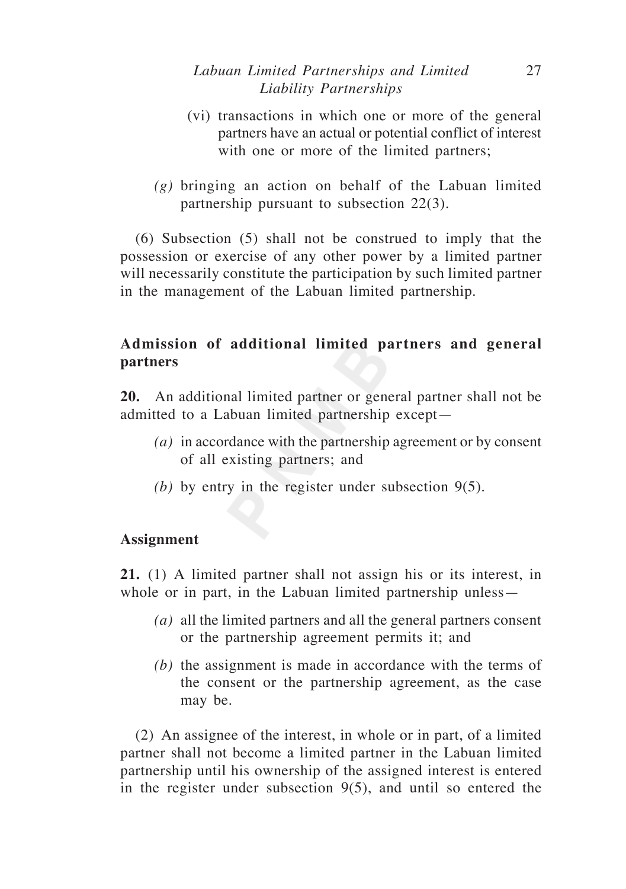(vi) transactions in which one or more of the general partners have an actual or potential conflict of interest with one or more of the limited partners;

*(g)* bringing an action on behalf of the Labuan limited partnership pursuant to subsection 22(3).

(6) Subsection (5) shall not be construed to imply that the possession or exercise of any other power by a limited partner will necessarily constitute the participation by such limited partner in the management of the Labuan limited partnership.

### Admission of additional limited partners and general partners

**20.** An additional limited partner or general partner shall not be admitted to a Labuan limited partnership except—

*(a)* in accordance with the partnership agreement or by consent of all existing partners; and

*(b)* by entry in the register under subsection 9(5).

### Assignment

**21.** (1) A limited partner shall not assign his or its interest, in whole or in part, in the Labuan limited partnership unless—

*(a)* all the limited partners and all the general partners consent or the partnership agreement permits it; and

*(b)* the assignment is made in accordance with the terms of the consent or the partnership agreement, as the case may be.

(2) An assignee of the interest, in whole or in part, of a limited partner shall not become a limited partner in the Labuan limited partnership until his ownership of the assigned interest is entered in the register under subsection 9(5), and until so entered the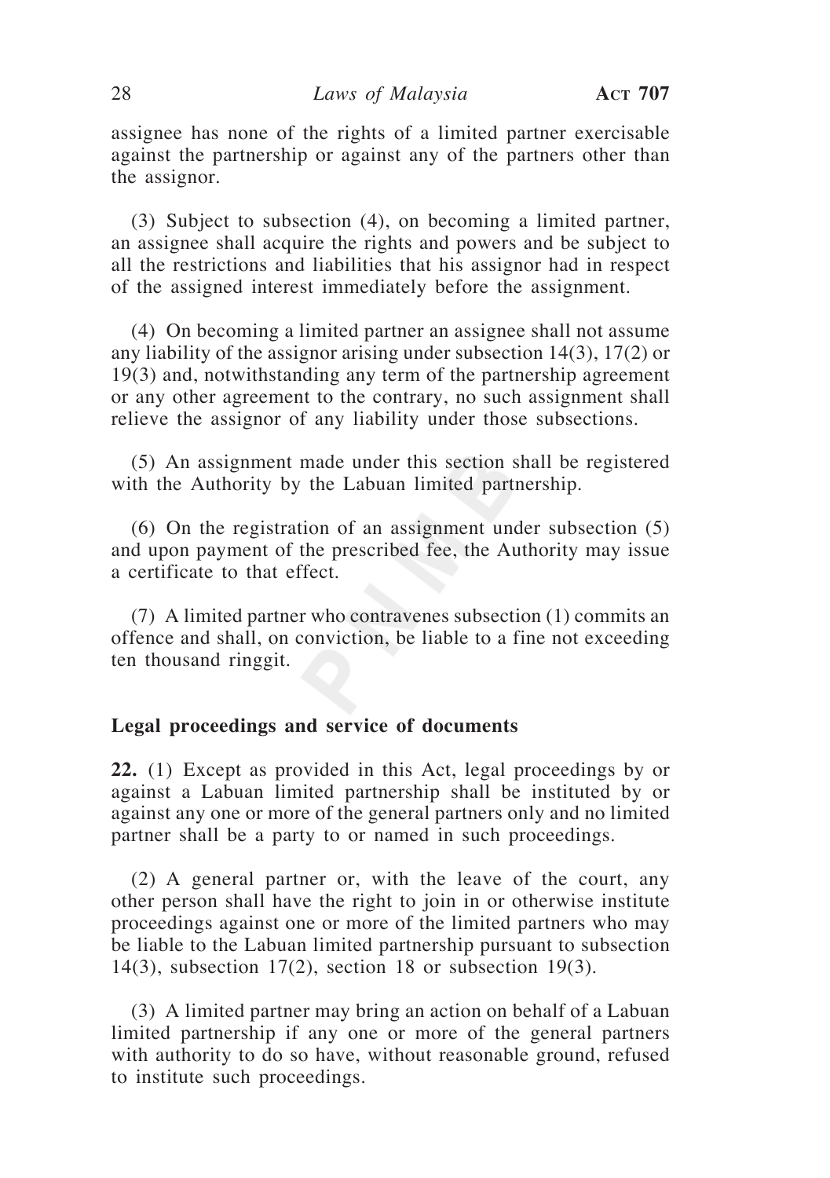assignee has none of the rights of a limited partner exercisable against the partnership or against any of the partners other than the assignor.

(3) Subject to subsection (4), on becoming a limited partner, an assignee shall acquire the rights and powers and be subject to all the restrictions and liabilities that his assignor had in respect of the assigned interest immediately before the assignment.

(4) On becoming a limited partner an assignee shall not assume any liability of the assignor arising under subsection 14(3), 17(2) or 19(3) and, notwithstanding any term of the partnership agreement or any other agreement to the contrary, no such assignment shall relieve the assignor of any liability under those subsections.

(5) An assignment made under this section shall be registered with the Authority by the Labuan limited partnership.

(6) On the registration of an assignment under subsection (5) and upon payment of the prescribed fee, the Authority may issue a certificate to that effect.

(7) A limited partner who contravenes subsection (1) commits an offence and shall, on conviction, be liable to a fine not exceeding ten thousand ringgit.

### Legal proceedings and service of documents

**22.** (1) Except as provided in this Act, legal proceedings by or against a Labuan limited partnership shall be instituted by or against any one or more of the general partners only and no limited partner shall be a party to or named in such proceedings.

(2) A general partner or, with the leave of the court, any other person shall have the right to join in or otherwise institute proceedings against one or more of the limited partners who may be liable to the Labuan limited partnership pursuant to subsection 14(3), subsection 17(2), section 18 or subsection 19(3).

(3) A limited partner may bring an action on behalf of a Labuan limited partnership if any one or more of the general partners with authority to do so have, without reasonable ground, refused to institute such proceedings.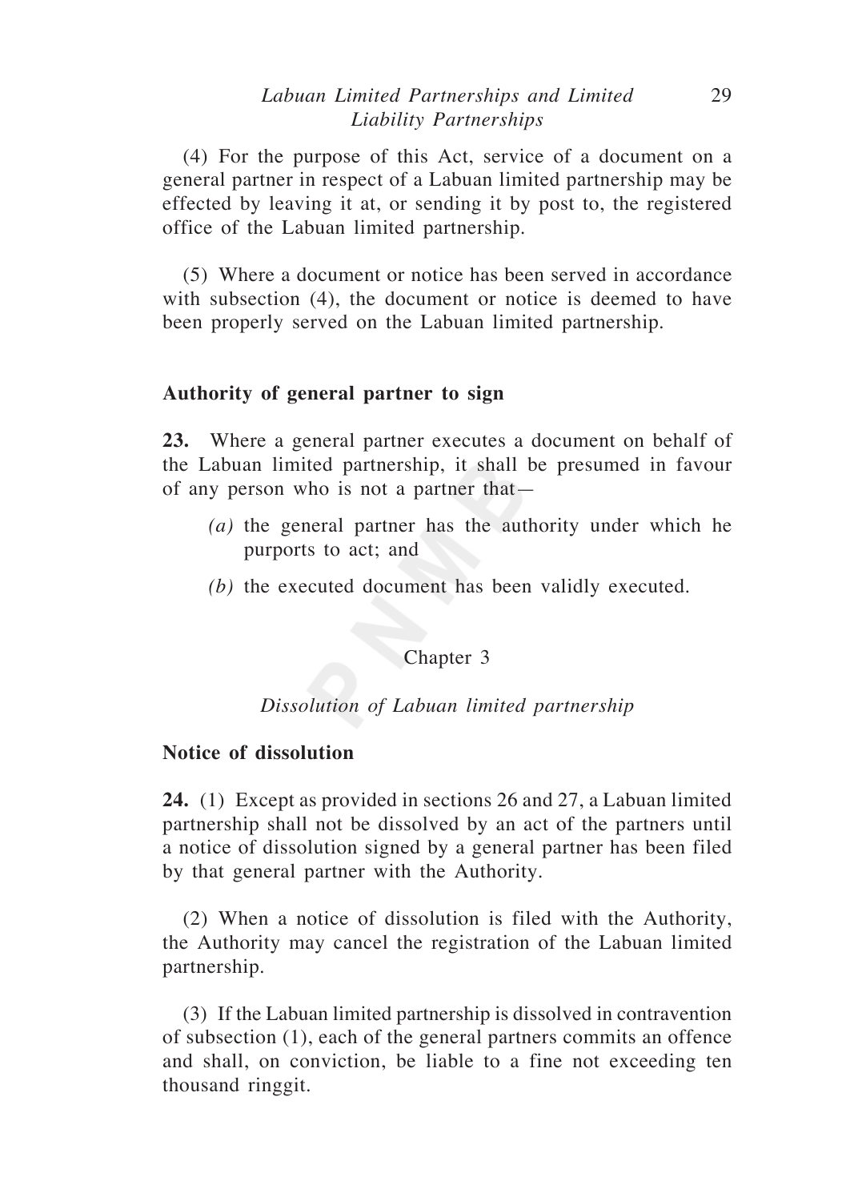(4) For the purpose of this Act, service of a document on a general partner in respect of a Labuan limited partnership may be effected by leaving it at, or sending it by post to, the registered office of the Labuan limited partnership.

(5) Where a document or notice has been served in accordance with subsection (4), the document or notice is deemed to have been properly served on the Labuan limited partnership.

### Authority of general partner to sign

**23.** Where a general partner executes a document on behalf of the Labuan limited partnership, it shall be presumed in favour of any person who is not a partner that—

*(a)* the general partner has the authority under which he purports to act; and

*(b)* the executed document has been validly executed.

## Chapter 3

*Dissolution of Labuan limited partnership*

### Notice of dissolution

**24.** (1) Except as provided in sections 26 and 27, a Labuan limited partnership shall not be dissolved by an act of the partners until a notice of dissolution signed by a general partner has been filed by that general partner with the Authority.

(2) When a notice of dissolution is filed with the Authority, the Authority may cancel the registration of the Labuan limited partnership.

(3) If the Labuan limited partnership is dissolved in contravention of subsection (1), each of the general partners commits an offence and shall, on conviction, be liable to a fine not exceeding ten thousand ringgit.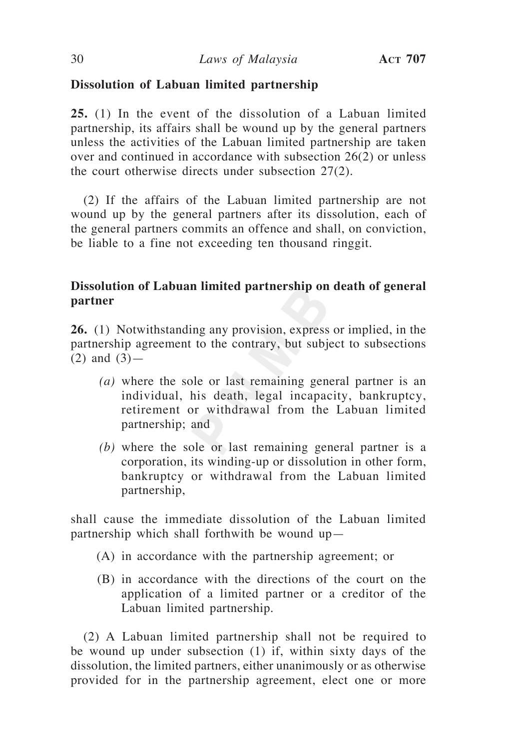**Dissolution of Labuan limited partnership**

**25.** (1) In the event of the dissolution of a Labuan limited partnership, its affairs shall be wound up by the general partners unless the activities of the Labuan limited partnership are taken over and continued in accordance with subsection 26(2) or unless the court otherwise directs under subsection 27(2).

(2) If the affairs of the Labuan limited partnership are not wound up by the general partners after its dissolution, each of the general partners commits an offence and shall, on conviction, be liable to a fine not exceeding ten thousand ringgit.

**Dissolution of Labuan limited partnership on death of general partner**

**26.** (1) Notwithstanding any provision, express or implied, in the partnership agreement to the contrary, but subject to subsections (2) and (3)—

*(a)* where the sole or last remaining general partner is an individual, his death, legal incapacity, bankruptcy, retirement or withdrawal from the Labuan limited partnership; and

*(b)* where the sole or last remaining general partner is a corporation, its winding-up or dissolution in other form, bankruptcy or withdrawal from the Labuan limited partnership,

shall cause the immediate dissolution of the Labuan limited partnership which shall forthwith be wound up—

(A) in accordance with the partnership agreement; or

(B) in accordance with the directions of the court on the application of a limited partner or a creditor of the Labuan limited partnership.

(2) A Labuan limited partnership shall not be required to be wound up under subsection (1) if, within sixty days of the dissolution, the limited partners, either unanimously or as otherwise provided for in the partnership agreement, elect one or more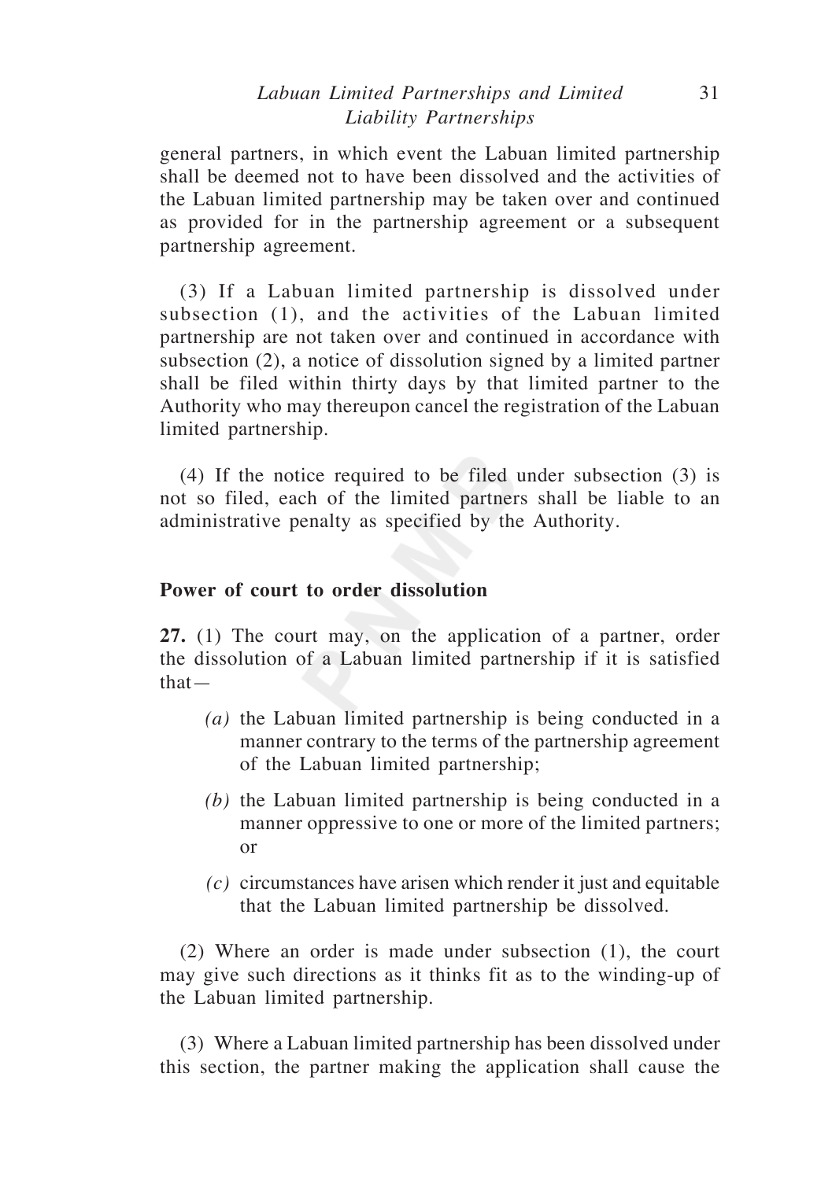general partners, in which event the Labuan limited partnership shall be deemed not to have been dissolved and the activities of the Labuan limited partnership may be taken over and continued as provided for in the partnership agreement or a subsequent partnership agreement.

(3) If a Labuan limited partnership is dissolved under subsection (1), and the activities of the Labuan limited partnership are not taken over and continued in accordance with subsection (2), a notice of dissolution signed by a limited partner shall be filed within thirty days by that limited partner to the Authority who may thereupon cancel the registration of the Labuan limited partnership.

(4) If the notice required to be filed under subsection (3) is not so filed, each of the limited partners shall be liable to an administrative penalty as specified by the Authority.

**Power of court to order dissolution**

**27.** (1) The court may, on the application of a partner, order the dissolution of a Labuan limited partnership if it is satisfied that—

*(a)* the Labuan limited partnership is being conducted in a manner contrary to the terms of the partnership agreement of the Labuan limited partnership;

*(b)* the Labuan limited partnership is being conducted in a manner oppressive to one or more of the limited partners; or

*(c)* circumstances have arisen which render it just and equitable that the Labuan limited partnership be dissolved.

(2) Where an order is made under subsection (1), the court may give such directions as it thinks fit as to the winding-up of the Labuan limited partnership.

(3) Where a Labuan limited partnership has been dissolved under this section, the partner making the application shall cause the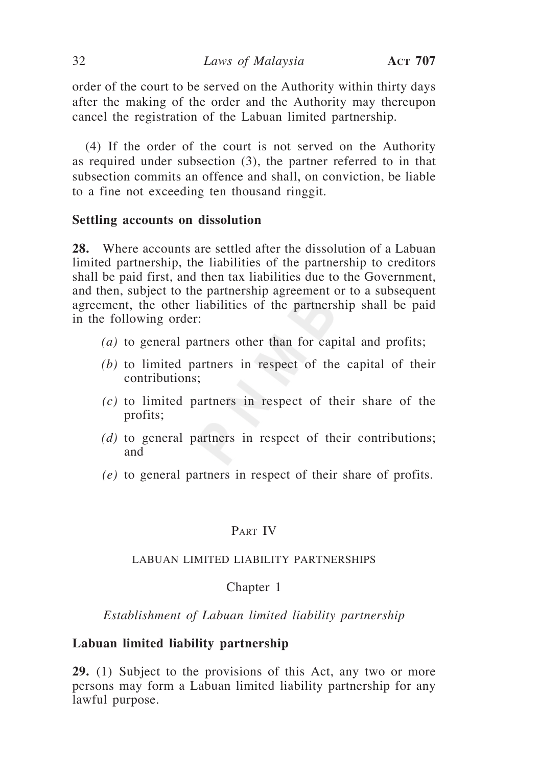order of the court to be served on the Authority within thirty days after the making of the order and the Authority may thereupon cancel the registration of the Labuan limited partnership.

(4) If the order of the court is not served on the Authority as required under subsection (3), the partner referred to in that subsection commits an offence and shall, on conviction, be liable to a fine not exceeding ten thousand ringgit.

**Settling accounts on dissolution**

**28.** Where accounts are settled after the dissolution of a Labuan limited partnership, the liabilities of the partnership to creditors shall be paid first, and then tax liabilities due to the Government, and then, subject to the partnership agreement or to a subsequent agreement, the other liabilities of the partnership shall be paid in the following order:

*(a)* to general partners other than for capital and profits;

*(b)* to limited partners in respect of the capital of their contributions;

*(c)* to limited partners in respect of their share of the profits;

*(d)* to general partners in respect of their contributions; and

*(e)* to general partners in respect of their share of profits.

## Part IV

## LABUAN LIMITED LIABILITY PARTNERSHIPS

### Chapter 1

*Establishment of Labuan limited liability partnership*

**Labuan limited liability partnership**

**29.** (1) Subject to the provisions of this Act, any two or more persons may form a Labuan limited liability partnership for any lawful purpose.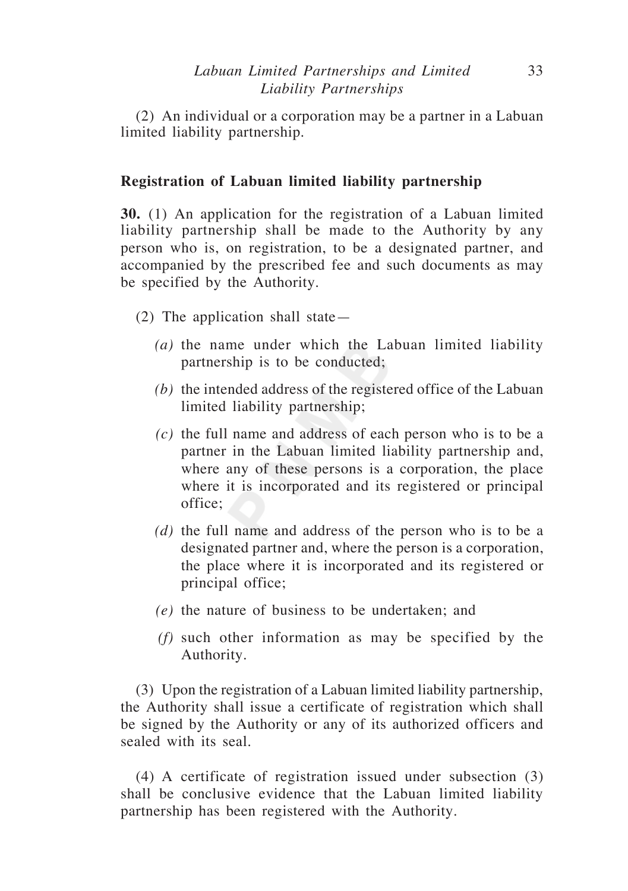(2) An individual or a corporation may be a partner in a Labuan limited liability partnership.

### Registration of Labuan limited liability partnership

**30.** (1) An application for the registration of a Labuan limited liability partnership shall be made to the Authority by any person who is, on registration, to be a designated partner, and accompanied by the prescribed fee and such documents as may be specified by the Authority.

(2) The application shall state—

*(a)* the name under which the Labuan limited liability partnership is to be conducted;

*(b)* the intended address of the registered office of the Labuan limited liability partnership;

*(c)* the full name and address of each person who is to be a partner in the Labuan limited liability partnership and, where any of these persons is a corporation, the place where it is incorporated and its registered or principal office;

*(d)* the full name and address of the person who is to be a designated partner and, where the person is a corporation, the place where it is incorporated and its registered or principal office;

*(e)* the nature of business to be undertaken; and

*(f)* such other information as may be specified by the Authority.

(3) Upon the registration of a Labuan limited liability partnership, the Authority shall issue a certificate of registration which shall be signed by the Authority or any of its authorized officers and sealed with its seal.

(4) A certificate of registration issued under subsection (3) shall be conclusive evidence that the Labuan limited liability partnership has been registered with the Authority.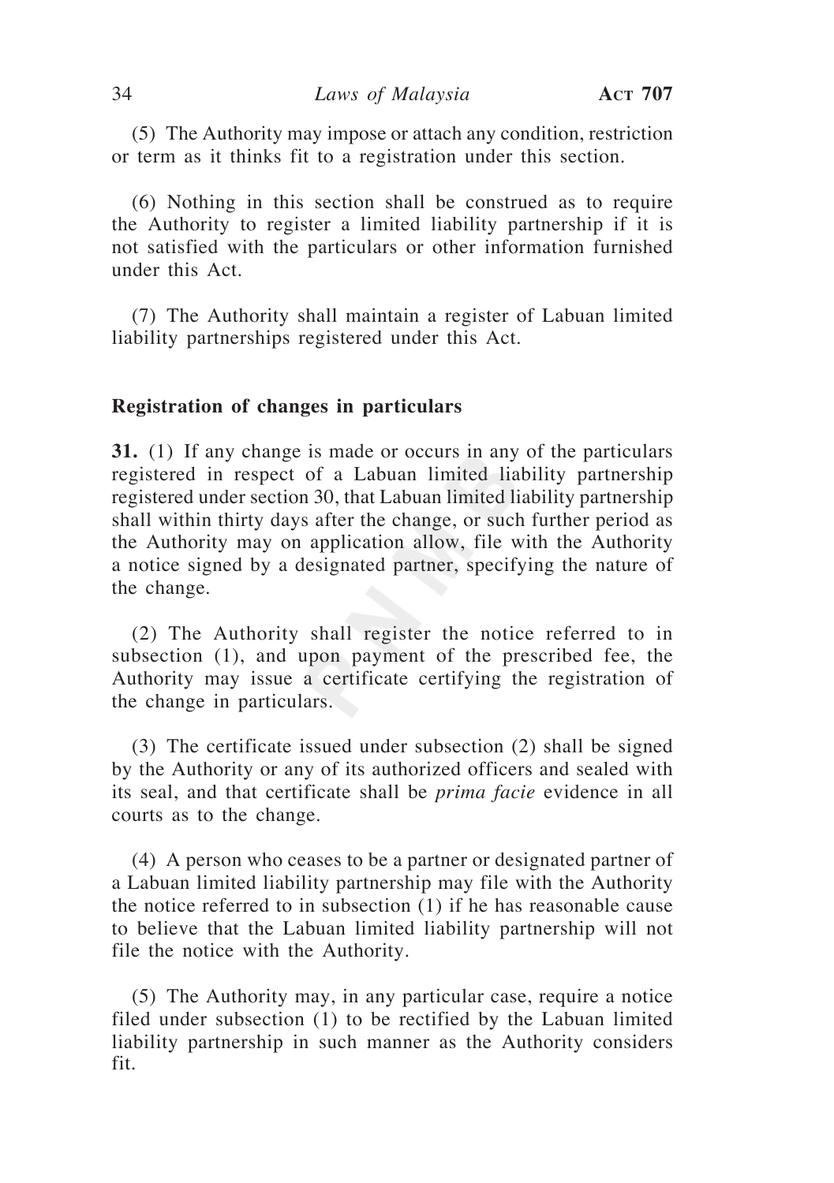(5) The Authority may impose or attach any condition, restriction or term as it thinks fit to a registration under this section.

(6) Nothing in this section shall be construed as to require the Authority to register a limited liability partnership if it is not satisfied with the particulars or other information furnished under this Act.

(7) The Authority shall maintain a register of Labuan limited liability partnerships registered under this Act.

### Registration of changes in particulars

**31.** (1) If any change is made or occurs in any of the particulars registered in respect of a Labuan limited liability partnership registered under section 30, that Labuan limited liability partnership shall within thirty days after the change, or such further period as the Authority may on application allow, file with the Authority a notice signed by a designated partner, specifying the nature of the change.

(2) The Authority shall register the notice referred to in subsection (1), and upon payment of the prescribed fee, the Authority may issue a certificate certifying the registration of the change in particulars.

(3) The certificate issued under subsection (2) shall be signed by the Authority or any of its authorized officers and sealed with its seal, and that certificate shall be *prima facie* evidence in all courts as to the change.

(4) A person who ceases to be a partner or designated partner of a Labuan limited liability partnership may file with the Authority the notice referred to in subsection (1) if he has reasonable cause to believe that the Labuan limited liability partnership will not file the notice with the Authority.

(5) The Authority may, in any particular case, require a notice filed under subsection (1) to be rectified by the Labuan limited liability partnership in such manner as the Authority considers fit.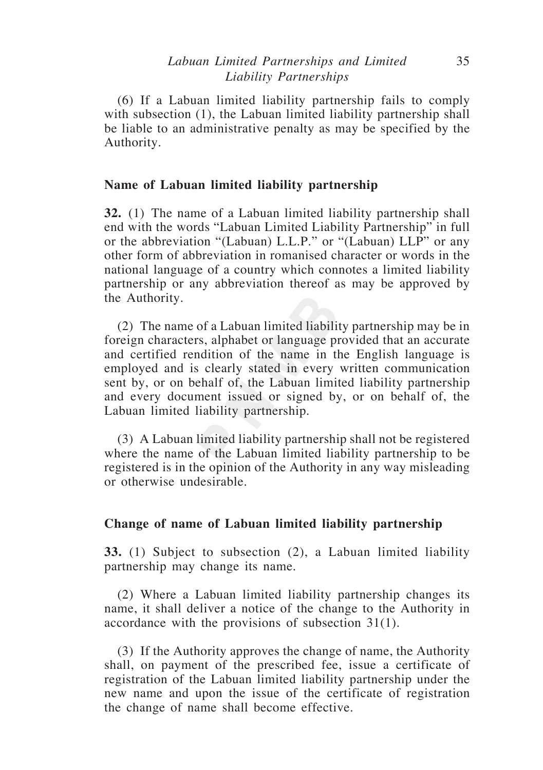(6) If a Labuan limited liability partnership fails to comply with subsection (1), the Labuan limited liability partnership shall be liable to an administrative penalty as may be specified by the Authority.

## Name of Labuan limited liability partnership

**32.** (1) The name of a Labuan limited liability partnership shall end with the words "Labuan Limited Liability Partnership" in full or the abbreviation "(Labuan) L.L.P." or "(Labuan) LLP" or any other form of abbreviation in romanised character or words in the national language of a country which connotes a limited liability partnership or any abbreviation thereof as may be approved by the Authority.

(2) The name of a Labuan limited liability partnership may be in foreign characters, alphabet or language provided that an accurate and certified rendition of the name in the English language is employed and is clearly stated in every written communication sent by, or on behalf of, the Labuan limited liability partnership and every document issued or signed by, or on behalf of, the Labuan limited liability partnership.

(3) A Labuan limited liability partnership shall not be registered where the name of the Labuan limited liability partnership to be registered is in the opinion of the Authority in any way misleading or otherwise undesirable.

## Change of name of Labuan limited liability partnership

**33.** (1) Subject to subsection (2), a Labuan limited liability partnership may change its name.

(2) Where a Labuan limited liability partnership changes its name, it shall deliver a notice of the change to the Authority in accordance with the provisions of subsection 31(1).

(3) If the Authority approves the change of name, the Authority shall, on payment of the prescribed fee, issue a certificate of registration of the Labuan limited liability partnership under the new name and upon the issue of the certificate of registration the change of name shall become effective.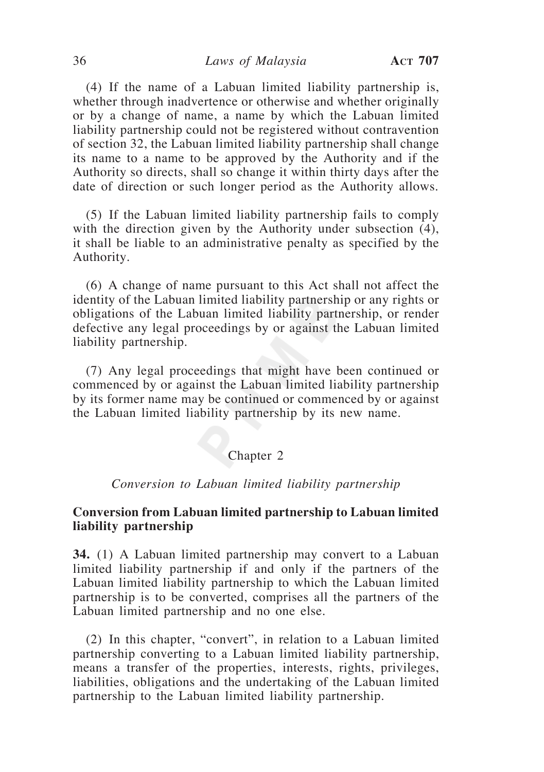(4) If the name of a Labuan limited liability partnership is, whether through inadvertence or otherwise and whether originally or by a change of name, a name by which the Labuan limited liability partnership could not be registered without contravention of section 32, the Labuan limited liability partnership shall change its name to a name to be approved by the Authority and if the Authority so directs, shall so change it within thirty days after the date of direction or such longer period as the Authority allows.

(5) If the Labuan limited liability partnership fails to comply with the direction given by the Authority under subsection (4), it shall be liable to an administrative penalty as specified by the Authority.

(6) A change of name pursuant to this Act shall not affect the identity of the Labuan limited liability partnership or any rights or obligations of the Labuan limited liability partnership, or render defective any legal proceedings by or against the Labuan limited liability partnership.

(7) Any legal proceedings that might have been continued or commenced by or against the Labuan limited liability partnership by its former name may be continued or commenced by or against the Labuan limited liability partnership by its new name.

## Chapter 2

### *Conversion to Labuan limited liability partnership*

**Conversion from Labuan limited partnership to Labuan limited liability partnership**

**34.** (1) A Labuan limited partnership may convert to a Labuan limited liability partnership if and only if the partners of the Labuan limited liability partnership to which the Labuan limited partnership is to be converted, comprises all the partners of the Labuan limited partnership and no one else.

(2) In this chapter, "convert", in relation to a Labuan limited partnership converting to a Labuan limited liability partnership, means a transfer of the properties, interests, rights, privileges, liabilities, obligations and the undertaking of the Labuan limited partnership to the Labuan limited liability partnership.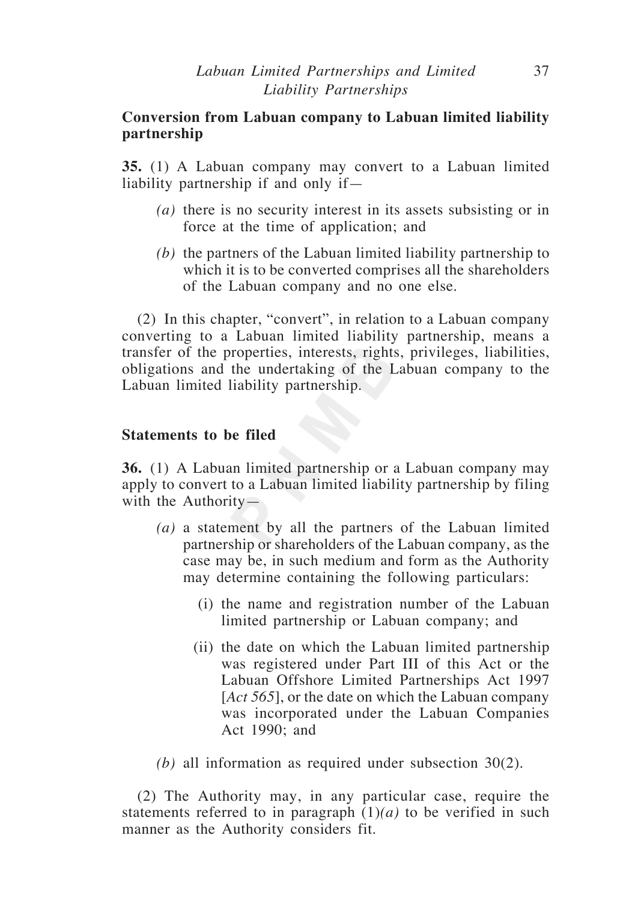**Conversion from Labuan company to Labuan limited liability partnership**

**35.** (1) A Labuan company may convert to a Labuan limited liability partnership if and only if—

*(a)* there is no security interest in its assets subsisting or in force at the time of application; and

*(b)* the partners of the Labuan limited liability partnership to which it is to be converted comprises all the shareholders of the Labuan company and no one else.

(2) In this chapter, "convert", in relation to a Labuan company converting to a Labuan limited liability partnership, means a transfer of the properties, interests, rights, privileges, liabilities, obligations and the undertaking of the Labuan company to the Labuan limited liability partnership.

**Statements to be filed**

**36.** (1) A Labuan limited partnership or a Labuan company may apply to convert to a Labuan limited liability partnership by filing with the Authority—

*(a)* a statement by all the partners of the Labuan limited partnership or shareholders of the Labuan company, as the case may be, in such medium and form as the Authority may determine containing the following particulars:

(i) the name and registration number of the Labuan limited partnership or Labuan company; and

(ii) the date on which the Labuan limited partnership was registered under Part III of this Act or the Labuan Offshore Limited Partnerships Act 1997 [*Act 565*], or the date on which the Labuan company was incorporated under the Labuan Companies Act 1990; and

*(b)* all information as required under subsection 30(2).

(2) The Authority may, in any particular case, require the statements referred to in paragraph (1)*(a)* to be verified in such manner as the Authority considers fit.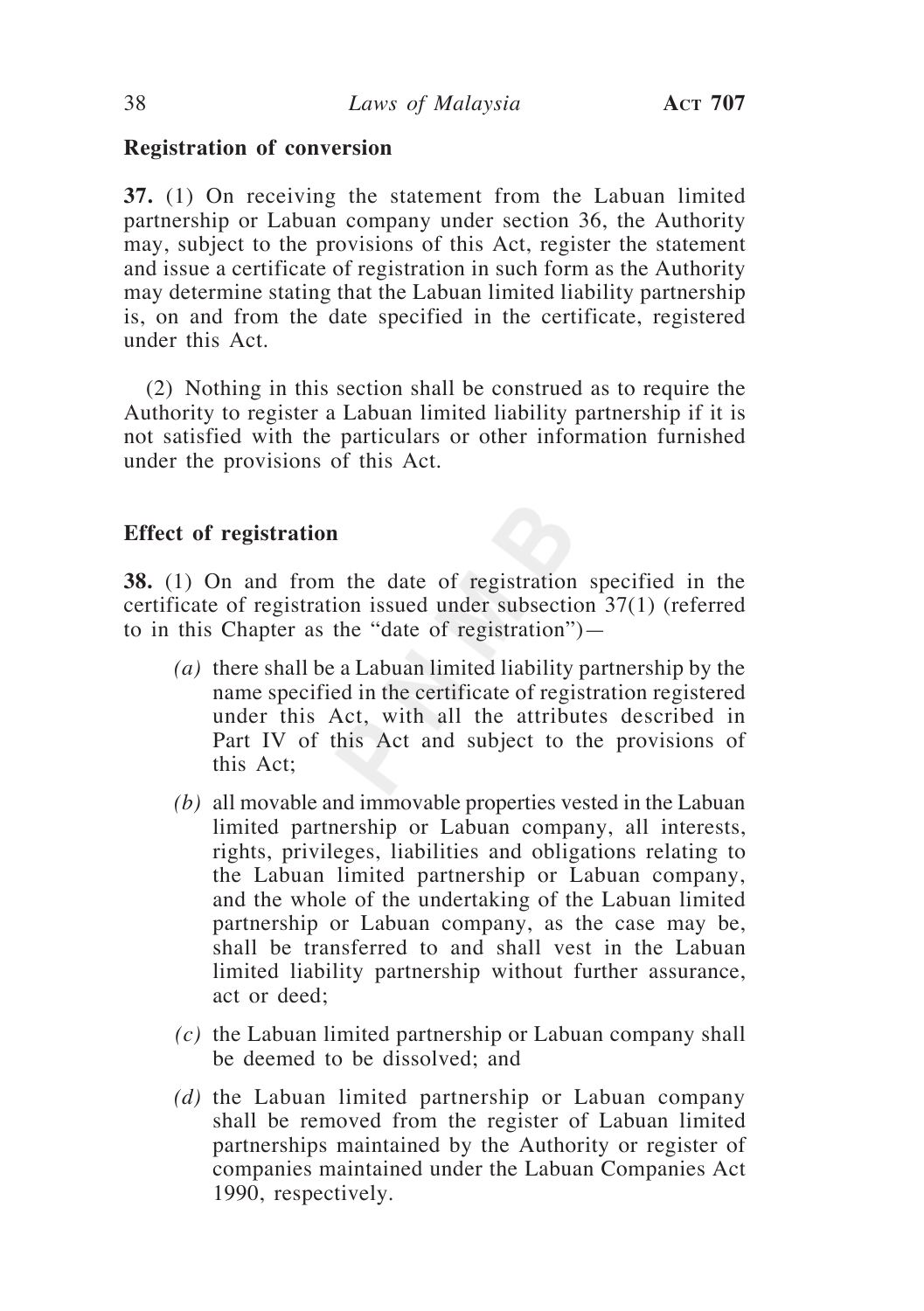**Registration of conversion**

**37.** (1) On receiving the statement from the Labuan limited partnership or Labuan company under section 36, the Authority may, subject to the provisions of this Act, register the statement and issue a certificate of registration in such form as the Authority may determine stating that the Labuan limited liability partnership is, on and from the date specified in the certificate, registered under this Act.

(2) Nothing in this section shall be construed as to require the Authority to register a Labuan limited liability partnership if it is not satisfied with the particulars or other information furnished under the provisions of this Act.

**Effect of registration**

**38.** (1) On and from the date of registration specified in the certificate of registration issued under subsection 37(1) (referred to in this Chapter as the "date of registration")—

*(a)* there shall be a Labuan limited liability partnership by the name specified in the certificate of registration registered under this Act, with all the attributes described in Part IV of this Act and subject to the provisions of this Act;

*(b)* all movable and immovable properties vested in the Labuan limited partnership or Labuan company, all interests, rights, privileges, liabilities and obligations relating to the Labuan limited partnership or Labuan company, and the whole of the undertaking of the Labuan limited partnership or Labuan company, as the case may be, shall be transferred to and shall vest in the Labuan limited liability partnership without further assurance, act or deed;

*(c)* the Labuan limited partnership or Labuan company shall be deemed to be dissolved; and

*(d)* the Labuan limited partnership or Labuan company shall be removed from the register of Labuan limited partnerships maintained by the Authority or register of companies maintained under the Labuan Companies Act 1990, respectively.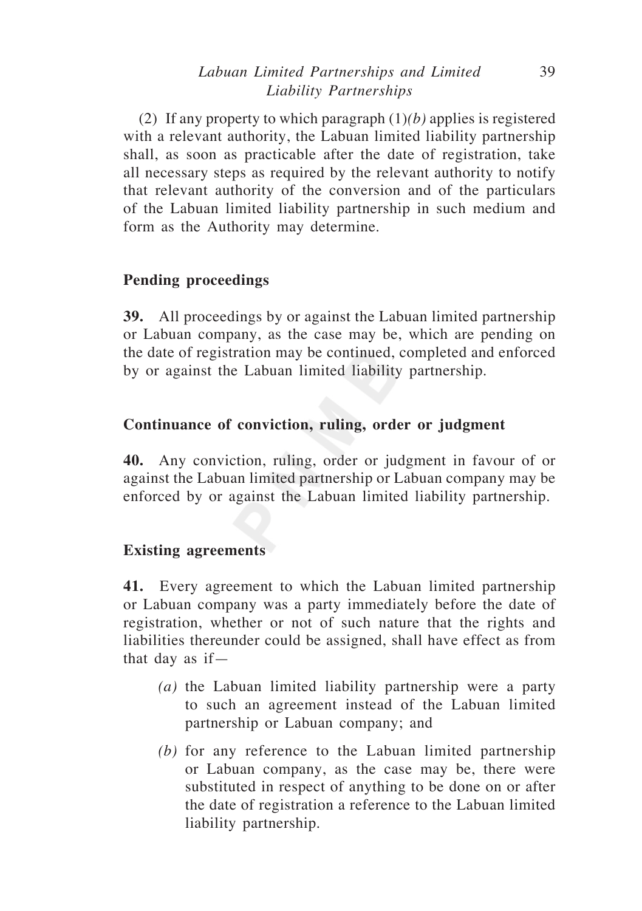(2) If any property to which paragraph (1)*(b)* applies is registered with a relevant authority, the Labuan limited liability partnership shall, as soon as practicable after the date of registration, take all necessary steps as required by the relevant authority to notify that relevant authority of the conversion and of the particulars of the Labuan limited liability partnership in such medium and form as the Authority may determine.

**Pending proceedings**

**39.** All proceedings by or against the Labuan limited partnership or Labuan company, as the case may be, which are pending on the date of registration may be continued, completed and enforced by or against the Labuan limited liability partnership.

**Continuance of conviction, ruling, order or judgment**

**40.** Any conviction, ruling, order or judgment in favour of or against the Labuan limited partnership or Labuan company may be enforced by or against the Labuan limited liability partnership.

**Existing agreements**

**41.** Every agreement to which the Labuan limited partnership or Labuan company was a party immediately before the date of registration, whether or not of such nature that the rights and liabilities thereunder could be assigned, shall have effect as from that day as if—

- *(a)* the Labuan limited liability partnership were a party to such an agreement instead of the Labuan limited partnership or Labuan company; and
- *(b)* for any reference to the Labuan limited partnership or Labuan company, as the case may be, there were substituted in respect of anything to be done on or after the date of registration a reference to the Labuan limited liability partnership.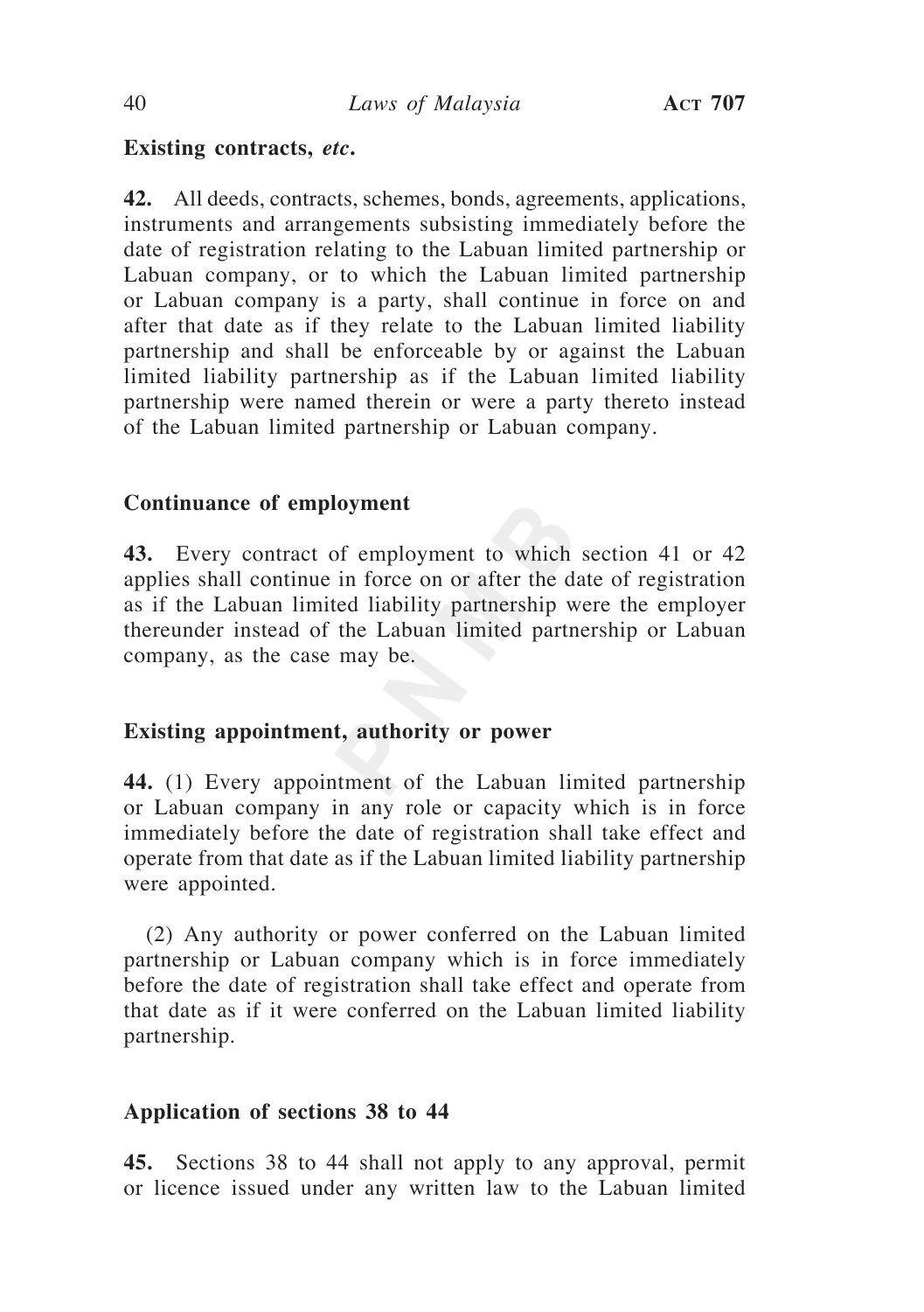**Existing contracts, *etc*.**

**42.** All deeds, contracts, schemes, bonds, agreements, applications, instruments and arrangements subsisting immediately before the date of registration relating to the Labuan limited partnership or Labuan company, or to which the Labuan limited partnership or Labuan company is a party, shall continue in force on and after that date as if they relate to the Labuan limited liability partnership and shall be enforceable by or against the Labuan limited liability partnership as if the Labuan limited liability partnership were named therein or were a party thereto instead of the Labuan limited partnership or Labuan company.

**Continuance of employment**

**43.** Every contract of employment to which section 41 or 42 applies shall continue in force on or after the date of registration as if the Labuan limited liability partnership were the employer thereunder instead of the Labuan limited partnership or Labuan company, as the case may be.

**Existing appointment, authority or power**

**44.** (1) Every appointment of the Labuan limited partnership or Labuan company in any role or capacity which is in force immediately before the date of registration shall take effect and operate from that date as if the Labuan limited liability partnership were appointed.

(2) Any authority or power conferred on the Labuan limited partnership or Labuan company which is in force immediately before the date of registration shall take effect and operate from that date as if it were conferred on the Labuan limited liability partnership.

**Application of sections 38 to 44**

**45.** Sections 38 to 44 shall not apply to any approval, permit or licence issued under any written law to the Labuan limited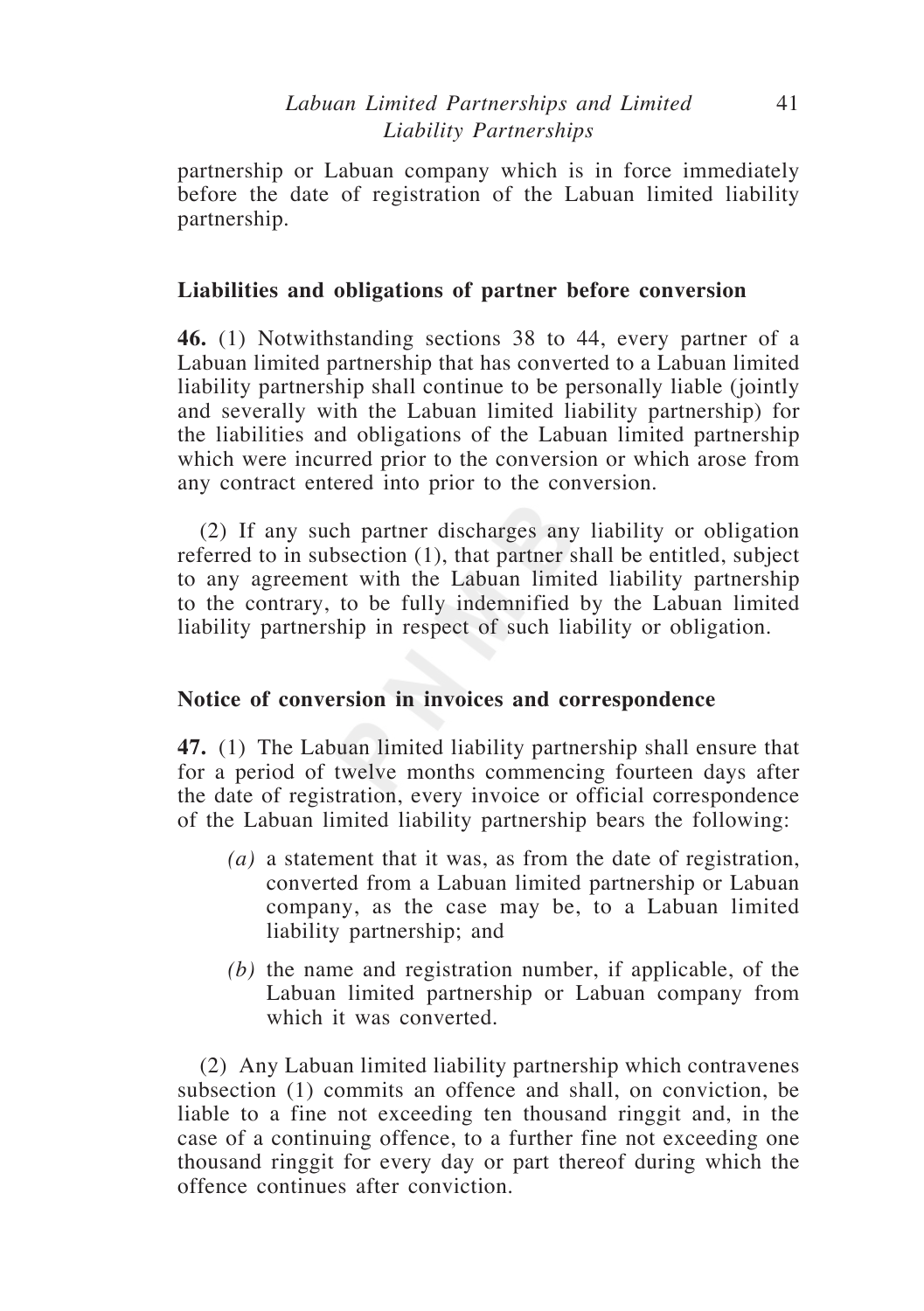partnership or Labuan company which is in force immediately before the date of registration of the Labuan limited liability partnership.

### Liabilities and obligations of partner before conversion

**46.** (1) Notwithstanding sections 38 to 44, every partner of a Labuan limited partnership that has converted to a Labuan limited liability partnership shall continue to be personally liable (jointly and severally with the Labuan limited liability partnership) for the liabilities and obligations of the Labuan limited partnership which were incurred prior to the conversion or which arose from any contract entered into prior to the conversion.

(2) If any such partner discharges any liability or obligation referred to in subsection (1), that partner shall be entitled, subject to any agreement with the Labuan limited liability partnership to the contrary, to be fully indemnified by the Labuan limited liability partnership in respect of such liability or obligation.

### Notice of conversion in invoices and correspondence

**47.** (1) The Labuan limited liability partnership shall ensure that for a period of twelve months commencing fourteen days after the date of registration, every invoice or official correspondence of the Labuan limited liability partnership bears the following:

*(a)* a statement that it was, as from the date of registration, converted from a Labuan limited partnership or Labuan company, as the case may be, to a Labuan limited liability partnership; and

*(b)* the name and registration number, if applicable, of the Labuan limited partnership or Labuan company from which it was converted.

(2) Any Labuan limited liability partnership which contravenes subsection (1) commits an offence and shall, on conviction, be liable to a fine not exceeding ten thousand ringgit and, in the case of a continuing offence, to a further fine not exceeding one thousand ringgit for every day or part thereof during which the offence continues after conviction.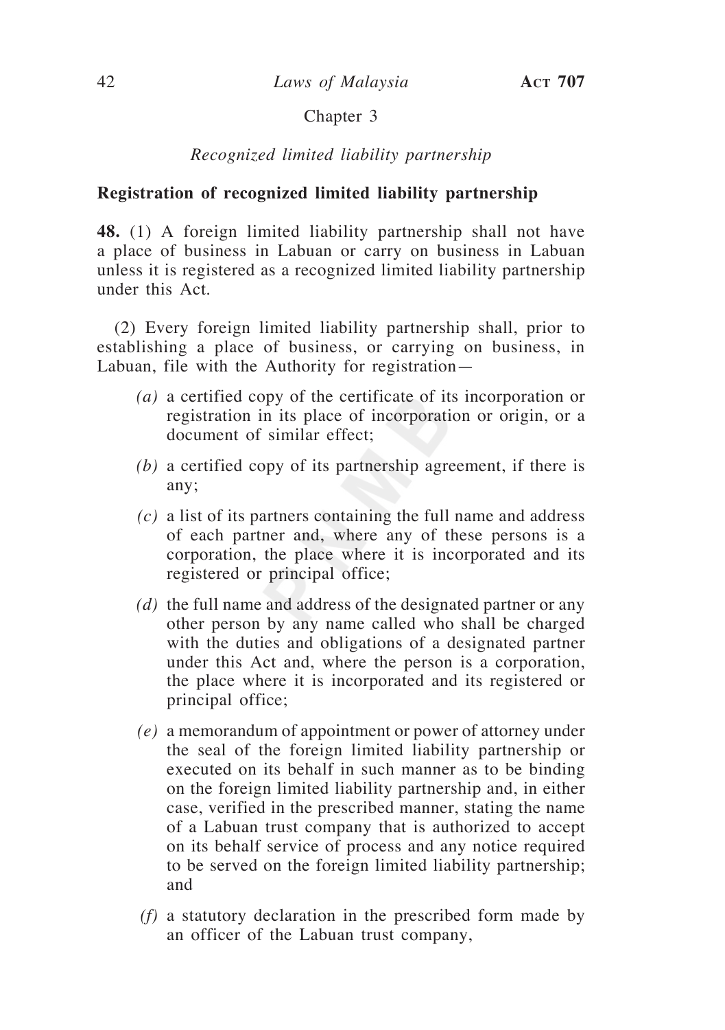Chapter 3

*Recognized limited liability partnership*

**Registration of recognized limited liability partnership**

**48.** (1) A foreign limited liability partnership shall not have a place of business in Labuan or carry on business in Labuan unless it is registered as a recognized limited liability partnership under this Act.

(2) Every foreign limited liability partnership shall, prior to establishing a place of business, or carrying on business, in Labuan, file with the Authority for registration—

*(a)* a certified copy of the certificate of its incorporation or registration in its place of incorporation or origin, or a document of similar effect;

*(b)* a certified copy of its partnership agreement, if there is any;

*(c)* a list of its partners containing the full name and address of each partner and, where any of these persons is a corporation, the place where it is incorporated and its registered or principal office;

*(d)* the full name and address of the designated partner or any other person by any name called who shall be charged with the duties and obligations of a designated partner under this Act and, where the person is a corporation, the place where it is incorporated and its registered or principal office;

*(e)* a memorandum of appointment or power of attorney under the seal of the foreign limited liability partnership or executed on its behalf in such manner as to be binding on the foreign limited liability partnership and, in either case, verified in the prescribed manner, stating the name of a Labuan trust company that is authorized to accept on its behalf service of process and any notice required to be served on the foreign limited liability partnership; and

*(f)* a statutory declaration in the prescribed form made by an officer of the Labuan trust company,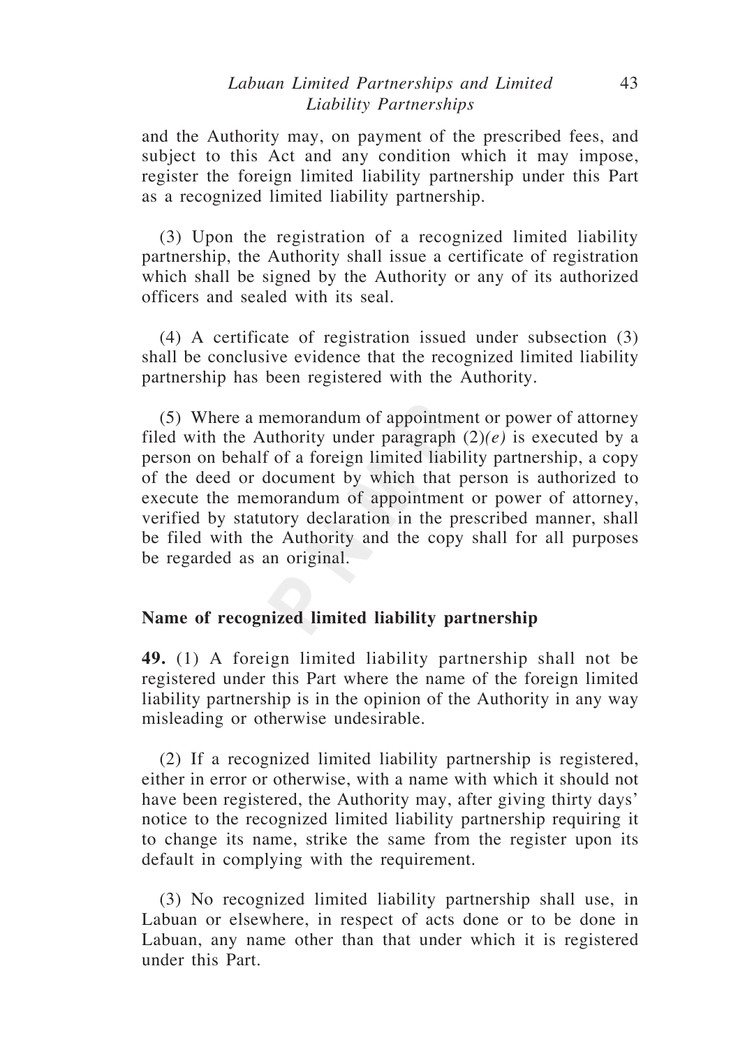and the Authority may, on payment of the prescribed fees, and subject to this Act and any condition which it may impose, register the foreign limited liability partnership under this Part as a recognized limited liability partnership.

(3) Upon the registration of a recognized limited liability partnership, the Authority shall issue a certificate of registration which shall be signed by the Authority or any of its authorized officers and sealed with its seal.

(4) A certificate of registration issued under subsection (3) shall be conclusive evidence that the recognized limited liability partnership has been registered with the Authority.

(5) Where a memorandum of appointment or power of attorney filed with the Authority under paragraph (2)*(e)* is executed by a person on behalf of a foreign limited liability partnership, a copy of the deed or document by which that person is authorized to execute the memorandum of appointment or power of attorney, verified by statutory declaration in the prescribed manner, shall be filed with the Authority and the copy shall for all purposes be regarded as an original.

### Name of recognized limited liability partnership

**49.** (1) A foreign limited liability partnership shall not be registered under this Part where the name of the foreign limited liability partnership is in the opinion of the Authority in any way misleading or otherwise undesirable.

(2) If a recognized limited liability partnership is registered, either in error or otherwise, with a name with which it should not have been registered, the Authority may, after giving thirty days' notice to the recognized limited liability partnership requiring it to change its name, strike the same from the register upon its default in complying with the requirement.

(3) No recognized limited liability partnership shall use, in Labuan or elsewhere, in respect of acts done or to be done in Labuan, any name other than that under which it is registered under this Part.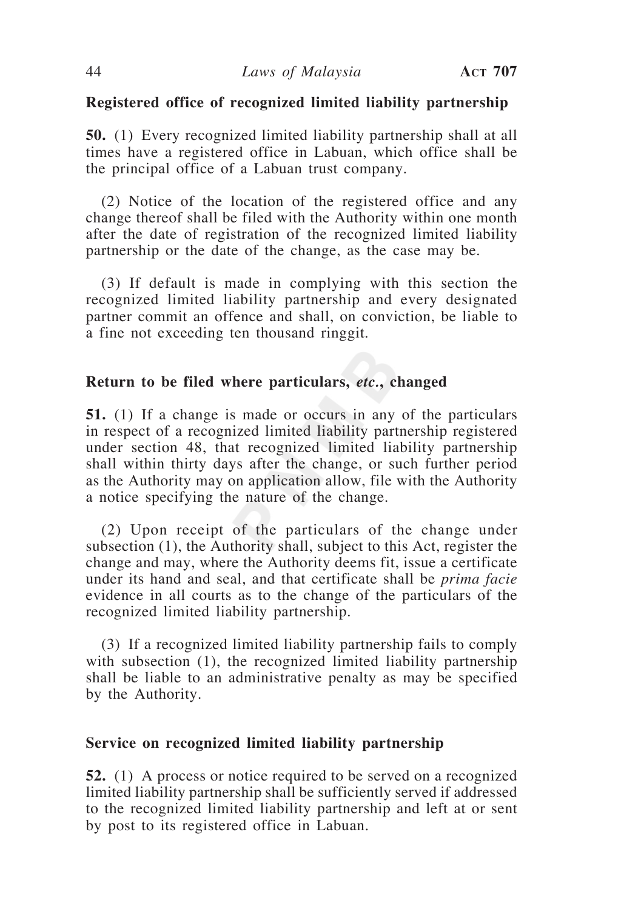**Registered office of recognized limited liability partnership**

**50.** (1) Every recognized limited liability partnership shall at all times have a registered office in Labuan, which office shall be the principal office of a Labuan trust company.

(2) Notice of the location of the registered office and any change thereof shall be filed with the Authority within one month after the date of registration of the recognized limited liability partnership or the date of the change, as the case may be.

(3) If default is made in complying with this section the recognized limited liability partnership and every designated partner commit an offence and shall, on conviction, be liable to a fine not exceeding ten thousand ringgit.

**Return to be filed where particulars, *etc.*, changed**

**51.** (1) If a change is made or occurs in any of the particulars in respect of a recognized limited liability partnership registered under section 48, that recognized limited liability partnership shall within thirty days after the change, or such further period as the Authority may on application allow, file with the Authority a notice specifying the nature of the change.

(2) Upon receipt of the particulars of the change under subsection (1), the Authority shall, subject to this Act, register the change and may, where the Authority deems fit, issue a certificate under its hand and seal, and that certificate shall be *prima facie* evidence in all courts as to the change of the particulars of the recognized limited liability partnership.

(3) If a recognized limited liability partnership fails to comply with subsection (1), the recognized limited liability partnership shall be liable to an administrative penalty as may be specified by the Authority.

**Service on recognized limited liability partnership**

**52.** (1) A process or notice required to be served on a recognized limited liability partnership shall be sufficiently served if addressed to the recognized limited liability partnership and left at or sent by post to its registered office in Labuan.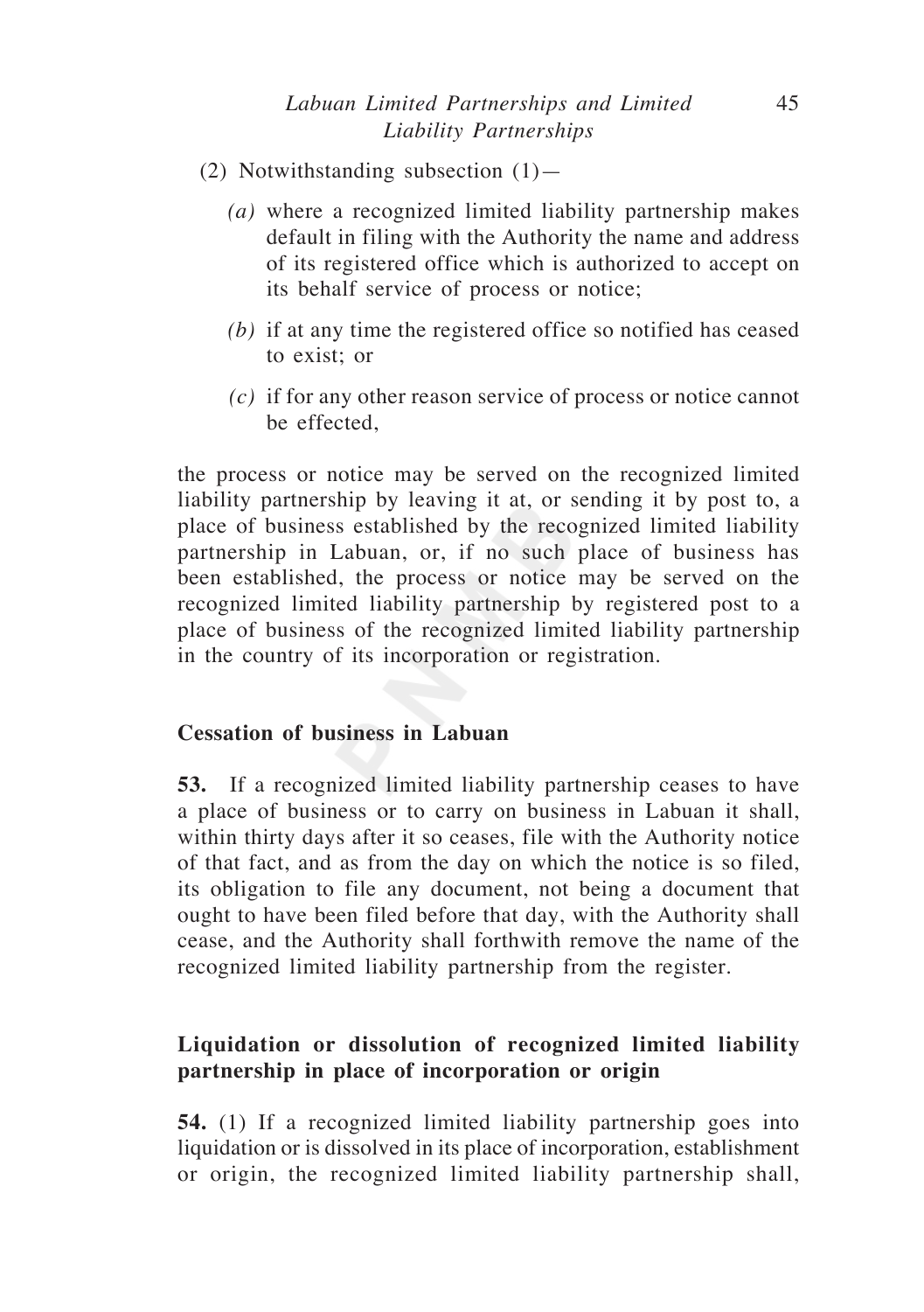(2) Notwithstanding subsection (1)—

*(a)* where a recognized limited liability partnership makes default in filing with the Authority the name and address of its registered office which is authorized to accept on its behalf service of process or notice;

*(b)* if at any time the registered office so notified has ceased to exist; or

*(c)* if for any other reason service of process or notice cannot be effected,

the process or notice may be served on the recognized limited liability partnership by leaving it at, or sending it by post to, a place of business established by the recognized limited liability partnership in Labuan, or, if no such place of business has been established, the process or notice may be served on the recognized limited liability partnership by registered post to a place of business of the recognized limited liability partnership in the country of its incorporation or registration.

**Cessation of business in Labuan**

**53.** If a recognized limited liability partnership ceases to have a place of business or to carry on business in Labuan it shall, within thirty days after it so ceases, file with the Authority notice of that fact, and as from the day on which the notice is so filed, its obligation to file any document, not being a document that ought to have been filed before that day, with the Authority shall cease, and the Authority shall forthwith remove the name of the recognized limited liability partnership from the register.

**Liquidation or dissolution of recognized limited liability partnership in place of incorporation or origin**

**54.** (1) If a recognized limited liability partnership goes into liquidation or is dissolved in its place of incorporation, establishment or origin, the recognized limited liability partnership shall,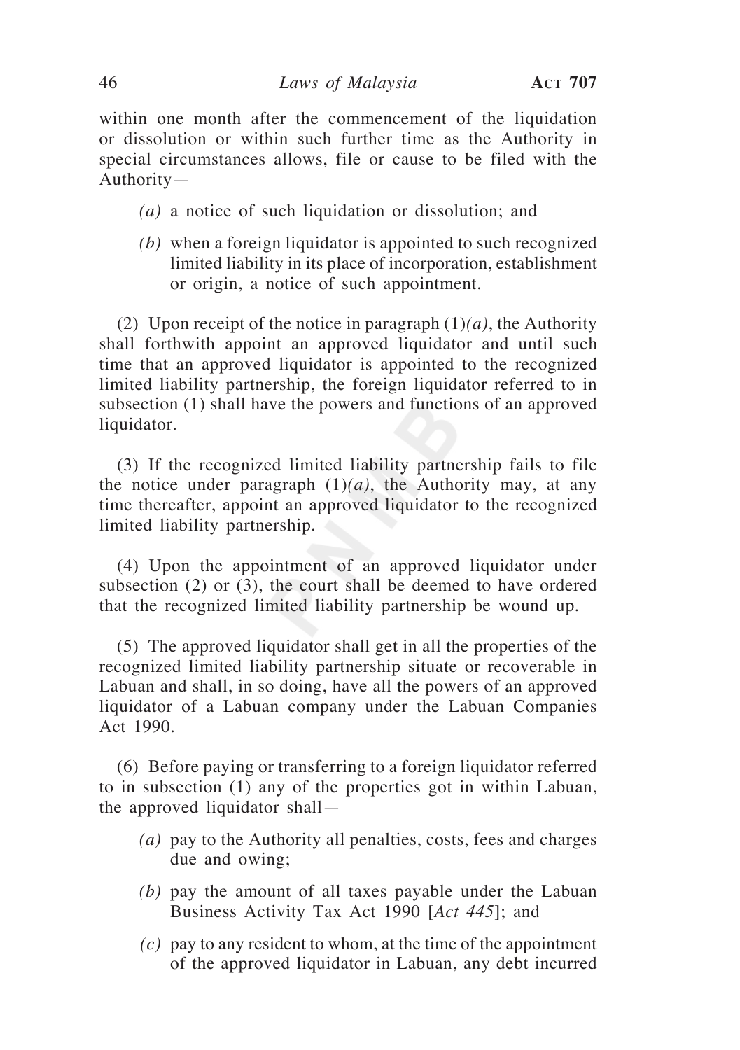within one month after the commencement of the liquidation or dissolution or within such further time as the Authority in special circumstances allows, file or cause to be filed with the Authority—

*(a)* a notice of such liquidation or dissolution; and

*(b)* when a foreign liquidator is appointed to such recognized limited liability in its place of incorporation, establishment or origin, a notice of such appointment.

(2) Upon receipt of the notice in paragraph (1)*(a)*, the Authority shall forthwith appoint an approved liquidator and until such time that an approved liquidator is appointed to the recognized limited liability partnership, the foreign liquidator referred to in subsection (1) shall have the powers and functions of an approved liquidator.

(3) If the recognized limited liability partnership fails to file the notice under paragraph (1)*(a)*, the Authority may, at any time thereafter, appoint an approved liquidator to the recognized limited liability partnership.

(4) Upon the appointment of an approved liquidator under subsection (2) or (3), the court shall be deemed to have ordered that the recognized limited liability partnership be wound up.

(5) The approved liquidator shall get in all the properties of the recognized limited liability partnership situate or recoverable in Labuan and shall, in so doing, have all the powers of an approved liquidator of a Labuan company under the Labuan Companies Act 1990.

(6) Before paying or transferring to a foreign liquidator referred to in subsection (1) any of the properties got in within Labuan, the approved liquidator shall—

*(a)* pay to the Authority all penalties, costs, fees and charges due and owing;

*(b)* pay the amount of all taxes payable under the Labuan Business Activity Tax Act 1990 [*Act 445*]; and

*(c)* pay to any resident to whom, at the time of the appointment of the approved liquidator in Labuan, any debt incurred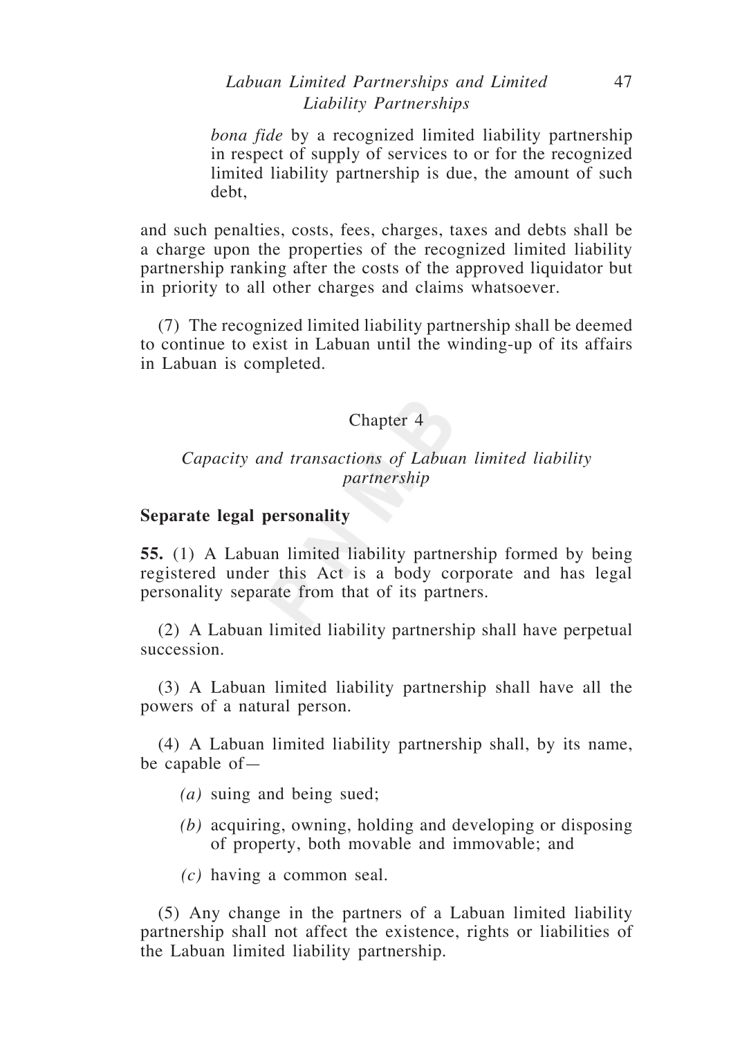*bona fide* by a recognized limited liability partnership in respect of supply of services to or for the recognized limited liability partnership is due, the amount of such debt,

and such penalties, costs, fees, charges, taxes and debts shall be a charge upon the properties of the recognized limited liability partnership ranking after the costs of the approved liquidator but in priority to all other charges and claims whatsoever.

(7) The recognized limited liability partnership shall be deemed to continue to exist in Labuan until the winding-up of its affairs in Labuan is completed.

## Chapter 4

### *Capacity and transactions of Labuan limited liability partnership*

**Separate legal personality**

**55.** (1) A Labuan limited liability partnership formed by being registered under this Act is a body corporate and has legal personality separate from that of its partners.

(2) A Labuan limited liability partnership shall have perpetual succession.

(3) A Labuan limited liability partnership shall have all the powers of a natural person.

(4) A Labuan limited liability partnership shall, by its name, be capable of—

*(a)* suing and being sued;

*(b)* acquiring, owning, holding and developing or disposing of property, both movable and immovable; and

*(c)* having a common seal.

(5) Any change in the partners of a Labuan limited liability partnership shall not affect the existence, rights or liabilities of the Labuan limited liability partnership.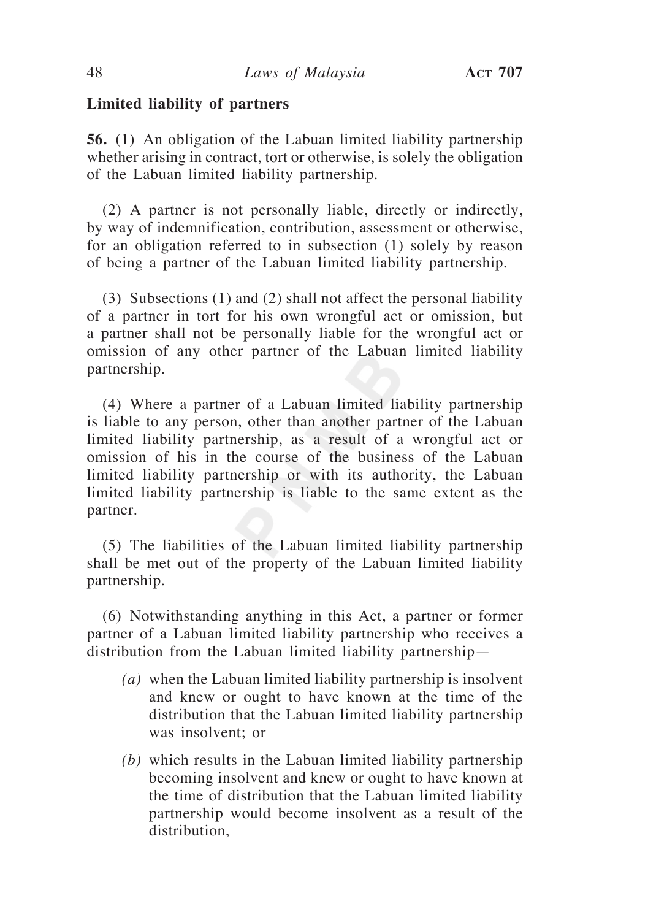**Limited liability of partners**

**56.** (1) An obligation of the Labuan limited liability partnership whether arising in contract, tort or otherwise, is solely the obligation of the Labuan limited liability partnership.

(2) A partner is not personally liable, directly or indirectly, by way of indemnification, contribution, assessment or otherwise, for an obligation referred to in subsection (1) solely by reason of being a partner of the Labuan limited liability partnership.

(3) Subsections (1) and (2) shall not affect the personal liability of a partner in tort for his own wrongful act or omission, but a partner shall not be personally liable for the wrongful act or omission of any other partner of the Labuan limited liability partnership.

(4) Where a partner of a Labuan limited liability partnership is liable to any person, other than another partner of the Labuan limited liability partnership, as a result of a wrongful act or omission of his in the course of the business of the Labuan limited liability partnership or with its authority, the Labuan limited liability partnership is liable to the same extent as the partner.

(5) The liabilities of the Labuan limited liability partnership shall be met out of the property of the Labuan limited liability partnership.

(6) Notwithstanding anything in this Act, a partner or former partner of a Labuan limited liability partnership who receives a distribution from the Labuan limited liability partnership—

*(a)* when the Labuan limited liability partnership is insolvent and knew or ought to have known at the time of the distribution that the Labuan limited liability partnership was insolvent; or

*(b)* which results in the Labuan limited liability partnership becoming insolvent and knew or ought to have known at the time of distribution that the Labuan limited liability partnership would become insolvent as a result of the distribution,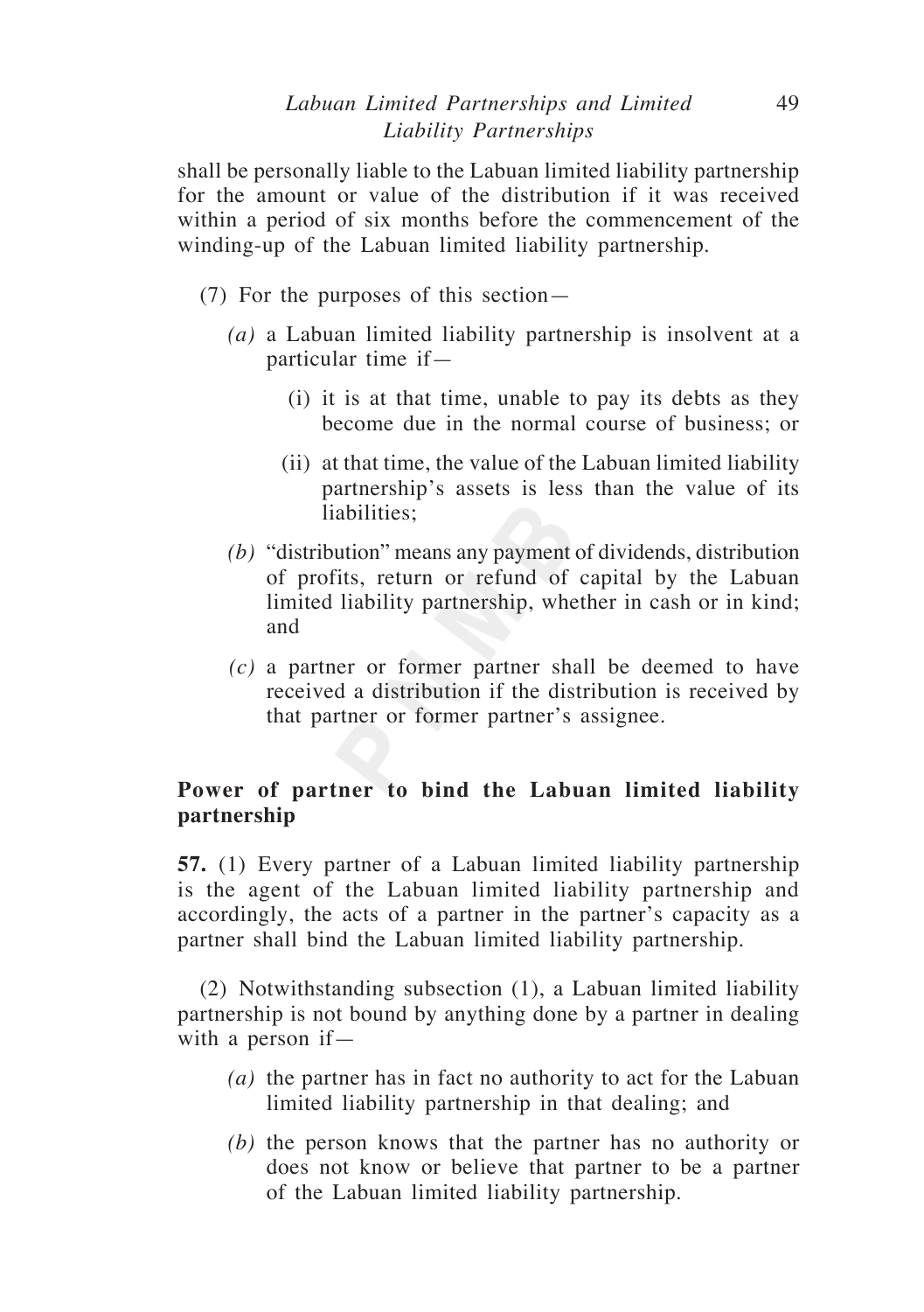shall be personally liable to the Labuan limited liability partnership for the amount or value of the distribution if it was received within a period of six months before the commencement of the winding-up of the Labuan limited liability partnership.

(7) For the purposes of this section—

*(a)* a Labuan limited liability partnership is insolvent at a particular time if—

(i) it is at that time, unable to pay its debts as they become due in the normal course of business; or

(ii) at that time, the value of the Labuan limited liability partnership's assets is less than the value of its liabilities;

*(b)* "distribution" means any payment of dividends, distribution of profits, return or refund of capital by the Labuan limited liability partnership, whether in cash or in kind; and

*(c)* a partner or former partner shall be deemed to have received a distribution if the distribution is received by that partner or former partner's assignee.

**Power of partner to bind the Labuan limited liability partnership**

**57.** (1) Every partner of a Labuan limited liability partnership is the agent of the Labuan limited liability partnership and accordingly, the acts of a partner in the partner's capacity as a partner shall bind the Labuan limited liability partnership.

(2) Notwithstanding subsection (1), a Labuan limited liability partnership is not bound by anything done by a partner in dealing with a person if—

*(a)* the partner has in fact no authority to act for the Labuan limited liability partnership in that dealing; and

*(b)* the person knows that the partner has no authority or does not know or believe that partner to be a partner of the Labuan limited liability partnership.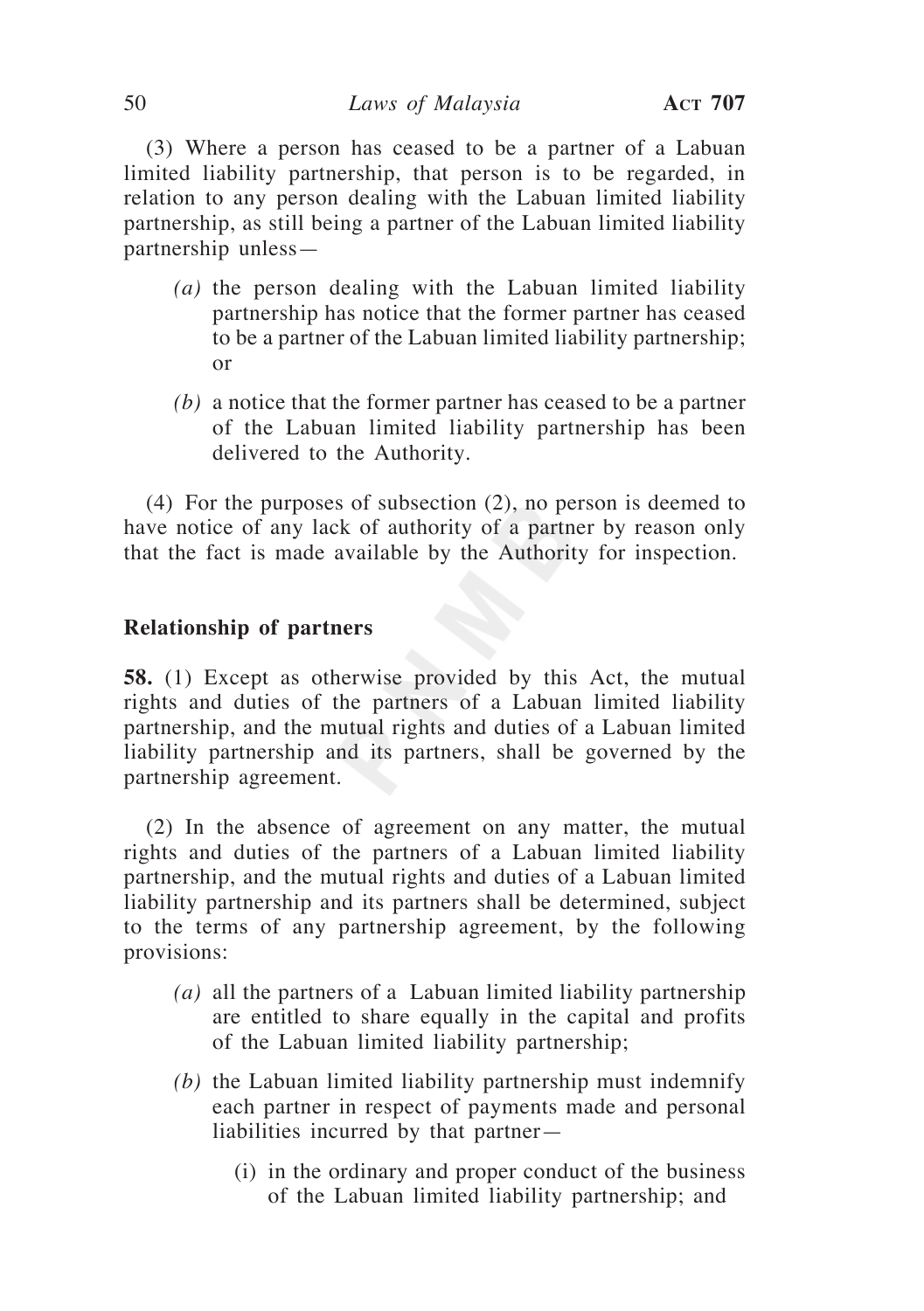(3) Where a person has ceased to be a partner of a Labuan limited liability partnership, that person is to be regarded, in relation to any person dealing with the Labuan limited liability partnership, as still being a partner of the Labuan limited liability partnership unless—

*(a)* the person dealing with the Labuan limited liability partnership has notice that the former partner has ceased to be a partner of the Labuan limited liability partnership; or

*(b)* a notice that the former partner has ceased to be a partner of the Labuan limited liability partnership has been delivered to the Authority.

(4) For the purposes of subsection (2), no person is deemed to have notice of any lack of authority of a partner by reason only that the fact is made available by the Authority for inspection.

**Relationship of partners**

**58.** (1) Except as otherwise provided by this Act, the mutual rights and duties of the partners of a Labuan limited liability partnership, and the mutual rights and duties of a Labuan limited liability partnership and its partners, shall be governed by the partnership agreement.

(2) In the absence of agreement on any matter, the mutual rights and duties of the partners of a Labuan limited liability partnership, and the mutual rights and duties of a Labuan limited liability partnership and its partners shall be determined, subject to the terms of any partnership agreement, by the following provisions:

*(a)* all the partners of a Labuan limited liability partnership are entitled to share equally in the capital and profits of the Labuan limited liability partnership;

*(b)* the Labuan limited liability partnership must indemnify each partner in respect of payments made and personal liabilities incurred by that partner—

(i) in the ordinary and proper conduct of the business of the Labuan limited liability partnership; and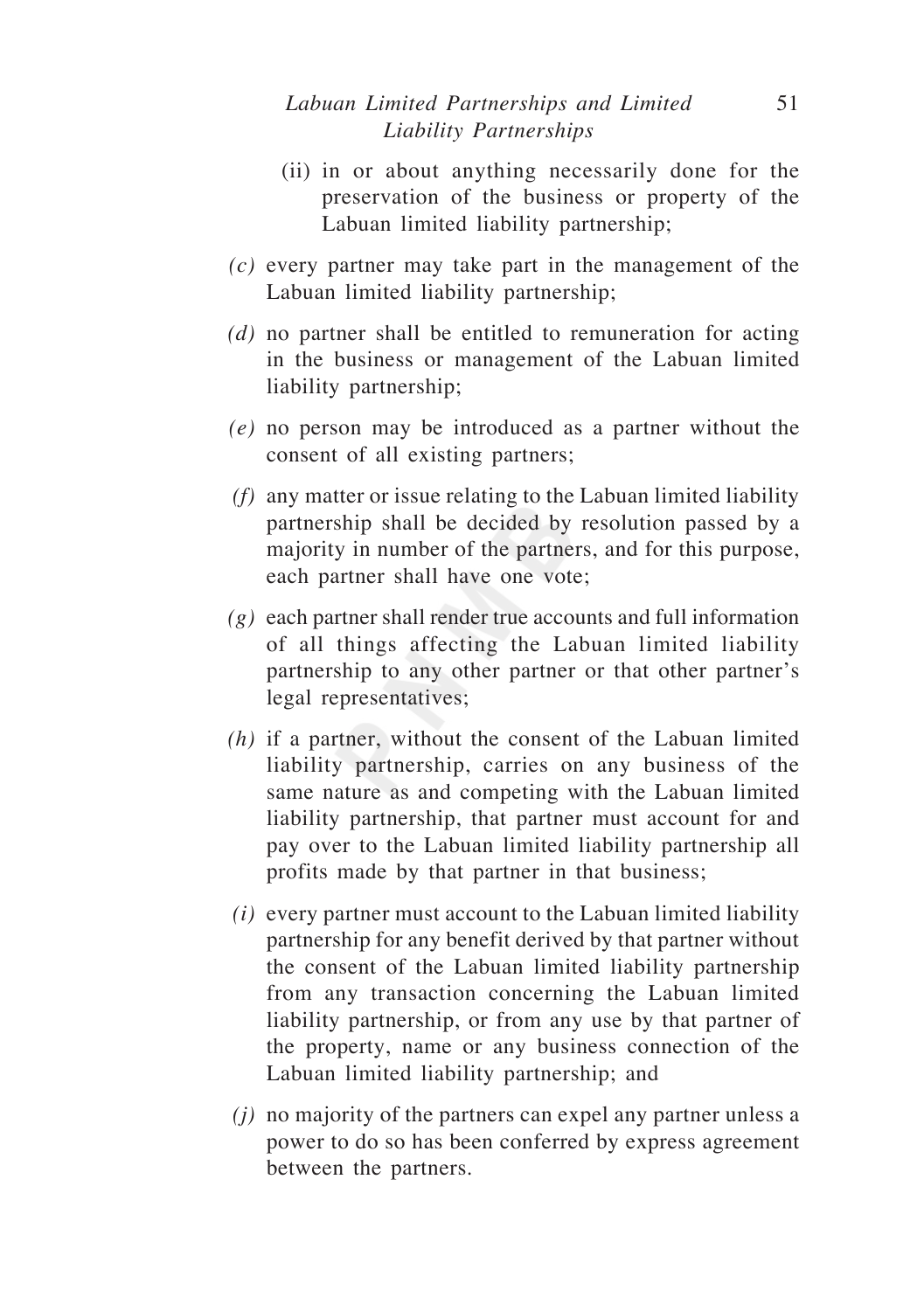(ii) in or about anything necessarily done for the preservation of the business or property of the Labuan limited liability partnership;

*(c)* every partner may take part in the management of the Labuan limited liability partnership;

*(d)* no partner shall be entitled to remuneration for acting in the business or management of the Labuan limited liability partnership;

*(e)* no person may be introduced as a partner without the consent of all existing partners;

*(f)* any matter or issue relating to the Labuan limited liability partnership shall be decided by resolution passed by a majority in number of the partners, and for this purpose, each partner shall have one vote;

*(g)* each partner shall render true accounts and full information of all things affecting the Labuan limited liability partnership to any other partner or that other partner's legal representatives;

*(h)* if a partner, without the consent of the Labuan limited liability partnership, carries on any business of the same nature as and competing with the Labuan limited liability partnership, that partner must account for and pay over to the Labuan limited liability partnership all profits made by that partner in that business;

*(i)* every partner must account to the Labuan limited liability partnership for any benefit derived by that partner without the consent of the Labuan limited liability partnership from any transaction concerning the Labuan limited liability partnership, or from any use by that partner of the property, name or any business connection of the Labuan limited liability partnership; and

*(j)* no majority of the partners can expel any partner unless a power to do so has been conferred by express agreement between the partners.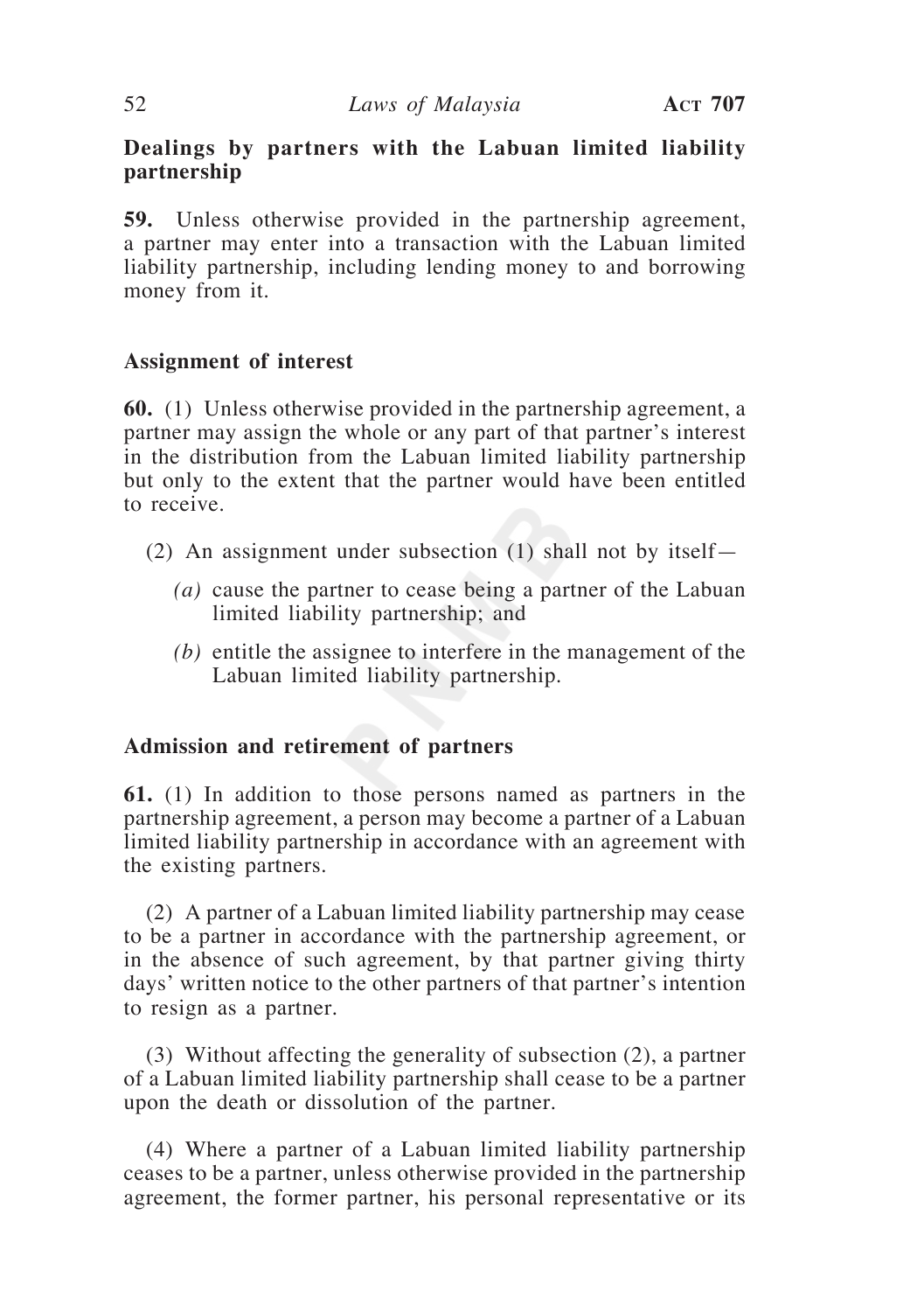**Dealings by partners with the Labuan limited liability partnership**

**59.** Unless otherwise provided in the partnership agreement, a partner may enter into a transaction with the Labuan limited liability partnership, including lending money to and borrowing money from it.

**Assignment of interest**

**60.** (1) Unless otherwise provided in the partnership agreement, a partner may assign the whole or any part of that partner's interest in the distribution from the Labuan limited liability partnership but only to the extent that the partner would have been entitled to receive.

(2) An assignment under subsection (1) shall not by itself—

*(a)* cause the partner to cease being a partner of the Labuan limited liability partnership; and

*(b)* entitle the assignee to interfere in the management of the Labuan limited liability partnership.

**Admission and retirement of partners**

**61.** (1) In addition to those persons named as partners in the partnership agreement, a person may become a partner of a Labuan limited liability partnership in accordance with an agreement with the existing partners.

(2) A partner of a Labuan limited liability partnership may cease to be a partner in accordance with the partnership agreement, or in the absence of such agreement, by that partner giving thirty days' written notice to the other partners of that partner's intention to resign as a partner.

(3) Without affecting the generality of subsection (2), a partner of a Labuan limited liability partnership shall cease to be a partner upon the death or dissolution of the partner.

(4) Where a partner of a Labuan limited liability partnership ceases to be a partner, unless otherwise provided in the partnership agreement, the former partner, his personal representative or its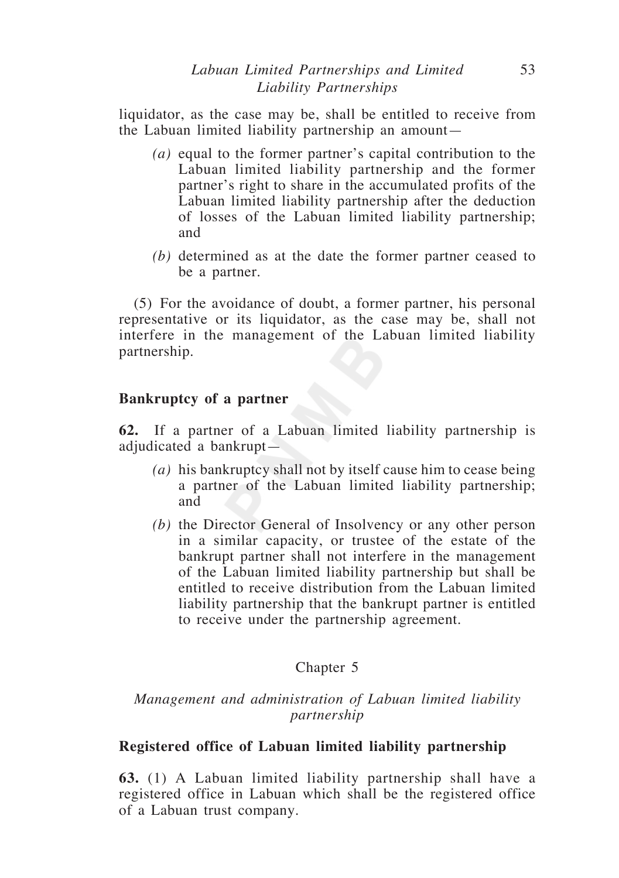liquidator, as the case may be, shall be entitled to receive from the Labuan limited liability partnership an amount—

*(a)* equal to the former partner's capital contribution to the Labuan limited liability partnership and the former partner's right to share in the accumulated profits of the Labuan limited liability partnership after the deduction of losses of the Labuan limited liability partnership; and

*(b)* determined as at the date the former partner ceased to be a partner.

(5) For the avoidance of doubt, a former partner, his personal representative or its liquidator, as the case may be, shall not interfere in the management of the Labuan limited liability partnership.

**Bankruptcy of a partner**

**62.** If a partner of a Labuan limited liability partnership is adjudicated a bankrupt—

*(a)* his bankruptcy shall not by itself cause him to cease being a partner of the Labuan limited liability partnership; and

*(b)* the Director General of Insolvency or any other person in a similar capacity, or trustee of the estate of the bankrupt partner shall not interfere in the management of the Labuan limited liability partnership but shall be entitled to receive distribution from the Labuan limited liability partnership that the bankrupt partner is entitled to receive under the partnership agreement.

## Chapter 5

### *Management and administration of Labuan limited liability partnership*

**Registered office of Labuan limited liability partnership**

**63.** (1) A Labuan limited liability partnership shall have a registered office in Labuan which shall be the registered office of a Labuan trust company.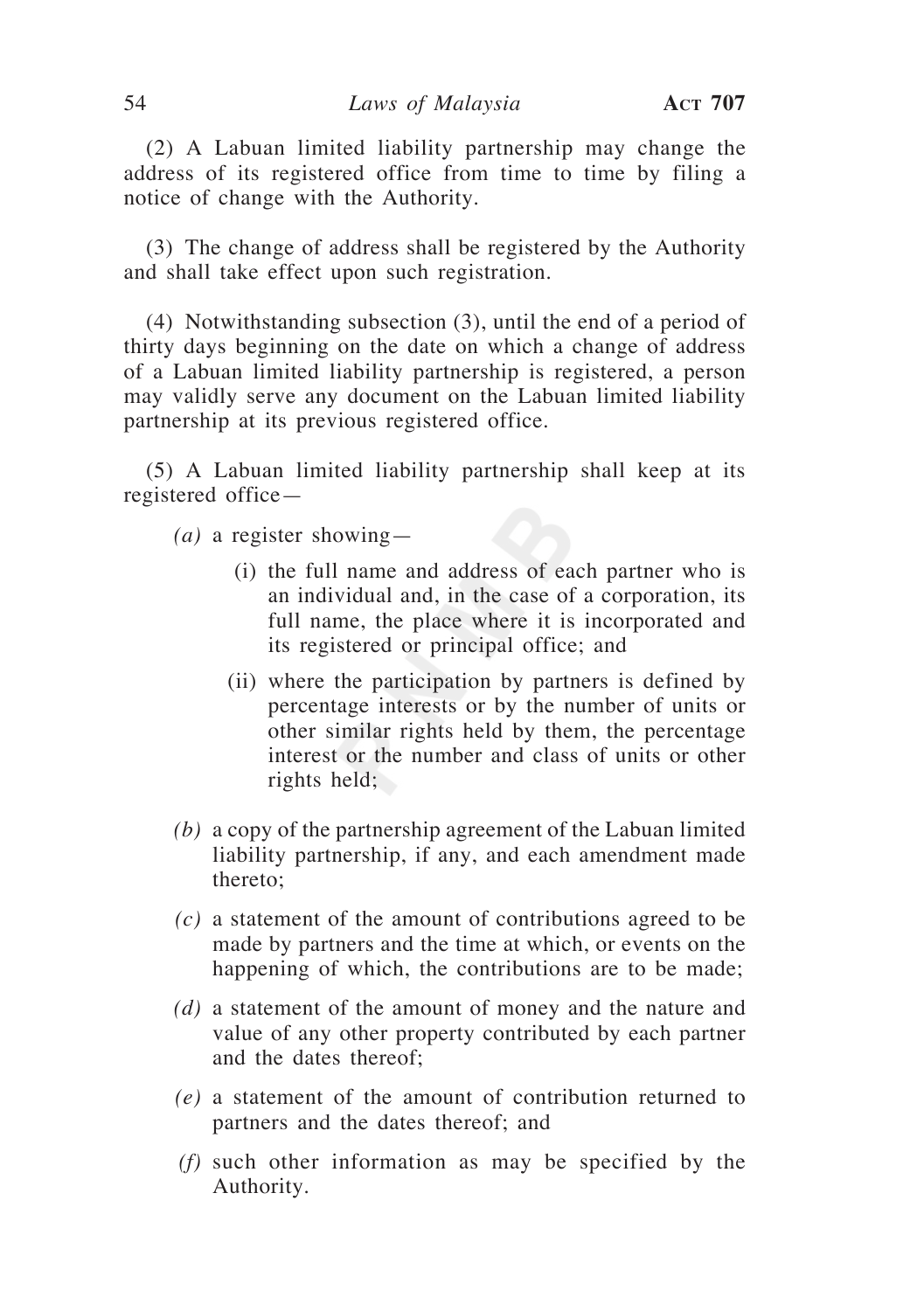(2) A Labuan limited liability partnership may change the address of its registered office from time to time by filing a notice of change with the Authority.

(3) The change of address shall be registered by the Authority and shall take effect upon such registration.

(4) Notwithstanding subsection (3), until the end of a period of thirty days beginning on the date on which a change of address of a Labuan limited liability partnership is registered, a person may validly serve any document on the Labuan limited liability partnership at its previous registered office.

(5) A Labuan limited liability partnership shall keep at its registered office—

*(a)* a register showing—

(i) the full name and address of each partner who is an individual and, in the case of a corporation, its full name, the place where it is incorporated and its registered or principal office; and

(ii) where the participation by partners is defined by percentage interests or by the number of units or other similar rights held by them, the percentage interest or the number and class of units or other rights held;

*(b)* a copy of the partnership agreement of the Labuan limited liability partnership, if any, and each amendment made thereto;

*(c)* a statement of the amount of contributions agreed to be made by partners and the time at which, or events on the happening of which, the contributions are to be made;

*(d)* a statement of the amount of money and the nature and value of any other property contributed by each partner and the dates thereof;

*(e)* a statement of the amount of contribution returned to partners and the dates thereof; and

*(f)* such other information as may be specified by the Authority.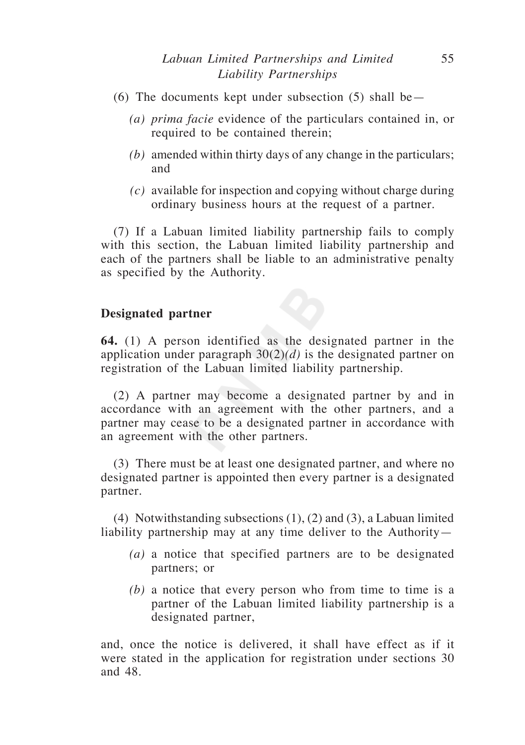(6) The documents kept under subsection (5) shall be—

*(a)* *prima facie* evidence of the particulars contained in, or required to be contained therein;

*(b)* amended within thirty days of any change in the particulars; and

*(c)* available for inspection and copying without charge during ordinary business hours at the request of a partner.

(7) If a Labuan limited liability partnership fails to comply with this section, the Labuan limited liability partnership and each of the partners shall be liable to an administrative penalty as specified by the Authority.

**Designated partner**

**64.** (1) A person identified as the designated partner in the application under paragraph 30(2)*(d)* is the designated partner on registration of the Labuan limited liability partnership.

(2) A partner may become a designated partner by and in accordance with an agreement with the other partners, and a partner may cease to be a designated partner in accordance with an agreement with the other partners.

(3) There must be at least one designated partner, and where no designated partner is appointed then every partner is a designated partner.

(4) Notwithstanding subsections (1), (2) and (3), a Labuan limited liability partnership may at any time deliver to the Authority—

*(a)* a notice that specified partners are to be designated partners; or

*(b)* a notice that every person who from time to time is a partner of the Labuan limited liability partnership is a designated partner,

and, once the notice is delivered, it shall have effect as if it were stated in the application for registration under sections 30 and 48.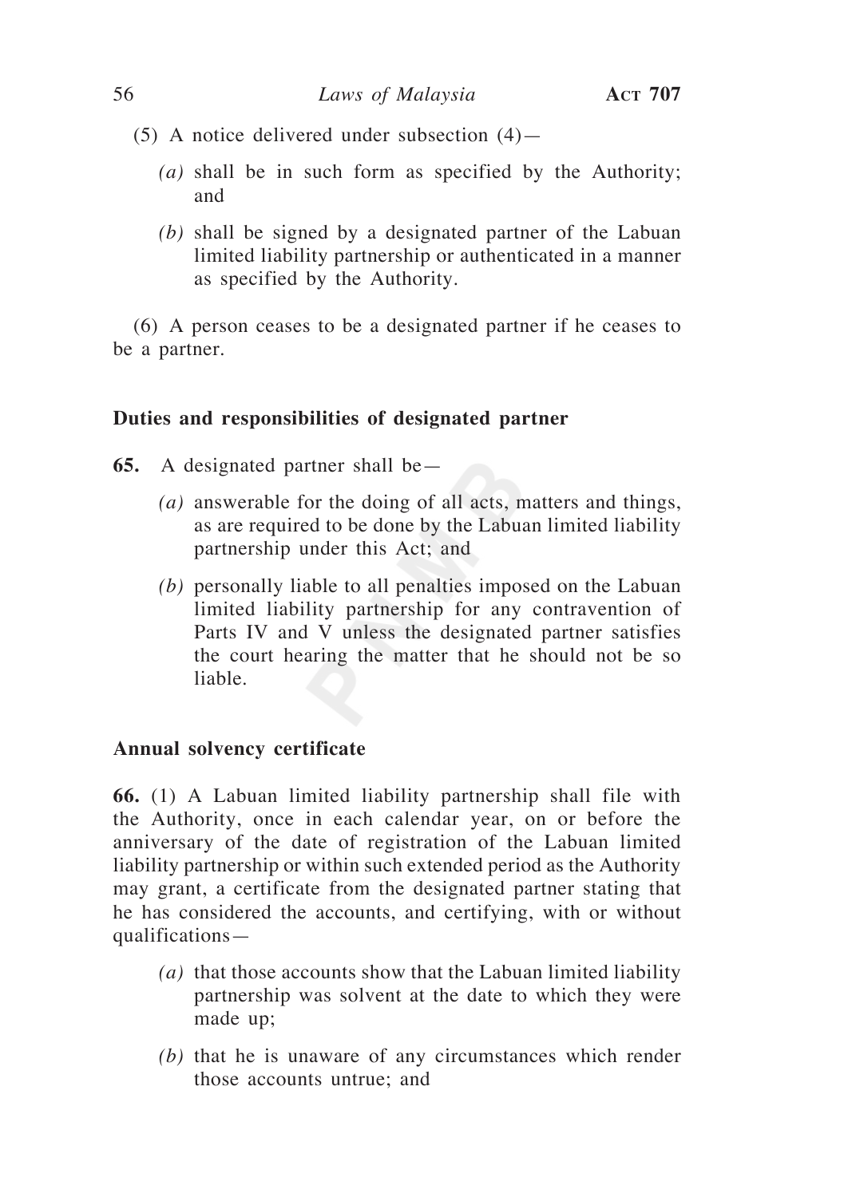(5) A notice delivered under subsection (4)—

*(a)* shall be in such form as specified by the Authority; and

*(b)* shall be signed by a designated partner of the Labuan limited liability partnership or authenticated in a manner as specified by the Authority.

(6) A person ceases to be a designated partner if he ceases to be a partner.

**Duties and responsibilities of designated partner**

**65.** A designated partner shall be—

*(a)* answerable for the doing of all acts, matters and things, as are required to be done by the Labuan limited liability partnership under this Act; and

*(b)* personally liable to all penalties imposed on the Labuan limited liability partnership for any contravention of Parts IV and V unless the designated partner satisfies the court hearing the matter that he should not be so liable.

**Annual solvency certificate**

**66.** (1) A Labuan limited liability partnership shall file with the Authority, once in each calendar year, on or before the anniversary of the date of registration of the Labuan limited liability partnership or within such extended period as the Authority may grant, a certificate from the designated partner stating that he has considered the accounts, and certifying, with or without qualifications—

*(a)* that those accounts show that the Labuan limited liability partnership was solvent at the date to which they were made up;

*(b)* that he is unaware of any circumstances which render those accounts untrue; and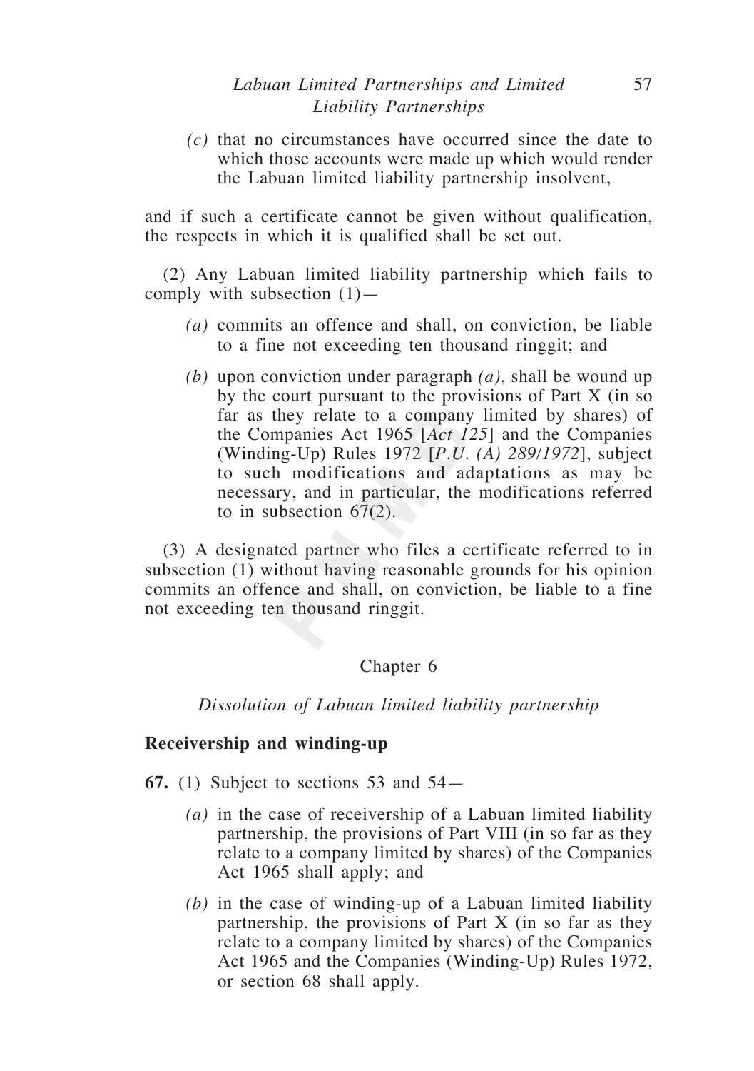*(c)* that no circumstances have occurred since the date to which those accounts were made up which would render the Labuan limited liability partnership insolvent,

and if such a certificate cannot be given without qualification, the respects in which it is qualified shall be set out.

(2) Any Labuan limited liability partnership which fails to comply with subsection (1)—

*(a)* commits an offence and shall, on conviction, be liable to a fine not exceeding ten thousand ringgit; and

*(b)* upon conviction under paragraph *(a)*, shall be wound up by the court pursuant to the provisions of Part X (in so far as they relate to a company limited by shares) of the Companies Act 1965 [*Act 125*] and the Companies (Winding-Up) Rules 1972 [*P.U. (A) 289/1972*], subject to such modifications and adaptations as may be necessary, and in particular, the modifications referred to in subsection 67(2).

(3) A designated partner who files a certificate referred to in subsection (1) without having reasonable grounds for his opinion commits an offence and shall, on conviction, be liable to a fine not exceeding ten thousand ringgit.

## Chapter 6

### *Dissolution of Labuan limited liability partnership*

**Receivership and winding-up**

**67.** (1) Subject to sections 53 and 54—

*(a)* in the case of receivership of a Labuan limited liability partnership, the provisions of Part VIII (in so far as they relate to a company limited by shares) of the Companies Act 1965 shall apply; and

*(b)* in the case of winding-up of a Labuan limited liability partnership, the provisions of Part X (in so far as they relate to a company limited by shares) of the Companies Act 1965 and the Companies (Winding-Up) Rules 1972, or section 68 shall apply.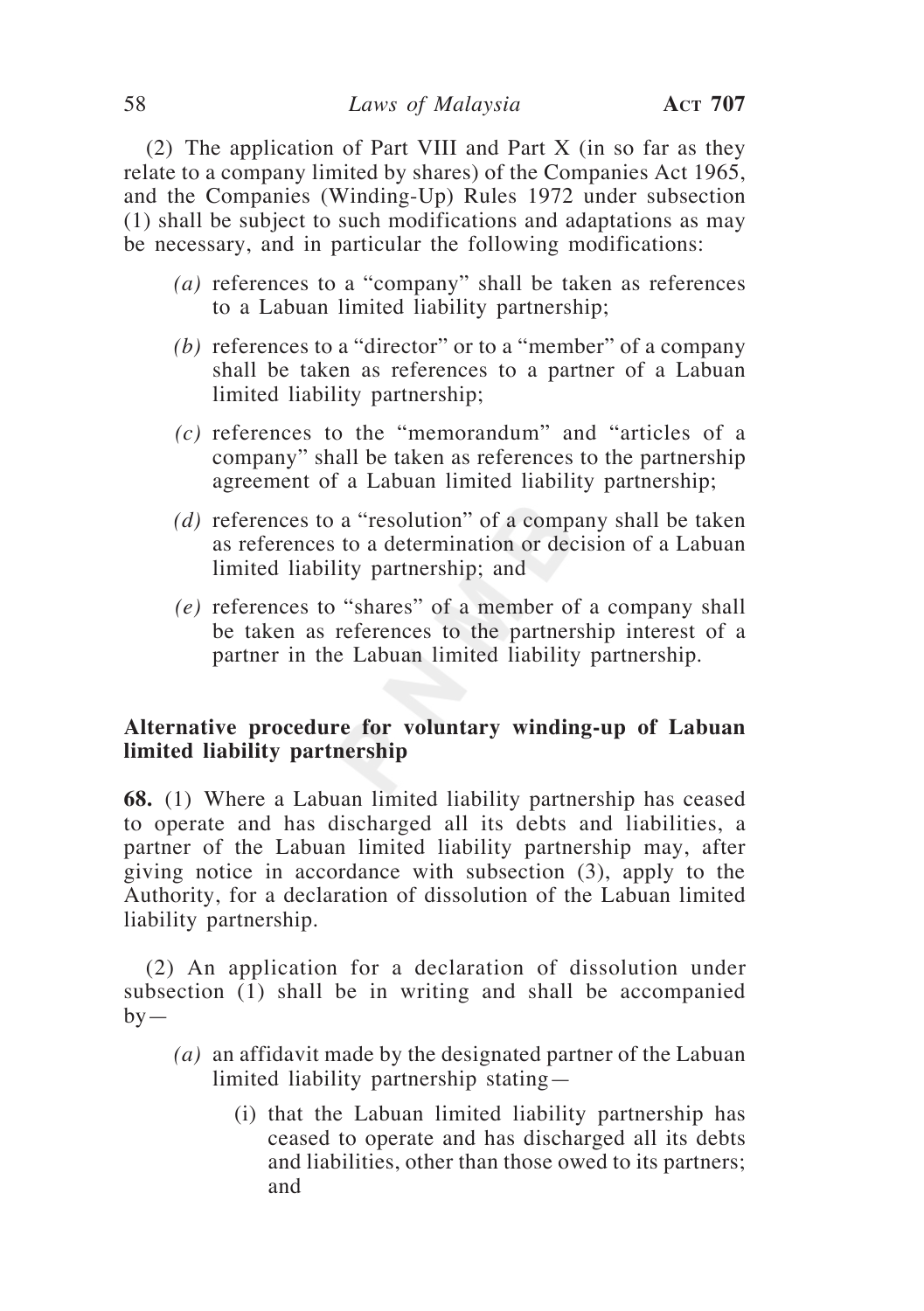(2) The application of Part VIII and Part X (in so far as they relate to a company limited by shares) of the Companies Act 1965, and the Companies (Winding-Up) Rules 1972 under subsection (1) shall be subject to such modifications and adaptations as may be necessary, and in particular the following modifications:

*(a)* references to a "company" shall be taken as references to a Labuan limited liability partnership;

*(b)* references to a "director" or to a "member" of a company shall be taken as references to a partner of a Labuan limited liability partnership;

*(c)* references to the "memorandum" and "articles of a company" shall be taken as references to the partnership agreement of a Labuan limited liability partnership;

*(d)* references to a "resolution" of a company shall be taken as references to a determination or decision of a Labuan limited liability partnership; and

*(e)* references to "shares" of a member of a company shall be taken as references to the partnership interest of a partner in the Labuan limited liability partnership.

**Alternative procedure for voluntary winding-up of Labuan limited liability partnership**

**68.** (1) Where a Labuan limited liability partnership has ceased to operate and has discharged all its debts and liabilities, a partner of the Labuan limited liability partnership may, after giving notice in accordance with subsection (3), apply to the Authority, for a declaration of dissolution of the Labuan limited liability partnership.

(2) An application for a declaration of dissolution under subsection (1) shall be in writing and shall be accompanied by—

*(a)* an affidavit made by the designated partner of the Labuan limited liability partnership stating—

(i) that the Labuan limited liability partnership has ceased to operate and has discharged all its debts and liabilities, other than those owed to its partners; and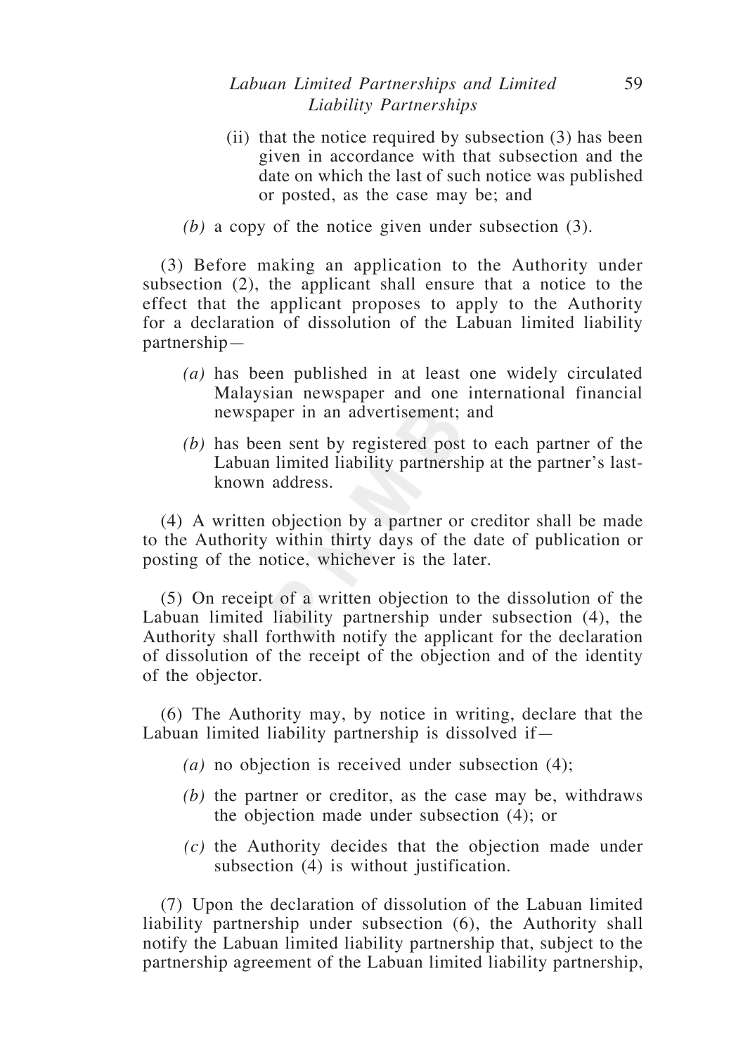(ii) that the notice required by subsection (3) has been given in accordance with that subsection and the date on which the last of such notice was published or posted, as the case may be; and

*(b)* a copy of the notice given under subsection (3).

(3) Before making an application to the Authority under subsection (2), the applicant shall ensure that a notice to the effect that the applicant proposes to apply to the Authority for a declaration of dissolution of the Labuan limited liability partnership—

*(a)* has been published in at least one widely circulated Malaysian newspaper and one international financial newspaper in an advertisement; and

*(b)* has been sent by registered post to each partner of the Labuan limited liability partnership at the partner's last-known address.

(4) A written objection by a partner or creditor shall be made to the Authority within thirty days of the date of publication or posting of the notice, whichever is the later.

(5) On receipt of a written objection to the dissolution of the Labuan limited liability partnership under subsection (4), the Authority shall forthwith notify the applicant for the declaration of dissolution of the receipt of the objection and of the identity of the objector.

(6) The Authority may, by notice in writing, declare that the Labuan limited liability partnership is dissolved if—

*(a)* no objection is received under subsection (4);

*(b)* the partner or creditor, as the case may be, withdraws the objection made under subsection (4); or

*(c)* the Authority decides that the objection made under subsection (4) is without justification.

(7) Upon the declaration of dissolution of the Labuan limited liability partnership under subsection (6), the Authority shall notify the Labuan limited liability partnership that, subject to the partnership agreement of the Labuan limited liability partnership,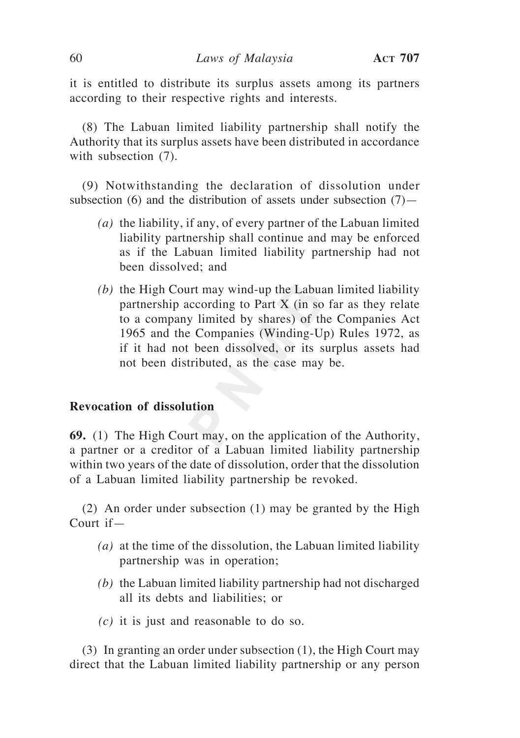it is entitled to distribute its surplus assets among its partners according to their respective rights and interests.

(8) The Labuan limited liability partnership shall notify the Authority that its surplus assets have been distributed in accordance with subsection (7).

(9) Notwithstanding the declaration of dissolution under subsection (6) and the distribution of assets under subsection (7)—

*(a)* the liability, if any, of every partner of the Labuan limited liability partnership shall continue and may be enforced as if the Labuan limited liability partnership had not been dissolved; and

*(b)* the High Court may wind-up the Labuan limited liability partnership according to Part X (in so far as they relate to a company limited by shares) of the Companies Act 1965 and the Companies (Winding-Up) Rules 1972, as if it had not been dissolved, or its surplus assets had not been distributed, as the case may be.

**Revocation of dissolution**

**69.** (1) The High Court may, on the application of the Authority, a partner or a creditor of a Labuan limited liability partnership within two years of the date of dissolution, order that the dissolution of a Labuan limited liability partnership be revoked.

(2) An order under subsection (1) may be granted by the High Court if—

*(a)* at the time of the dissolution, the Labuan limited liability partnership was in operation;

*(b)* the Labuan limited liability partnership had not discharged all its debts and liabilities; or

*(c)* it is just and reasonable to do so.

(3) In granting an order under subsection (1), the High Court may direct that the Labuan limited liability partnership or any person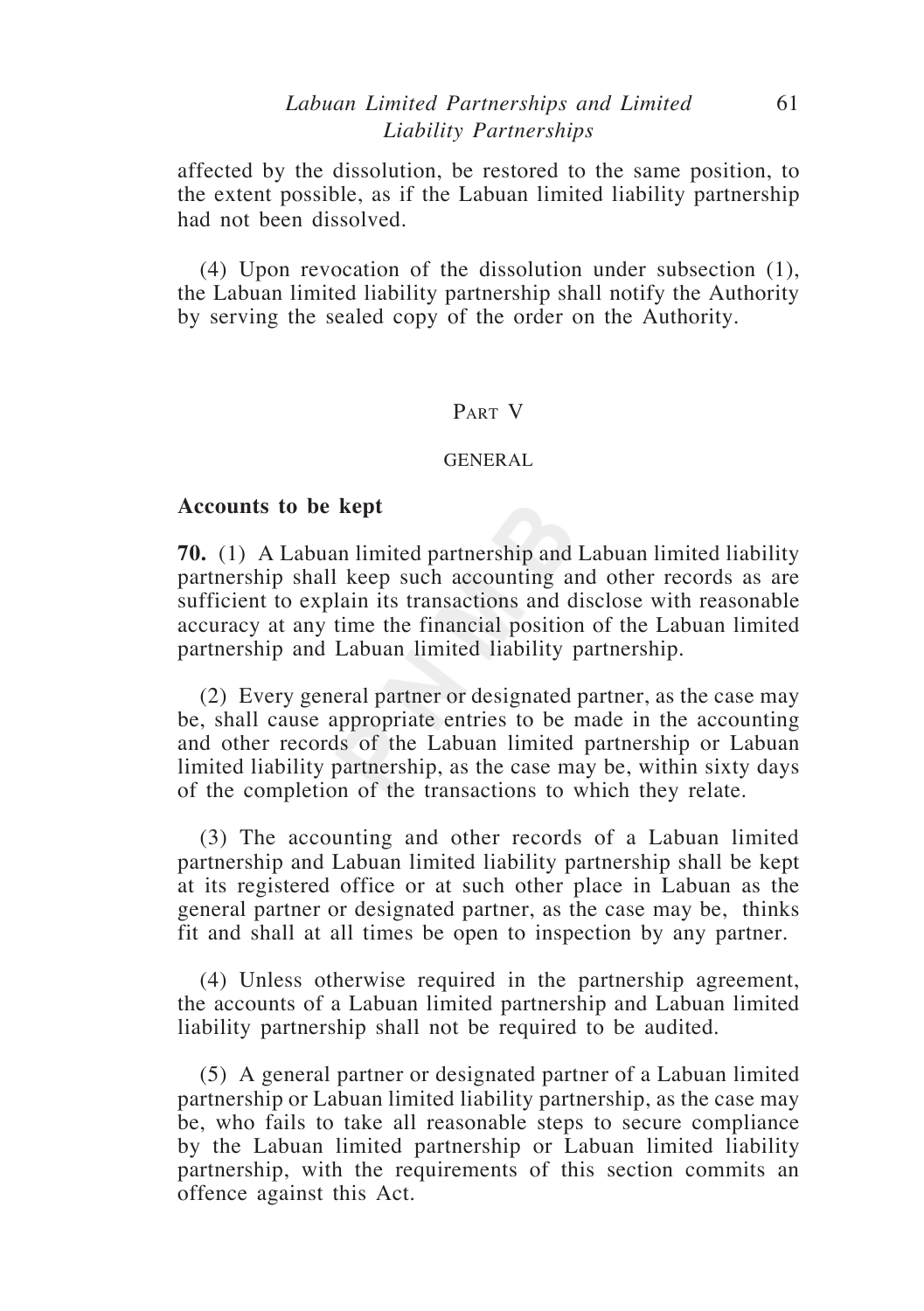affected by the dissolution, be restored to the same position, to the extent possible, as if the Labuan limited liability partnership had not been dissolved.

(4) Upon revocation of the dissolution under subsection (1), the Labuan limited liability partnership shall notify the Authority by serving the sealed copy of the order on the Authority.

## PART V

## GENERAL

**Accounts to be kept**

**70.** (1) A Labuan limited partnership and Labuan limited liability partnership shall keep such accounting and other records as are sufficient to explain its transactions and disclose with reasonable accuracy at any time the financial position of the Labuan limited partnership and Labuan limited liability partnership.

(2) Every general partner or designated partner, as the case may be, shall cause appropriate entries to be made in the accounting and other records of the Labuan limited partnership or Labuan limited liability partnership, as the case may be, within sixty days of the completion of the transactions to which they relate.

(3) The accounting and other records of a Labuan limited partnership and Labuan limited liability partnership shall be kept at its registered office or at such other place in Labuan as the general partner or designated partner, as the case may be, thinks fit and shall at all times be open to inspection by any partner.

(4) Unless otherwise required in the partnership agreement, the accounts of a Labuan limited partnership and Labuan limited liability partnership shall not be required to be audited.

(5) A general partner or designated partner of a Labuan limited partnership or Labuan limited liability partnership, as the case may be, who fails to take all reasonable steps to secure compliance by the Labuan limited partnership or Labuan limited liability partnership, with the requirements of this section commits an offence against this Act.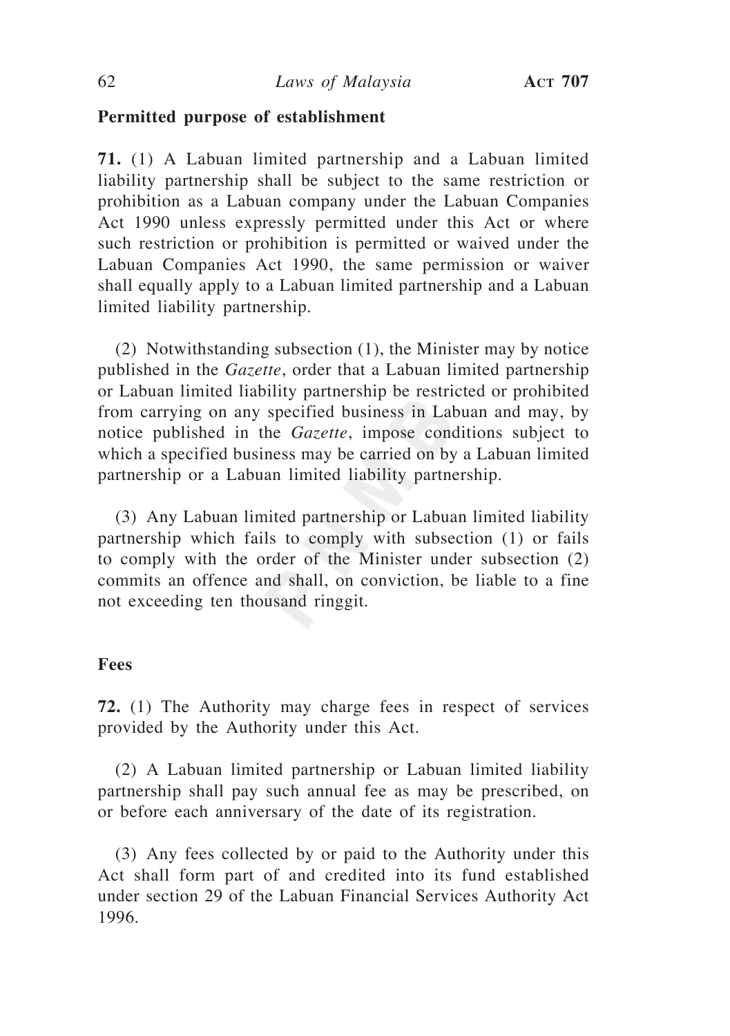**Permitted purpose of establishment**

**71.** (1) A Labuan limited partnership and a Labuan limited liability partnership shall be subject to the same restriction or prohibition as a Labuan company under the Labuan Companies Act 1990 unless expressly permitted under this Act or where such restriction or prohibition is permitted or waived under the Labuan Companies Act 1990, the same permission or waiver shall equally apply to a Labuan limited partnership and a Labuan limited liability partnership.

(2) Notwithstanding subsection (1), the Minister may by notice published in the *Gazette*, order that a Labuan limited partnership or Labuan limited liability partnership be restricted or prohibited from carrying on any specified business in Labuan and may, by notice published in the *Gazette*, impose conditions subject to which a specified business may be carried on by a Labuan limited partnership or a Labuan limited liability partnership.

(3) Any Labuan limited partnership or Labuan limited liability partnership which fails to comply with subsection (1) or fails to comply with the order of the Minister under subsection (2) commits an offence and shall, on conviction, be liable to a fine not exceeding ten thousand ringgit.

**Fees**

**72.** (1) The Authority may charge fees in respect of services provided by the Authority under this Act.

(2) A Labuan limited partnership or Labuan limited liability partnership shall pay such annual fee as may be prescribed, on or before each anniversary of the date of its registration.

(3) Any fees collected by or paid to the Authority under this Act shall form part of and credited into its fund established under section 29 of the Labuan Financial Services Authority Act 1996.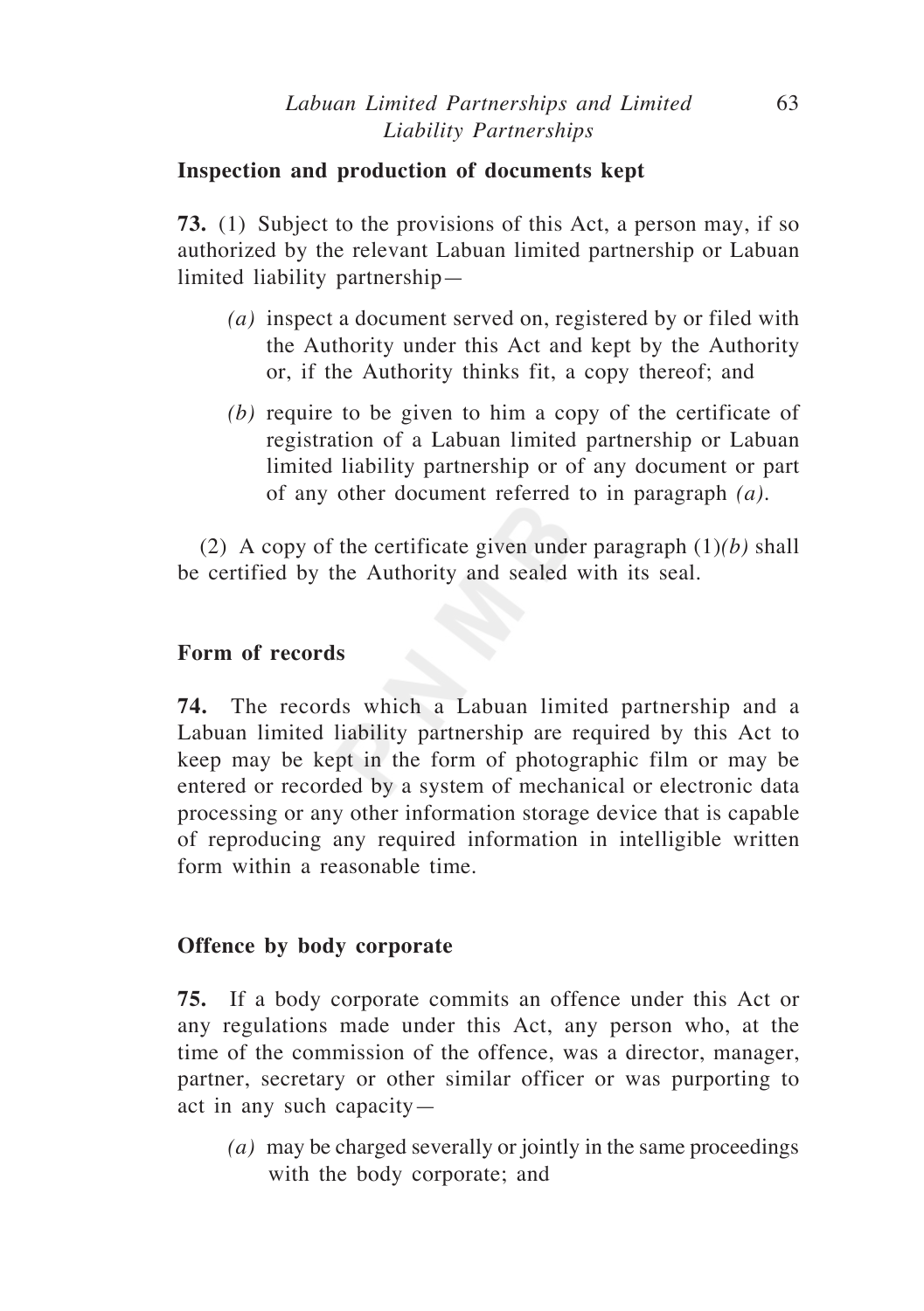**Inspection and production of documents kept**

**73.** (1) Subject to the provisions of this Act, a person may, if so authorized by the relevant Labuan limited partnership or Labuan limited liability partnership—

*(a)* inspect a document served on, registered by or filed with the Authority under this Act and kept by the Authority or, if the Authority thinks fit, a copy thereof; and

*(b)* require to be given to him a copy of the certificate of registration of a Labuan limited partnership or Labuan limited liability partnership or of any document or part of any other document referred to in paragraph *(a)*.

(2) A copy of the certificate given under paragraph (1)*(b)* shall be certified by the Authority and sealed with its seal.

**Form of records**

**74.** The records which a Labuan limited partnership and a Labuan limited liability partnership are required by this Act to keep may be kept in the form of photographic film or may be entered or recorded by a system of mechanical or electronic data processing or any other information storage device that is capable of reproducing any required information in intelligible written form within a reasonable time.

**Offence by body corporate**

**75.** If a body corporate commits an offence under this Act or any regulations made under this Act, any person who, at the time of the commission of the offence, was a director, manager, partner, secretary or other similar officer or was purporting to act in any such capacity—

*(a)* may be charged severally or jointly in the same proceedings with the body corporate; and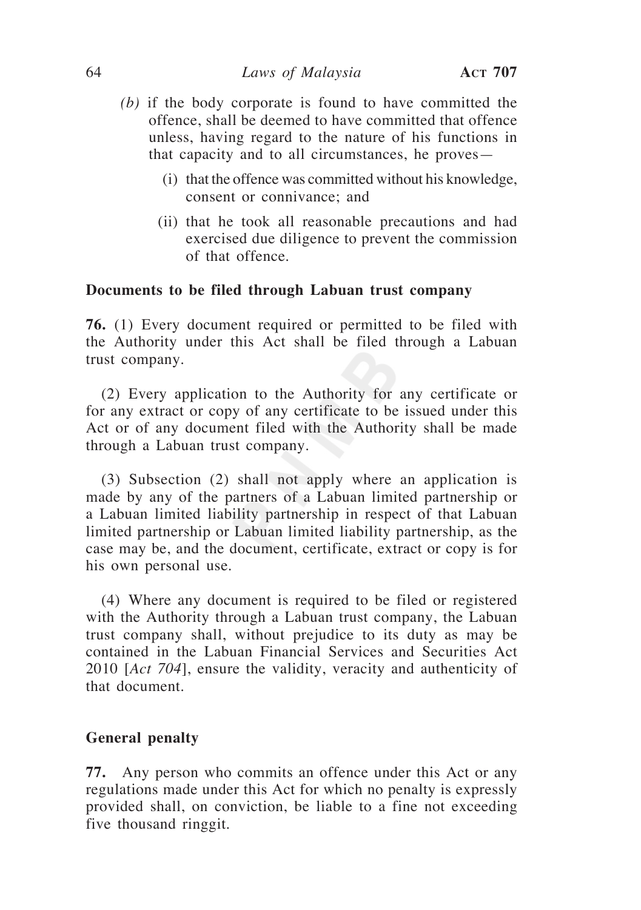(b) if the body corporate is found to have committed the offence, shall be deemed to have committed that offence unless, having regard to the nature of his functions in that capacity and to all circumstances, he proves—

(i) that the offence was committed without his knowledge, consent or connivance; and

(ii) that he took all reasonable precautions and had exercised due diligence to prevent the commission of that offence.

**Documents to be filed through Labuan trust company**

**76.** (1) Every document required or permitted to be filed with the Authority under this Act shall be filed through a Labuan trust company.

(2) Every application to the Authority for any certificate or for any extract or copy of any certificate to be issued under this Act or of any document filed with the Authority shall be made through a Labuan trust company.

(3) Subsection (2) shall not apply where an application is made by any of the partners of a Labuan limited partnership or a Labuan limited liability partnership in respect of that Labuan limited partnership or Labuan limited liability partnership, as the case may be, and the document, certificate, extract or copy is for his own personal use.

(4) Where any document is required to be filed or registered with the Authority through a Labuan trust company, the Labuan trust company shall, without prejudice to its duty as may be contained in the Labuan Financial Services and Securities Act 2010 [*Act 704*], ensure the validity, veracity and authenticity of that document.

**General penalty**

**77.** Any person who commits an offence under this Act or any regulations made under this Act for which no penalty is expressly provided shall, on conviction, be liable to a fine not exceeding five thousand ringgit.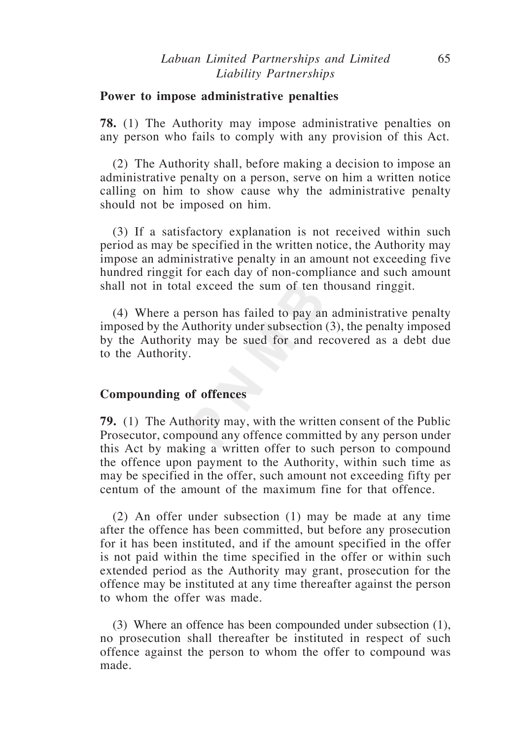**Power to impose administrative penalties**

**78.** (1) The Authority may impose administrative penalties on any person who fails to comply with any provision of this Act.

(2) The Authority shall, before making a decision to impose an administrative penalty on a person, serve on him a written notice calling on him to show cause why the administrative penalty should not be imposed on him.

(3) If a satisfactory explanation is not received within such period as may be specified in the written notice, the Authority may impose an administrative penalty in an amount not exceeding five hundred ringgit for each day of non-compliance and such amount shall not in total exceed the sum of ten thousand ringgit.

(4) Where a person has failed to pay an administrative penalty imposed by the Authority under subsection (3), the penalty imposed by the Authority may be sued for and recovered as a debt due to the Authority.

**Compounding of offences**

**79.** (1) The Authority may, with the written consent of the Public Prosecutor, compound any offence committed by any person under this Act by making a written offer to such person to compound the offence upon payment to the Authority, within such time as may be specified in the offer, such amount not exceeding fifty per centum of the amount of the maximum fine for that offence.

(2) An offer under subsection (1) may be made at any time after the offence has been committed, but before any prosecution for it has been instituted, and if the amount specified in the offer is not paid within the time specified in the offer or within such extended period as the Authority may grant, prosecution for the offence may be instituted at any time thereafter against the person to whom the offer was made.

(3) Where an offence has been compounded under subsection (1), no prosecution shall thereafter be instituted in respect of such offence against the person to whom the offer to compound was made.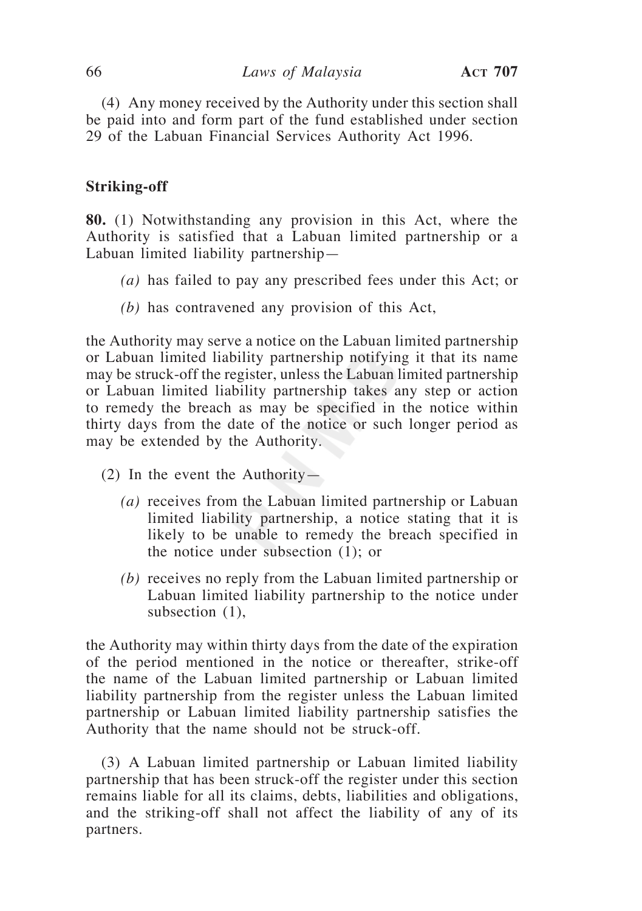(4) Any money received by the Authority under this section shall be paid into and form part of the fund established under section 29 of the Labuan Financial Services Authority Act 1996.

**Striking-off**

**80.** (1) Notwithstanding any provision in this Act, where the Authority is satisfied that a Labuan limited partnership or a Labuan limited liability partnership—

*(a)* has failed to pay any prescribed fees under this Act; or

*(b)* has contravened any provision of this Act,

the Authority may serve a notice on the Labuan limited partnership or Labuan limited liability partnership notifying it that its name may be struck-off the register, unless the Labuan limited partnership or Labuan limited liability partnership takes any step or action to remedy the breach as may be specified in the notice within thirty days from the date of the notice or such longer period as may be extended by the Authority.

(2) In the event the Authority—

*(a)* receives from the Labuan limited partnership or Labuan limited liability partnership, a notice stating that it is likely to be unable to remedy the breach specified in the notice under subsection (1); or

*(b)* receives no reply from the Labuan limited partnership or Labuan limited liability partnership to the notice under subsection (1),

the Authority may within thirty days from the date of the expiration of the period mentioned in the notice or thereafter, strike-off the name of the Labuan limited partnership or Labuan limited liability partnership from the register unless the Labuan limited partnership or Labuan limited liability partnership satisfies the Authority that the name should not be struck-off.

(3) A Labuan limited partnership or Labuan limited liability partnership that has been struck-off the register under this section remains liable for all its claims, debts, liabilities and obligations, and the striking-off shall not affect the liability of any of its partners.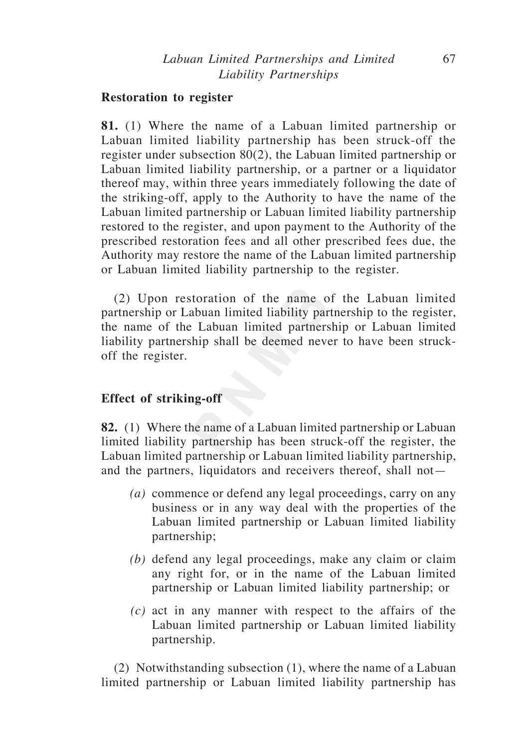**Restoration to register**

**81.** (1) Where the name of a Labuan limited partnership or Labuan limited liability partnership has been struck-off the register under subsection 80(2), the Labuan limited partnership or Labuan limited liability partnership, or a partner or a liquidator thereof may, within three years immediately following the date of the striking-off, apply to the Authority to have the name of the Labuan limited partnership or Labuan limited liability partnership restored to the register, and upon payment to the Authority of the prescribed restoration fees and all other prescribed fees due, the Authority may restore the name of the Labuan limited partnership or Labuan limited liability partnership to the register.

(2) Upon restoration of the name of the Labuan limited partnership or Labuan limited liability partnership to the register, the name of the Labuan limited partnership or Labuan limited liability partnership shall be deemed never to have been struck-off the register.

**Effect of striking-off**

**82.** (1) Where the name of a Labuan limited partnership or Labuan limited liability partnership has been struck-off the register, the Labuan limited partnership or Labuan limited liability partnership, and the partners, liquidators and receivers thereof, shall not—

*(a)* commence or defend any legal proceedings, carry on any business or in any way deal with the properties of the Labuan limited partnership or Labuan limited liability partnership;

*(b)* defend any legal proceedings, make any claim or claim any right for, or in the name of the Labuan limited partnership or Labuan limited liability partnership; or

*(c)* act in any manner with respect to the affairs of the Labuan limited partnership or Labuan limited liability partnership.

(2) Notwithstanding subsection (1), where the name of a Labuan limited partnership or Labuan limited liability partnership has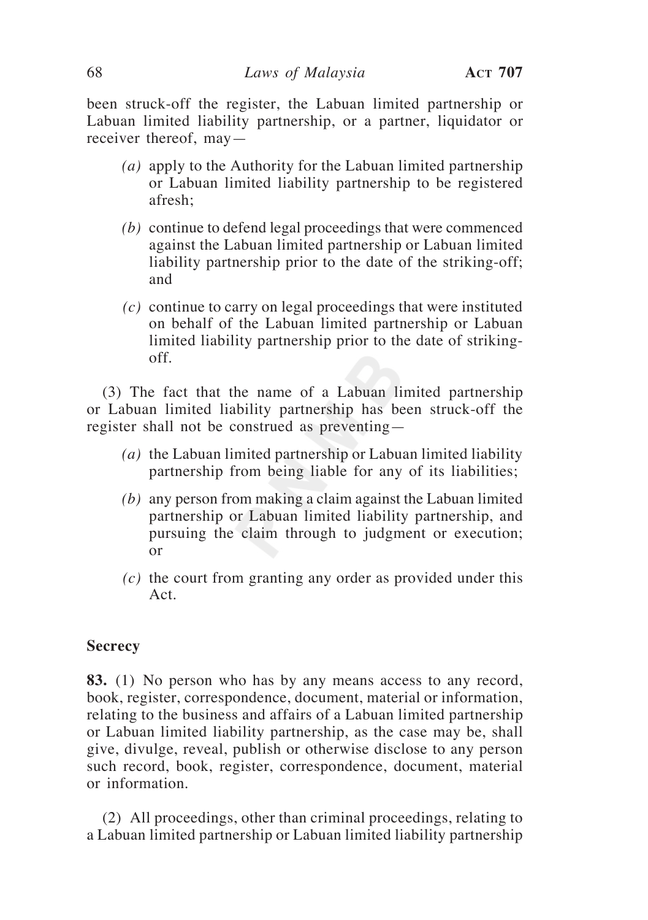been struck-off the register, the Labuan limited partnership or Labuan limited liability partnership, or a partner, liquidator or receiver thereof, may—

*(a)* apply to the Authority for the Labuan limited partnership or Labuan limited liability partnership to be registered afresh;

*(b)* continue to defend legal proceedings that were commenced against the Labuan limited partnership or Labuan limited liability partnership prior to the date of the striking-off; and

*(c)* continue to carry on legal proceedings that were instituted on behalf of the Labuan limited partnership or Labuan limited liability partnership prior to the date of striking-off.

(3) The fact that the name of a Labuan limited partnership or Labuan limited liability partnership has been struck-off the register shall not be construed as preventing—

*(a)* the Labuan limited partnership or Labuan limited liability partnership from being liable for any of its liabilities;

*(b)* any person from making a claim against the Labuan limited partnership or Labuan limited liability partnership, and pursuing the claim through to judgment or execution; or

*(c)* the court from granting any order as provided under this Act.

**Secrecy**

**83.** (1) No person who has by any means access to any record, book, register, correspondence, document, material or information, relating to the business and affairs of a Labuan limited partnership or Labuan limited liability partnership, as the case may be, shall give, divulge, reveal, publish or otherwise disclose to any person such record, book, register, correspondence, document, material or information.

(2) All proceedings, other than criminal proceedings, relating to a Labuan limited partnership or Labuan limited liability partnership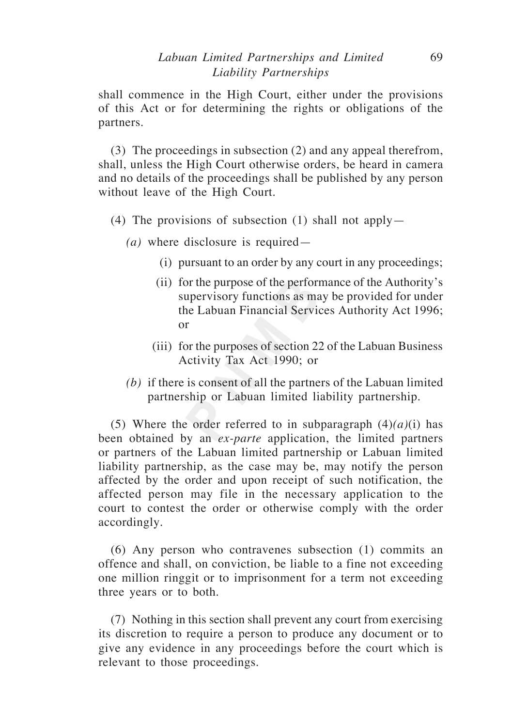shall commence in the High Court, either under the provisions of this Act or for determining the rights or obligations of the partners.

(3) The proceedings in subsection (2) and any appeal therefrom, shall, unless the High Court otherwise orders, be heard in camera and no details of the proceedings shall be published by any person without leave of the High Court.

(4) The provisions of subsection (1) shall not apply—

*(a)* where disclosure is required—

(i) pursuant to an order by any court in any proceedings;

(ii) for the purpose of the performance of the Authority's supervisory functions as may be provided for under the Labuan Financial Services Authority Act 1996; or

(iii) for the purposes of section 22 of the Labuan Business Activity Tax Act 1990; or

*(b)* if there is consent of all the partners of the Labuan limited partnership or Labuan limited liability partnership.

(5) Where the order referred to in subparagraph (4)*(a)*(i) has been obtained by an *ex-parte* application, the limited partners or partners of the Labuan limited partnership or Labuan limited liability partnership, as the case may be, may notify the person affected by the order and upon receipt of such notification, the affected person may file in the necessary application to the court to contest the order or otherwise comply with the order accordingly.

(6) Any person who contravenes subsection (1) commits an offence and shall, on conviction, be liable to a fine not exceeding one million ringgit or to imprisonment for a term not exceeding three years or to both.

(7) Nothing in this section shall prevent any court from exercising its discretion to require a person to produce any document or to give any evidence in any proceedings before the court which is relevant to those proceedings.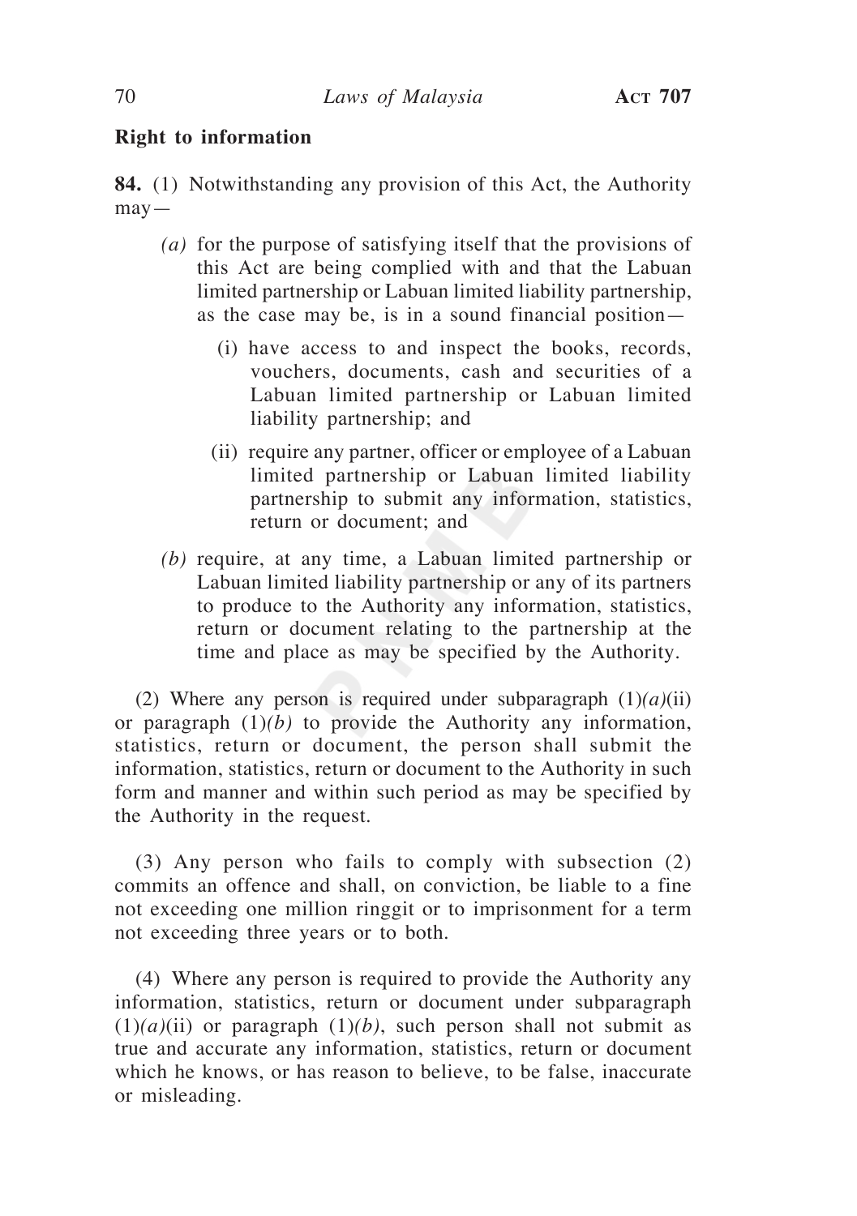**Right to information**

**84.** (1) Notwithstanding any provision of this Act, the Authority may—

*(a)* for the purpose of satisfying itself that the provisions of this Act are being complied with and that the Labuan limited partnership or Labuan limited liability partnership, as the case may be, is in a sound financial position—

(i) have access to and inspect the books, records, vouchers, documents, cash and securities of a Labuan limited partnership or Labuan limited liability partnership; and

(ii) require any partner, officer or employee of a Labuan limited partnership or Labuan limited liability partnership to submit any information, statistics, return or document; and

*(b)* require, at any time, a Labuan limited partnership or Labuan limited liability partnership or any of its partners to produce to the Authority any information, statistics, return or document relating to the partnership at the time and place as may be specified by the Authority.

(2) Where any person is required under subparagraph (1)*(a)*(ii) or paragraph (1)*(b)* to provide the Authority any information, statistics, return or document, the person shall submit the information, statistics, return or document to the Authority in such form and manner and within such period as may be specified by the Authority in the request.

(3) Any person who fails to comply with subsection (2) commits an offence and shall, on conviction, be liable to a fine not exceeding one million ringgit or to imprisonment for a term not exceeding three years or to both.

(4) Where any person is required to provide the Authority any information, statistics, return or document under subparagraph (1)*(a)*(ii) or paragraph (1)*(b)*, such person shall not submit as true and accurate any information, statistics, return or document which he knows, or has reason to believe, to be false, inaccurate or misleading.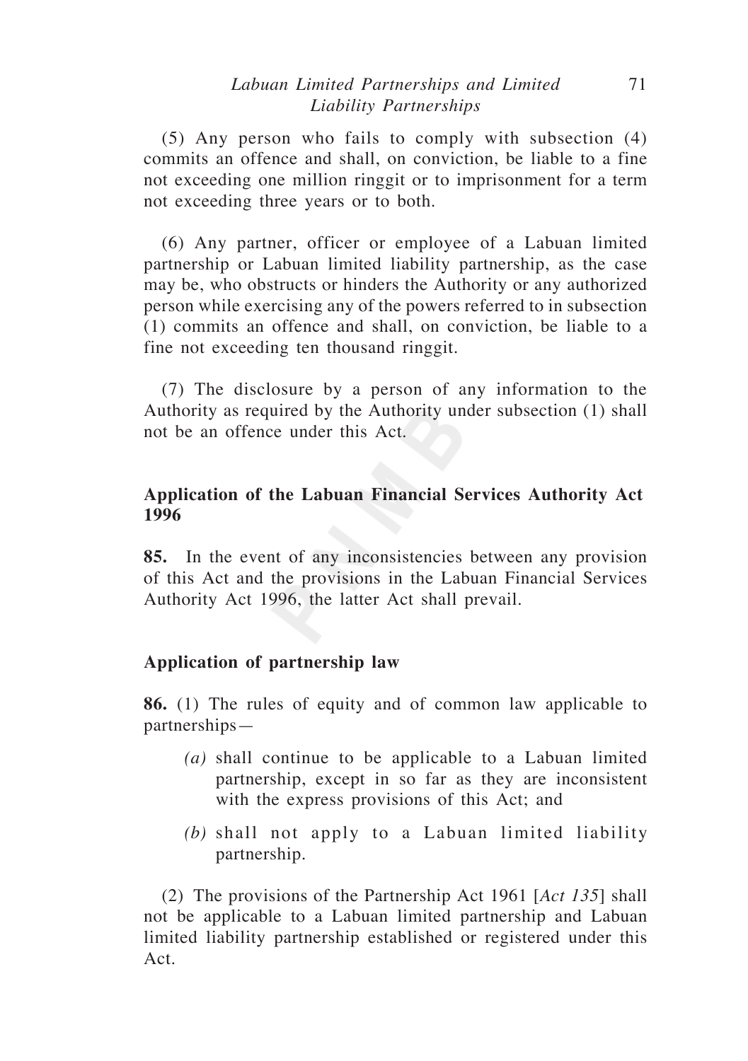(5) Any person who fails to comply with subsection (4) commits an offence and shall, on conviction, be liable to a fine not exceeding one million ringgit or to imprisonment for a term not exceeding three years or to both.

(6) Any partner, officer or employee of a Labuan limited partnership or Labuan limited liability partnership, as the case may be, who obstructs or hinders the Authority or any authorized person while exercising any of the powers referred to in subsection (1) commits an offence and shall, on conviction, be liable to a fine not exceeding ten thousand ringgit.

(7) The disclosure by a person of any information to the Authority as required by the Authority under subsection (1) shall not be an offence under this Act.

**Application of the Labuan Financial Services Authority Act 1996**

**85.** In the event of any inconsistencies between any provision of this Act and the provisions in the Labuan Financial Services Authority Act 1996, the latter Act shall prevail.

**Application of partnership law**

**86.** (1) The rules of equity and of common law applicable to partnerships—

*(a)* shall continue to be applicable to a Labuan limited partnership, except in so far as they are inconsistent with the express provisions of this Act; and

*(b)* shall not apply to a Labuan limited liability partnership.

(2) The provisions of the Partnership Act 1961 [*Act 135*] shall not be applicable to a Labuan limited partnership and Labuan limited liability partnership established or registered under this Act.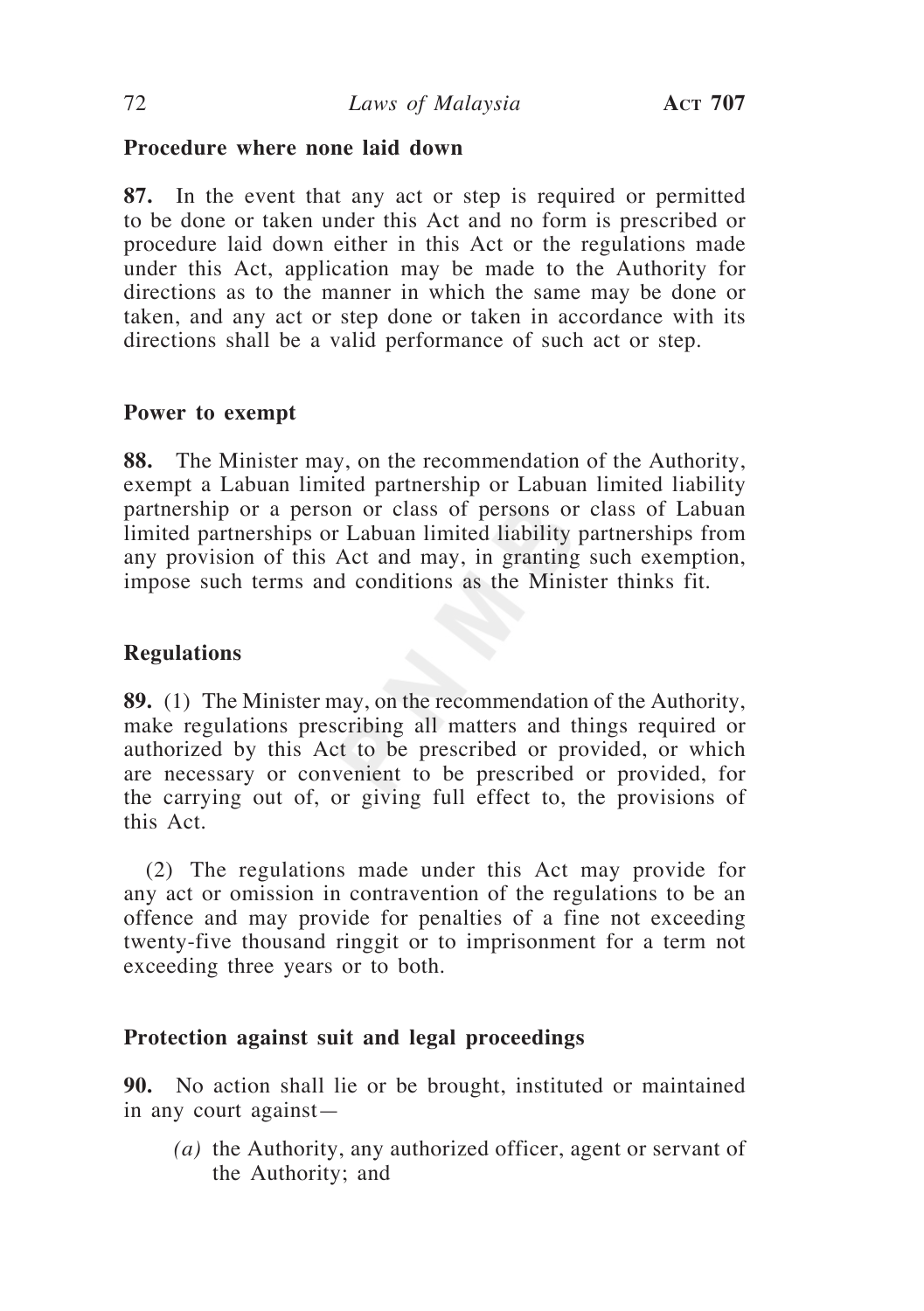**Procedure where none laid down**

**87.** In the event that any act or step is required or permitted to be done or taken under this Act and no form is prescribed or procedure laid down either in this Act or the regulations made under this Act, application may be made to the Authority for directions as to the manner in which the same may be done or taken, and any act or step done or taken in accordance with its directions shall be a valid performance of such act or step.

**Power to exempt**

**88.** The Minister may, on the recommendation of the Authority, exempt a Labuan limited partnership or Labuan limited liability partnership or a person or class of persons or class of Labuan limited partnerships or Labuan limited liability partnerships from any provision of this Act and may, in granting such exemption, impose such terms and conditions as the Minister thinks fit.

**Regulations**

**89.** (1) The Minister may, on the recommendation of the Authority, make regulations prescribing all matters and things required or authorized by this Act to be prescribed or provided, or which are necessary or convenient to be prescribed or provided, for the carrying out of, or giving full effect to, the provisions of this Act.

(2) The regulations made under this Act may provide for any act or omission in contravention of the regulations to be an offence and may provide for penalties of a fine not exceeding twenty-five thousand ringgit or to imprisonment for a term not exceeding three years or to both.

**Protection against suit and legal proceedings**

**90.** No action shall lie or be brought, instituted or maintained in any court against—

*(a)* the Authority, any authorized officer, agent or servant of the Authority; and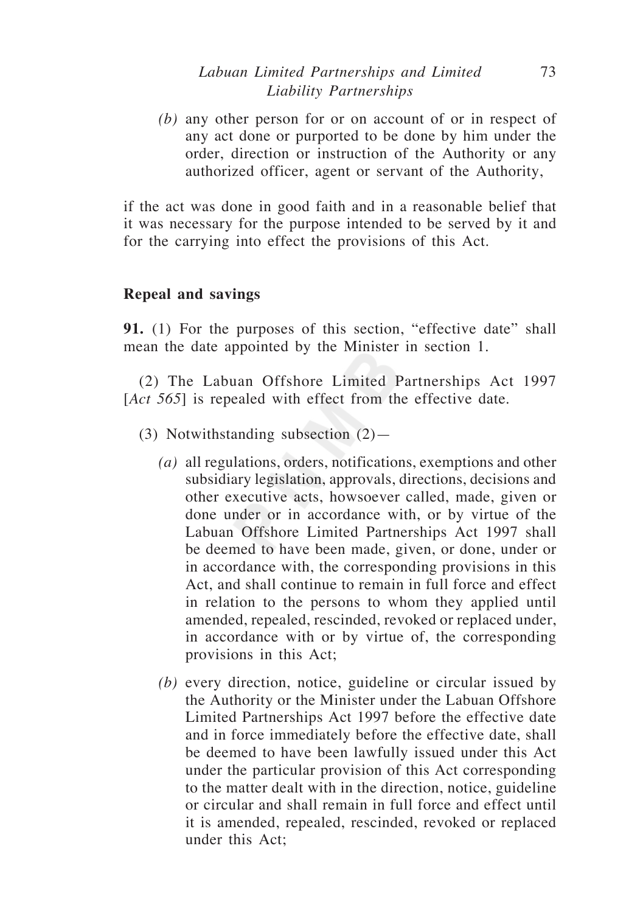*(b)* any other person for or on account of or in respect of any act done or purported to be done by him under the order, direction or instruction of the Authority or any authorized officer, agent or servant of the Authority,

if the act was done in good faith and in a reasonable belief that it was necessary for the purpose intended to be served by it and for the carrying into effect the provisions of this Act.

**Repeal and savings**

**91.** (1) For the purposes of this section, "effective date" shall mean the date appointed by the Minister in section 1.

(2) The Labuan Offshore Limited Partnerships Act 1997 [*Act 565*] is repealed with effect from the effective date.

(3) Notwithstanding subsection (2)—

*(a)* all regulations, orders, notifications, exemptions and other subsidiary legislation, approvals, directions, decisions and other executive acts, howsoever called, made, given or done under or in accordance with, or by virtue of the Labuan Offshore Limited Partnerships Act 1997 shall be deemed to have been made, given, or done, under or in accordance with, the corresponding provisions in this Act, and shall continue to remain in full force and effect in relation to the persons to whom they applied until amended, repealed, rescinded, revoked or replaced under, in accordance with or by virtue of, the corresponding provisions in this Act;

*(b)* every direction, notice, guideline or circular issued by the Authority or the Minister under the Labuan Offshore Limited Partnerships Act 1997 before the effective date and in force immediately before the effective date, shall be deemed to have been lawfully issued under this Act under the particular provision of this Act corresponding to the matter dealt with in the direction, notice, guideline or circular and shall remain in full force and effect until it is amended, repealed, rescinded, revoked or replaced under this Act;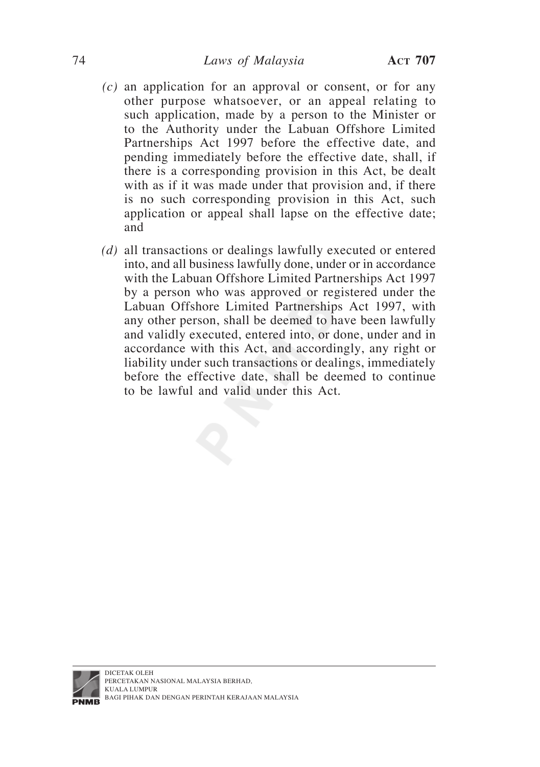*(c)* an application for an approval or consent, or for any other purpose whatsoever, or an appeal relating to such application, made by a person to the Minister or to the Authority under the Labuan Offshore Limited Partnerships Act 1997 before the effective date, and pending immediately before the effective date, shall, if there is a corresponding provision in this Act, be dealt with as if it was made under that provision and, if there is no such corresponding provision in this Act, such application or appeal shall lapse on the effective date; and

*(d)* all transactions or dealings lawfully executed or entered into, and all business lawfully done, under or in accordance with the Labuan Offshore Limited Partnerships Act 1997 by a person who was approved or registered under the Labuan Offshore Limited Partnerships Act 1997, with any other person, shall be deemed to have been lawfully and validly executed, entered into, or done, under and in accordance with this Act, and accordingly, any right or liability under such transactions or dealings, immediately before the effective date, shall be deemed to continue to be lawful and valid under this Act.

DICETAK OLEH
PERCETAKAN NASIONAL MALAYSIA BERHAD,
KUALA LUMPUR
BAGI PIHAK DAN DENGAN PERINTAH KERAJAAN MALAYSIA